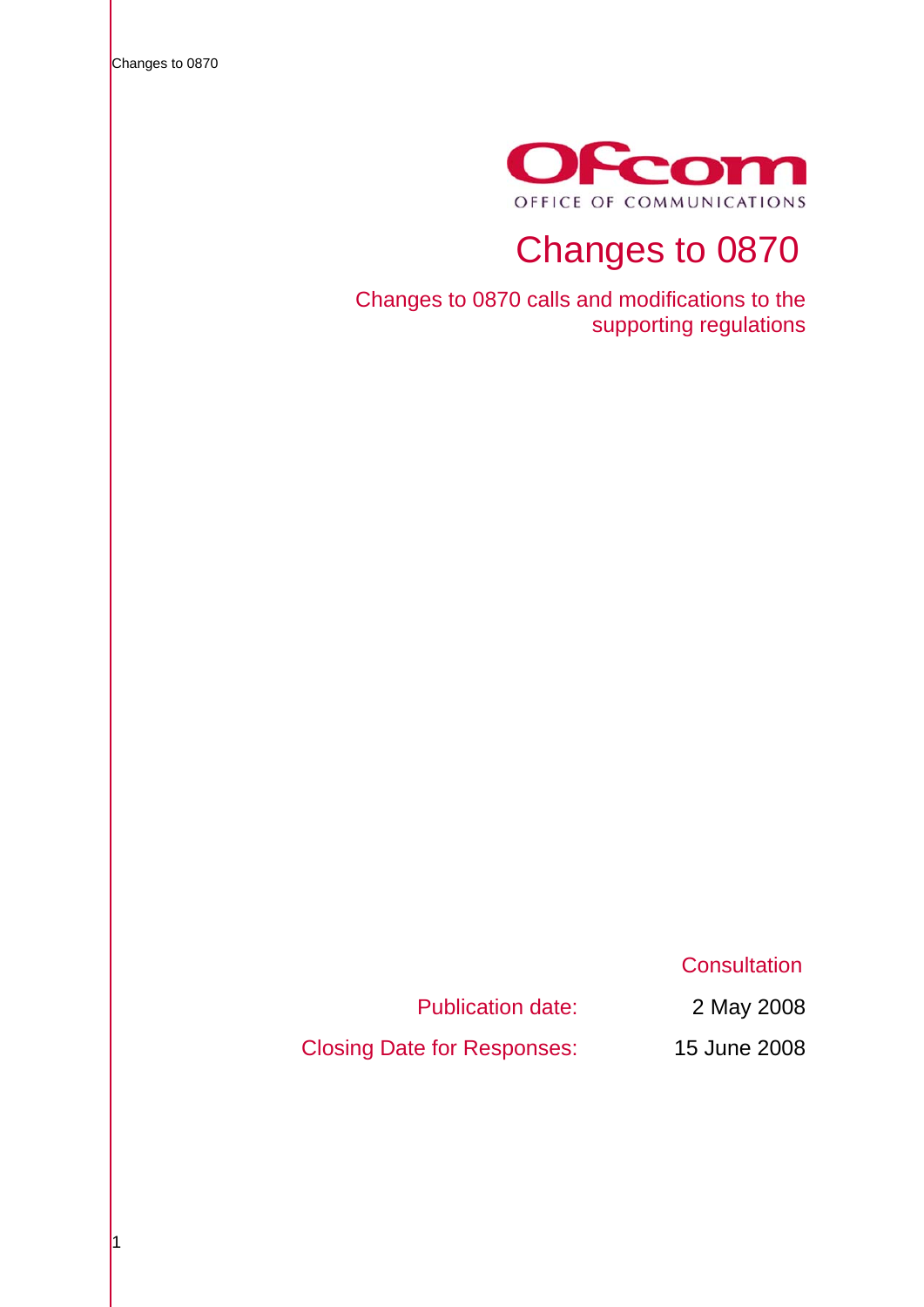Ofcom

OFFICE OF COMMUNICATIONS

# Changes to 0870

## Changes to 0870 calls and modifications to the supporting regulations

Consultation

| | |
|---|---|
| Publication date: | 2 May 2008 |
| Closing Date for Responses: | 15 June 2008 |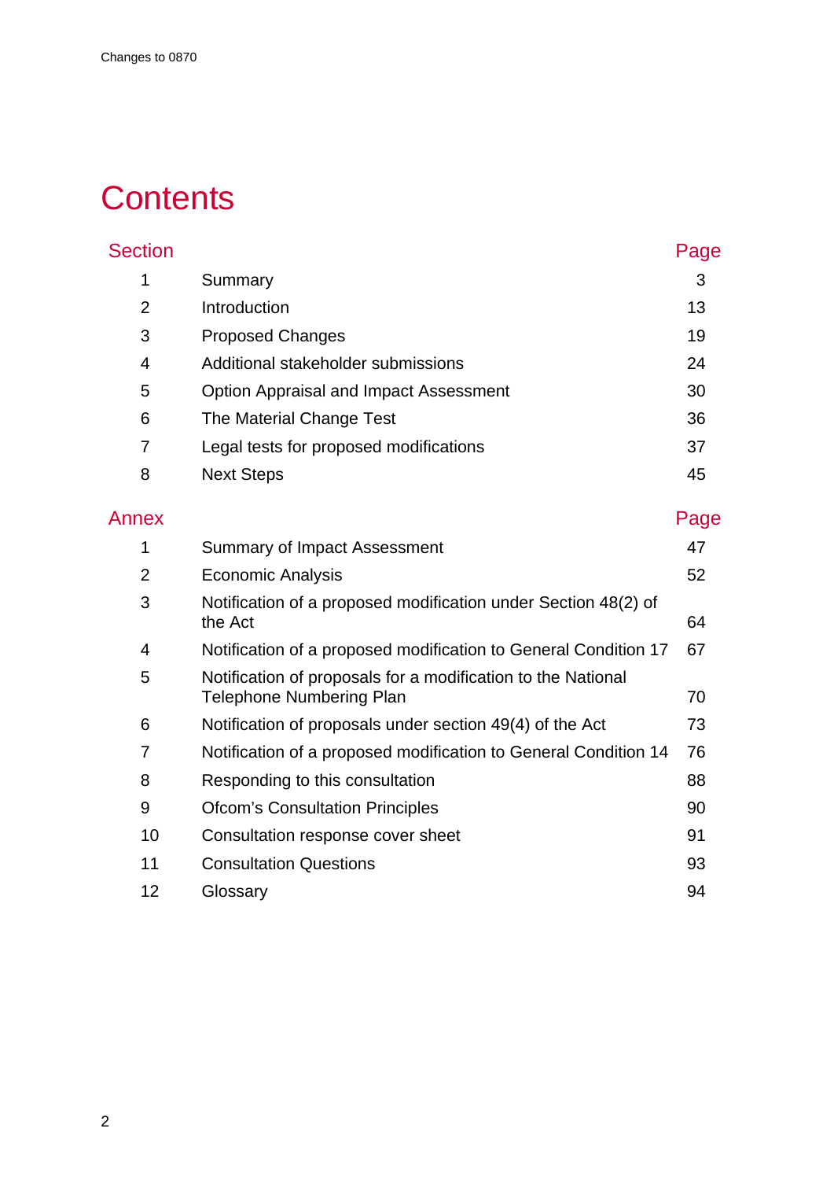# Contents

| Section | | Page |
|---|---|---|
| 1 | Summary | 3 |
| 2 | Introduction | 13 |
| 3 | Proposed Changes | 19 |
| 4 | Additional stakeholder submissions | 24 |
| 5 | Option Appraisal and Impact Assessment | 30 |
| 6 | The Material Change Test | 36 |
| 7 | Legal tests for proposed modifications | 37 |
| 8 | Next Steps | 45 |

| Annex | | Page |
|---|---|---|
| 1 | Summary of Impact Assessment | 47 |
| 2 | Economic Analysis | 52 |
| 3 | Notification of a proposed modification under Section 48(2) of the Act | 64 |
| 4 | Notification of a proposed modification to General Condition 17 | 67 |
| 5 | Notification of proposals for a modification to the National Telephone Numbering Plan | 70 |
| 6 | Notification of proposals under section 49(4) of the Act | 73 |
| 7 | Notification of a proposed modification to General Condition 14 | 76 |
| 8 | Responding to this consultation | 88 |
| 9 | Ofcom's Consultation Principles | 90 |
| 10 | Consultation response cover sheet | 91 |
| 11 | Consultation Questions | 93 |
| 12 | Glossary | 94 |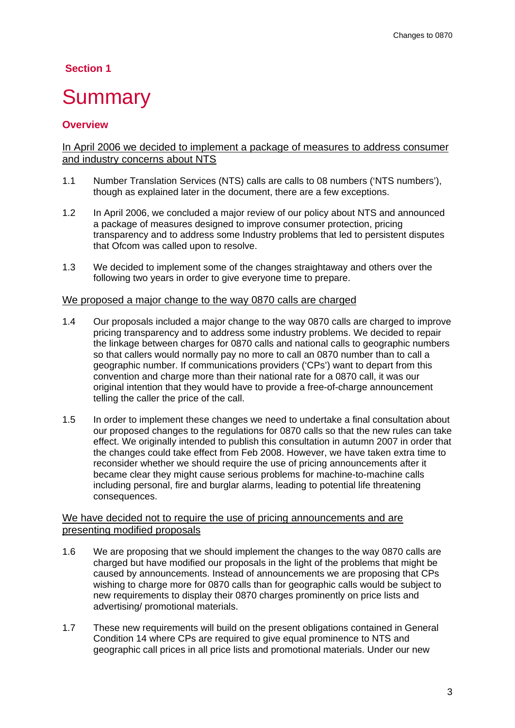## Section 1

# Summary

### Overview

In April 2006 we decided to implement a package of measures to address consumer and industry concerns about NTS

1.1 Number Translation Services (NTS) calls are calls to 08 numbers ('NTS numbers'), though as explained later in the document, there are a few exceptions.

1.2 In April 2006, we concluded a major review of our policy about NTS and announced a package of measures designed to improve consumer protection, pricing transparency and to address some Industry problems that led to persistent disputes that Ofcom was called upon to resolve.

1.3 We decided to implement some of the changes straightaway and others over the following two years in order to give everyone time to prepare.

We proposed a major change to the way 0870 calls are charged

1.4 Our proposals included a major change to the way 0870 calls are charged to improve pricing transparency and to address some industry problems. We decided to repair the linkage between charges for 0870 calls and national calls to geographic numbers so that callers would normally pay no more to call an 0870 number than to call a geographic number. If communications providers ('CPs') want to depart from this convention and charge more than their national rate for a 0870 call, it was our original intention that they would have to provide a free-of-charge announcement telling the caller the price of the call.

1.5 In order to implement these changes we need to undertake a final consultation about our proposed changes to the regulations for 0870 calls so that the new rules can take effect. We originally intended to publish this consultation in autumn 2007 in order that the changes could take effect from Feb 2008. However, we have taken extra time to reconsider whether we should require the use of pricing announcements after it became clear they might cause serious problems for machine-to-machine calls including personal, fire and burglar alarms, leading to potential life threatening consequences.

We have decided not to require the use of pricing announcements and are presenting modified proposals

1.6 We are proposing that we should implement the changes to the way 0870 calls are charged but have modified our proposals in the light of the problems that might be caused by announcements. Instead of announcements we are proposing that CPs wishing to charge more for 0870 calls than for geographic calls would be subject to new requirements to display their 0870 charges prominently on price lists and advertising/ promotional materials.

1.7 These new requirements will build on the present obligations contained in General Condition 14 where CPs are required to give equal prominence to NTS and geographic call prices in all price lists and promotional materials. Under our new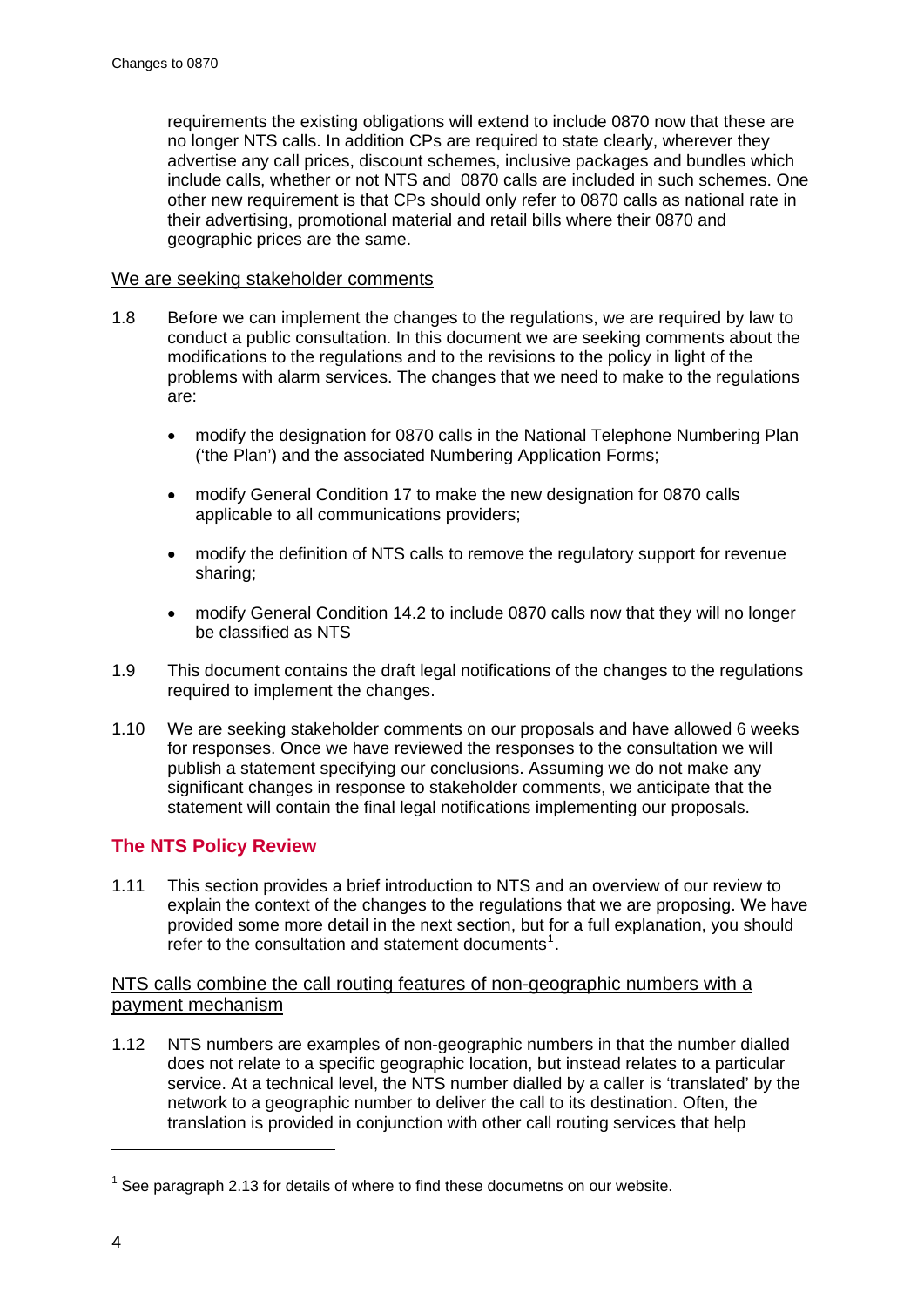requirements the existing obligations will extend to include 0870 now that these are no longer NTS calls. In addition CPs are required to state clearly, wherever they advertise any call prices, discount schemes, inclusive packages and bundles which include calls, whether or not NTS and 0870 calls are included in such schemes. One other new requirement is that CPs should only refer to 0870 calls as national rate in their advertising, promotional material and retail bills where their 0870 and geographic prices are the same.

<u>We are seeking stakeholder comments</u>

1.8 Before we can implement the changes to the regulations, we are required by law to conduct a public consultation. In this document we are seeking comments about the modifications to the regulations and to the revisions to the policy in light of the problems with alarm services. The changes that we need to make to the regulations are:

- modify the designation for 0870 calls in the National Telephone Numbering Plan ('the Plan') and the associated Numbering Application Forms;
- modify General Condition 17 to make the new designation for 0870 calls applicable to all communications providers;
- modify the definition of NTS calls to remove the regulatory support for revenue sharing;
- modify General Condition 14.2 to include 0870 calls now that they will no longer be classified as NTS

1.9 This document contains the draft legal notifications of the changes to the regulations required to implement the changes.

1.10 We are seeking stakeholder comments on our proposals and have allowed 6 weeks for responses. Once we have reviewed the responses to the consultation we will publish a statement specifying our conclusions. Assuming we do not make any significant changes in response to stakeholder comments, we anticipate that the statement will contain the final legal notifications implementing our proposals.

## The NTS Policy Review

1.11 This section provides a brief introduction to NTS and an overview of our review to explain the context of the changes to the regulations that we are proposing. We have provided some more detail in the next section, but for a full explanation, you should refer to the consultation and statement documents[1].

<u>NTS calls combine the call routing features of non-geographic numbers with a payment mechanism</u>

1.12 NTS numbers are examples of non-geographic numbers in that the number dialled does not relate to a specific geographic location, but instead relates to a particular service. At a technical level, the NTS number dialled by a caller is 'translated' by the network to a geographic number to deliver the call to its destination. Often, the translation is provided in conjunction with other call routing services that help

[1] See paragraph 2.13 for details of where to find these documetns on our website.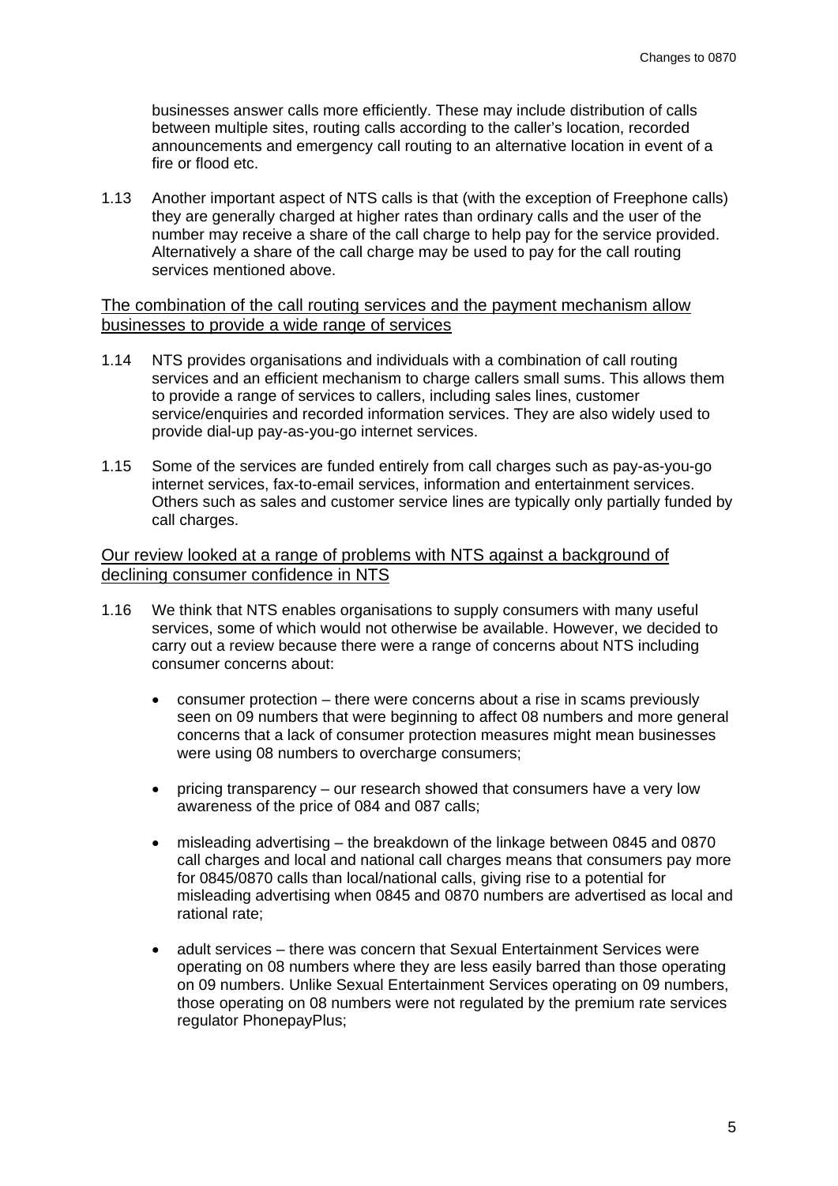businesses answer calls more efficiently. These may include distribution of calls between multiple sites, routing calls according to the caller's location, recorded announcements and emergency call routing to an alternative location in event of a fire or flood etc.

1.13 Another important aspect of NTS calls is that (with the exception of Freephone calls) they are generally charged at higher rates than ordinary calls and the user of the number may receive a share of the call charge to help pay for the service provided. Alternatively a share of the call charge may be used to pay for the call routing services mentioned above.

<u>The combination of the call routing services and the payment mechanism allow businesses to provide a wide range of services</u>

1.14 NTS provides organisations and individuals with a combination of call routing services and an efficient mechanism to charge callers small sums. This allows them to provide a range of services to callers, including sales lines, customer service/enquiries and recorded information services. They are also widely used to provide dial-up pay-as-you-go internet services.

1.15 Some of the services are funded entirely from call charges such as pay-as-you-go internet services, fax-to-email services, information and entertainment services. Others such as sales and customer service lines are typically only partially funded by call charges.

<u>Our review looked at a range of problems with NTS against a background of declining consumer confidence in NTS</u>

1.16 We think that NTS enables organisations to supply consumers with many useful services, some of which would not otherwise be available. However, we decided to carry out a review because there were a range of concerns about NTS including consumer concerns about:

- consumer protection – there were concerns about a rise in scams previously seen on 09 numbers that were beginning to affect 08 numbers and more general concerns that a lack of consumer protection measures might mean businesses were using 08 numbers to overcharge consumers;

- pricing transparency – our research showed that consumers have a very low awareness of the price of 084 and 087 calls;

- misleading advertising – the breakdown of the linkage between 0845 and 0870 call charges and local and national call charges means that consumers pay more for 0845/0870 calls than local/national calls, giving rise to a potential for misleading advertising when 0845 and 0870 numbers are advertised as local and rational rate;

- adult services – there was concern that Sexual Entertainment Services were operating on 08 numbers where they are less easily barred than those operating on 09 numbers. Unlike Sexual Entertainment Services operating on 09 numbers, those operating on 08 numbers were not regulated by the premium rate services regulator PhonepayPlus;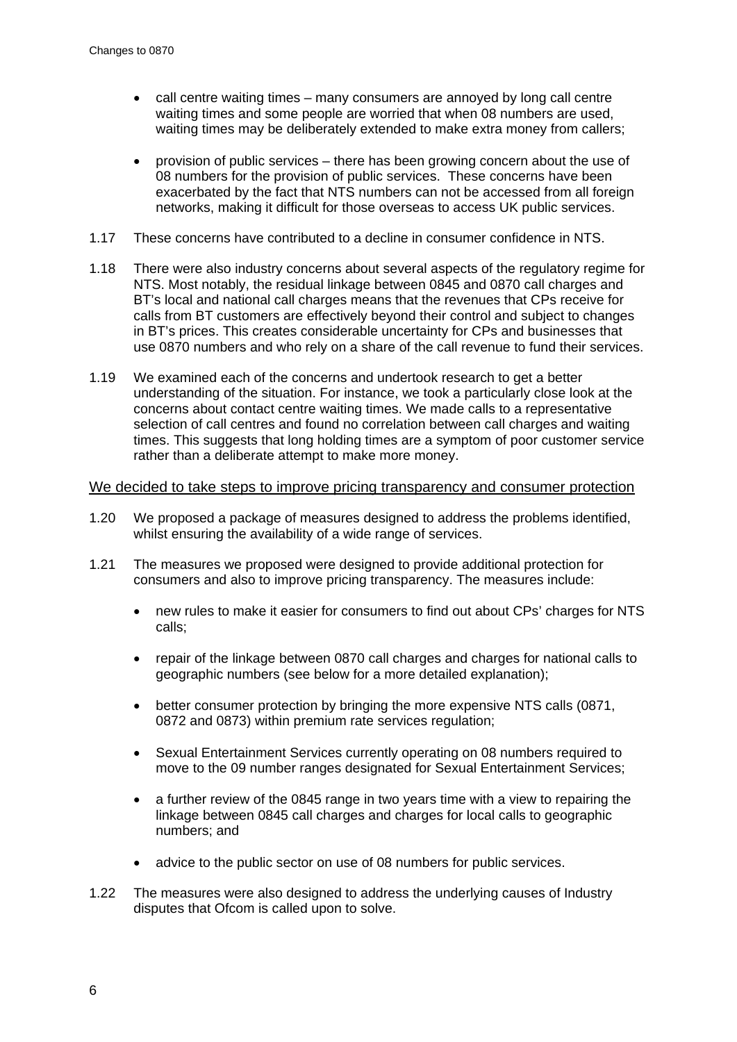- call centre waiting times – many consumers are annoyed by long call centre waiting times and some people are worried that when 08 numbers are used, waiting times may be deliberately extended to make extra money from callers;

- provision of public services – there has been growing concern about the use of 08 numbers for the provision of public services. These concerns have been exacerbated by the fact that NTS numbers can not be accessed from all foreign networks, making it difficult for those overseas to access UK public services.

1.17 These concerns have contributed to a decline in consumer confidence in NTS.

1.18 There were also industry concerns about several aspects of the regulatory regime for NTS. Most notably, the residual linkage between 0845 and 0870 call charges and BT's local and national call charges means that the revenues that CPs receive for calls from BT customers are effectively beyond their control and subject to changes in BT's prices. This creates considerable uncertainty for CPs and businesses that use 0870 numbers and who rely on a share of the call revenue to fund their services.

1.19 We examined each of the concerns and undertook research to get a better understanding of the situation. For instance, we took a particularly close look at the concerns about contact centre waiting times. We made calls to a representative selection of call centres and found no correlation between call charges and waiting times. This suggests that long holding times are a symptom of poor customer service rather than a deliberate attempt to make more money.

## We decided to take steps to improve pricing transparency and consumer protection

1.20 We proposed a package of measures designed to address the problems identified, whilst ensuring the availability of a wide range of services.

1.21 The measures we proposed were designed to provide additional protection for consumers and also to improve pricing transparency. The measures include:

- new rules to make it easier for consumers to find out about CPs' charges for NTS calls;

- repair of the linkage between 0870 call charges and charges for national calls to geographic numbers (see below for a more detailed explanation);

- better consumer protection by bringing the more expensive NTS calls (0871, 0872 and 0873) within premium rate services regulation;

- Sexual Entertainment Services currently operating on 08 numbers required to move to the 09 number ranges designated for Sexual Entertainment Services;

- a further review of the 0845 range in two years time with a view to repairing the linkage between 0845 call charges and charges for local calls to geographic numbers; and

- advice to the public sector on use of 08 numbers for public services.

1.22 The measures were also designed to address the underlying causes of Industry disputes that Ofcom is called upon to solve.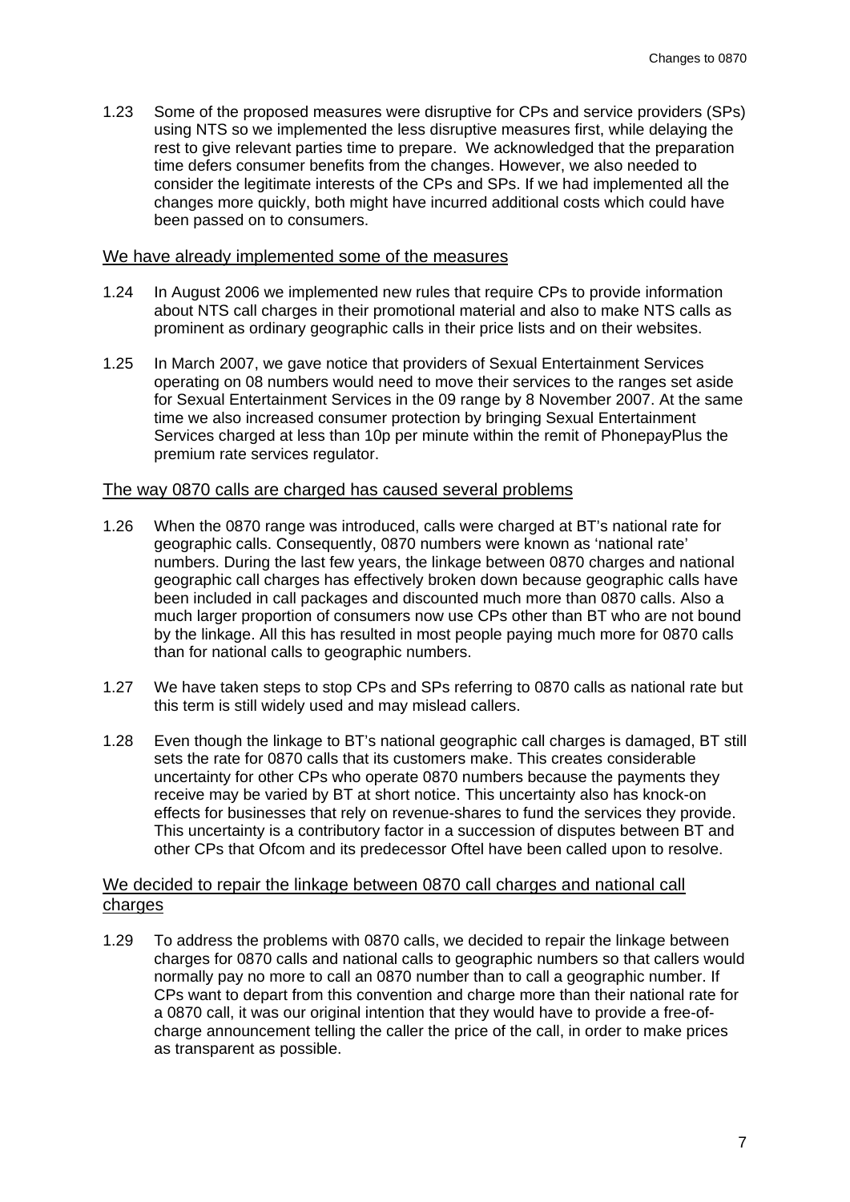1.23 Some of the proposed measures were disruptive for CPs and service providers (SPs) using NTS so we implemented the less disruptive measures first, while delaying the rest to give relevant parties time to prepare. We acknowledged that the preparation time defers consumer benefits from the changes. However, we also needed to consider the legitimate interests of the CPs and SPs. If we had implemented all the changes more quickly, both might have incurred additional costs which could have been passed on to consumers.

## We have already implemented some of the measures

1.24 In August 2006 we implemented new rules that require CPs to provide information about NTS call charges in their promotional material and also to make NTS calls as prominent as ordinary geographic calls in their price lists and on their websites.

1.25 In March 2007, we gave notice that providers of Sexual Entertainment Services operating on 08 numbers would need to move their services to the ranges set aside for Sexual Entertainment Services in the 09 range by 8 November 2007. At the same time we also increased consumer protection by bringing Sexual Entertainment Services charged at less than 10p per minute within the remit of PhonepayPlus the premium rate services regulator.

## The way 0870 calls are charged has caused several problems

1.26 When the 0870 range was introduced, calls were charged at BT's national rate for geographic calls. Consequently, 0870 numbers were known as 'national rate' numbers. During the last few years, the linkage between 0870 charges and national geographic call charges has effectively broken down because geographic calls have been included in call packages and discounted much more than 0870 calls. Also a much larger proportion of consumers now use CPs other than BT who are not bound by the linkage. All this has resulted in most people paying much more for 0870 calls than for national calls to geographic numbers.

1.27 We have taken steps to stop CPs and SPs referring to 0870 calls as national rate but this term is still widely used and may mislead callers.

1.28 Even though the linkage to BT's national geographic call charges is damaged, BT still sets the rate for 0870 calls that its customers make. This creates considerable uncertainty for other CPs who operate 0870 numbers because the payments they receive may be varied by BT at short notice. This uncertainty also has knock-on effects for businesses that rely on revenue-shares to fund the services they provide. This uncertainty is a contributory factor in a succession of disputes between BT and other CPs that Ofcom and its predecessor Oftel have been called upon to resolve.

## We decided to repair the linkage between 0870 call charges and national call charges

1.29 To address the problems with 0870 calls, we decided to repair the linkage between charges for 0870 calls and national calls to geographic numbers so that callers would normally pay no more to call an 0870 number than to call a geographic number. If CPs want to depart from this convention and charge more than their national rate for a 0870 call, it was our original intention that they would have to provide a free-of-charge announcement telling the caller the price of the call, in order to make prices as transparent as possible.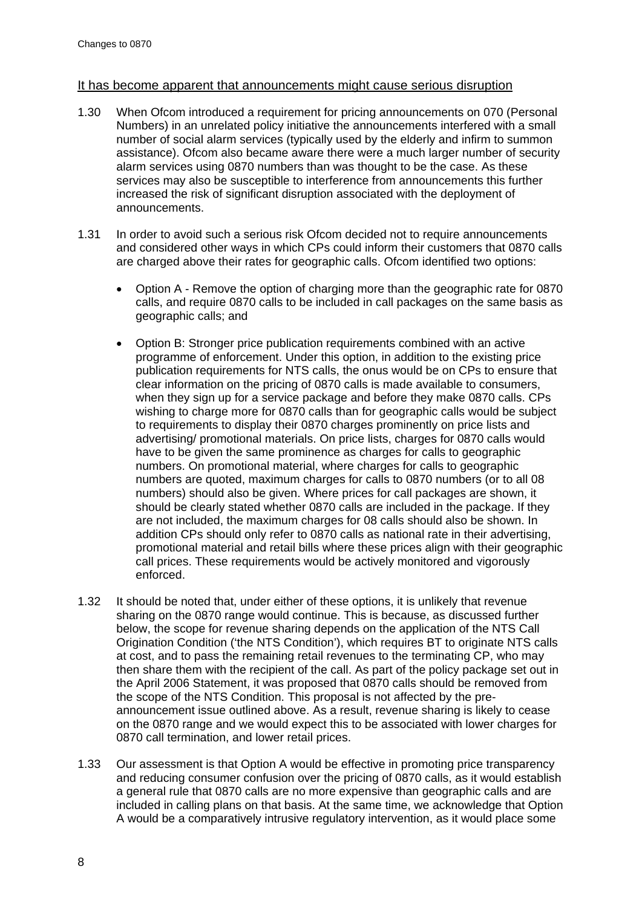It has become apparent that announcements might cause serious disruption

1.30 When Ofcom introduced a requirement for pricing announcements on 070 (Personal Numbers) in an unrelated policy initiative the announcements interfered with a small number of social alarm services (typically used by the elderly and infirm to summon assistance). Ofcom also became aware there were a much larger number of security alarm services using 0870 numbers than was thought to be the case. As these services may also be susceptible to interference from announcements this further increased the risk of significant disruption associated with the deployment of announcements.

1.31 In order to avoid such a serious risk Ofcom decided not to require announcements and considered other ways in which CPs could inform their customers that 0870 calls are charged above their rates for geographic calls. Ofcom identified two options:

- Option A - Remove the option of charging more than the geographic rate for 0870 calls, and require 0870 calls to be included in call packages on the same basis as geographic calls; and

- Option B: Stronger price publication requirements combined with an active programme of enforcement. Under this option, in addition to the existing price publication requirements for NTS calls, the onus would be on CPs to ensure that clear information on the pricing of 0870 calls is made available to consumers, when they sign up for a service package and before they make 0870 calls. CPs wishing to charge more for 0870 calls than for geographic calls would be subject to requirements to display their 0870 charges prominently on price lists and advertising/ promotional materials. On price lists, charges for 0870 calls would have to be given the same prominence as charges for calls to geographic numbers. On promotional material, where charges for calls to geographic numbers are quoted, maximum charges for calls to 0870 numbers (or to all 08 numbers) should also be given. Where prices for call packages are shown, it should be clearly stated whether 0870 calls are included in the package. If they are not included, the maximum charges for 08 calls should also be shown. In addition CPs should only refer to 0870 calls as national rate in their advertising, promotional material and retail bills where these prices align with their geographic call prices. These requirements would be actively monitored and vigorously enforced.

1.32 It should be noted that, under either of these options, it is unlikely that revenue sharing on the 0870 range would continue. This is because, as discussed further below, the scope for revenue sharing depends on the application of the NTS Call Origination Condition ('the NTS Condition'), which requires BT to originate NTS calls at cost, and to pass the remaining retail revenues to the terminating CP, who may then share them with the recipient of the call. As part of the policy package set out in the April 2006 Statement, it was proposed that 0870 calls should be removed from the scope of the NTS Condition. This proposal is not affected by the pre-announcement issue outlined above. As a result, revenue sharing is likely to cease on the 0870 range and we would expect this to be associated with lower charges for 0870 call termination, and lower retail prices.

1.33 Our assessment is that Option A would be effective in promoting price transparency and reducing consumer confusion over the pricing of 0870 calls, as it would establish a general rule that 0870 calls are no more expensive than geographic calls and are included in calling plans on that basis. At the same time, we acknowledge that Option A would be a comparatively intrusive regulatory intervention, as it would place some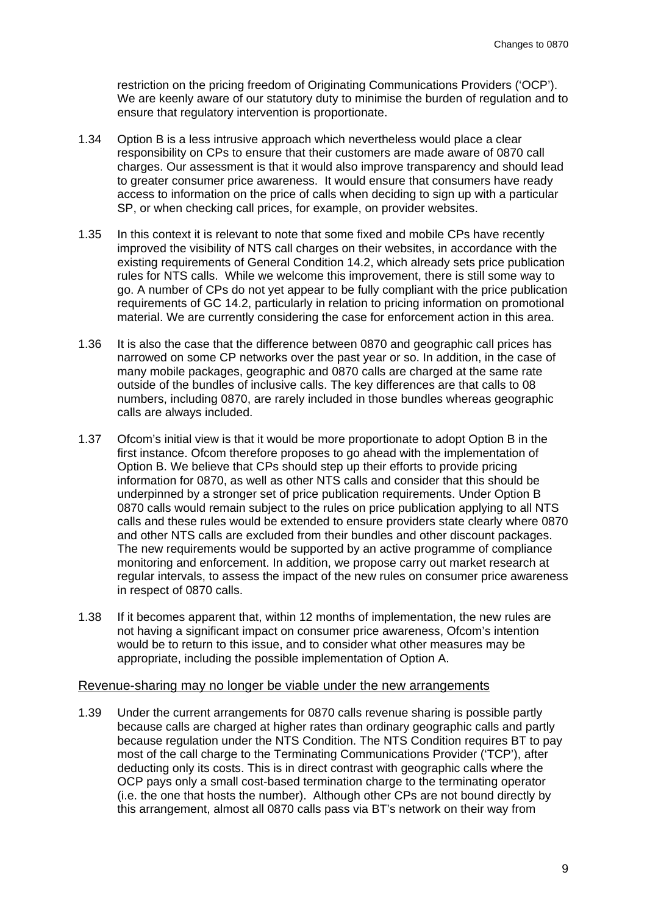restriction on the pricing freedom of Originating Communications Providers ('OCP'). We are keenly aware of our statutory duty to minimise the burden of regulation and to ensure that regulatory intervention is proportionate.

1.34 Option B is a less intrusive approach which nevertheless would place a clear responsibility on CPs to ensure that their customers are made aware of 0870 call charges. Our assessment is that it would also improve transparency and should lead to greater consumer price awareness. It would ensure that consumers have ready access to information on the price of calls when deciding to sign up with a particular SP, or when checking call prices, for example, on provider websites.

1.35 In this context it is relevant to note that some fixed and mobile CPs have recently improved the visibility of NTS call charges on their websites, in accordance with the existing requirements of General Condition 14.2, which already sets price publication rules for NTS calls. While we welcome this improvement, there is still some way to go. A number of CPs do not yet appear to be fully compliant with the price publication requirements of GC 14.2, particularly in relation to pricing information on promotional material. We are currently considering the case for enforcement action in this area.

1.36 It is also the case that the difference between 0870 and geographic call prices has narrowed on some CP networks over the past year or so. In addition, in the case of many mobile packages, geographic and 0870 calls are charged at the same rate outside of the bundles of inclusive calls. The key differences are that calls to 08 numbers, including 0870, are rarely included in those bundles whereas geographic calls are always included.

1.37 Ofcom's initial view is that it would be more proportionate to adopt Option B in the first instance. Ofcom therefore proposes to go ahead with the implementation of Option B. We believe that CPs should step up their efforts to provide pricing information for 0870, as well as other NTS calls and consider that this should be underpinned by a stronger set of price publication requirements. Under Option B 0870 calls would remain subject to the rules on price publication applying to all NTS calls and these rules would be extended to ensure providers state clearly where 0870 and other NTS calls are excluded from their bundles and other discount packages. The new requirements would be supported by an active programme of compliance monitoring and enforcement. In addition, we propose carry out market research at regular intervals, to assess the impact of the new rules on consumer price awareness in respect of 0870 calls.

1.38 If it becomes apparent that, within 12 months of implementation, the new rules are not having a significant impact on consumer price awareness, Ofcom's intention would be to return to this issue, and to consider what other measures may be appropriate, including the possible implementation of Option A.

## Revenue-sharing may no longer be viable under the new arrangements

1.39 Under the current arrangements for 0870 calls revenue sharing is possible partly because calls are charged at higher rates than ordinary geographic calls and partly because regulation under the NTS Condition. The NTS Condition requires BT to pay most of the call charge to the Terminating Communications Provider ('TCP'), after deducting only its costs. This is in direct contrast with geographic calls where the OCP pays only a small cost-based termination charge to the terminating operator (i.e. the one that hosts the number). Although other CPs are not bound directly by this arrangement, almost all 0870 calls pass via BT's network on their way from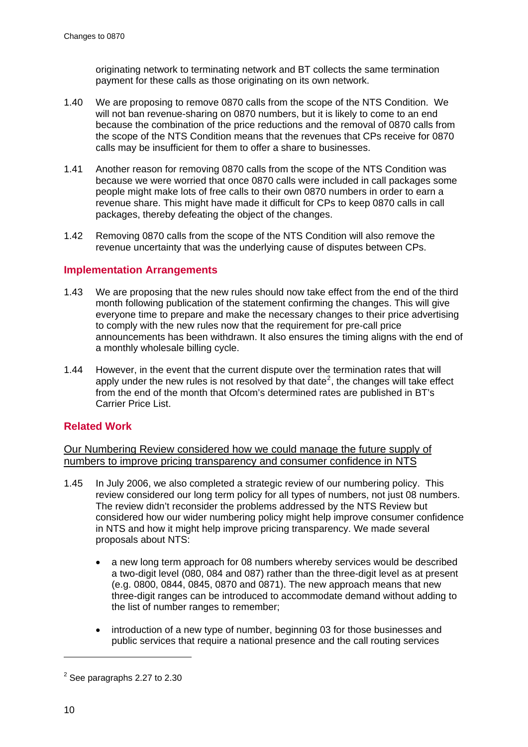originating network to terminating network and BT collects the same termination payment for these calls as those originating on its own network.

1.40 We are proposing to remove 0870 calls from the scope of the NTS Condition. We will not ban revenue-sharing on 0870 numbers, but it is likely to come to an end because the combination of the price reductions and the removal of 0870 calls from the scope of the NTS Condition means that the revenues that CPs receive for 0870 calls may be insufficient for them to offer a share to businesses.

1.41 Another reason for removing 0870 calls from the scope of the NTS Condition was because we were worried that once 0870 calls were included in call packages some people might make lots of free calls to their own 0870 numbers in order to earn a revenue share. This might have made it difficult for CPs to keep 0870 calls in call packages, thereby defeating the object of the changes.

1.42 Removing 0870 calls from the scope of the NTS Condition will also remove the revenue uncertainty that was the underlying cause of disputes between CPs.

## Implementation Arrangements

1.43 We are proposing that the new rules should now take effect from the end of the third month following publication of the statement confirming the changes. This will give everyone time to prepare and make the necessary changes to their price advertising to comply with the new rules now that the requirement for pre-call price announcements has been withdrawn. It also ensures the timing aligns with the end of a monthly wholesale billing cycle.

1.44 However, in the event that the current dispute over the termination rates that will apply under the new rules is not resolved by that date[2], the changes will take effect from the end of the month that Ofcom's determined rates are published in BT's Carrier Price List.

## Related Work

<u>Our Numbering Review considered how we could manage the future supply of numbers to improve pricing transparency and consumer confidence in NTS</u>

1.45 In July 2006, we also completed a strategic review of our numbering policy. This review considered our long term policy for all types of numbers, not just 08 numbers. The review didn't reconsider the problems addressed by the NTS Review but considered how our wider numbering policy might help improve consumer confidence in NTS and how it might help improve pricing transparency. We made several proposals about NTS:

- a new long term approach for 08 numbers whereby services would be described a two-digit level (080, 084 and 087) rather than the three-digit level as at present (e.g. 0800, 0844, 0845, 0870 and 0871). The new approach means that new three-digit ranges can be introduced to accommodate demand without adding to the list of number ranges to remember;
- introduction of a new type of number, beginning 03 for those businesses and public services that require a national presence and the call routing services

[2] See paragraphs 2.27 to 2.30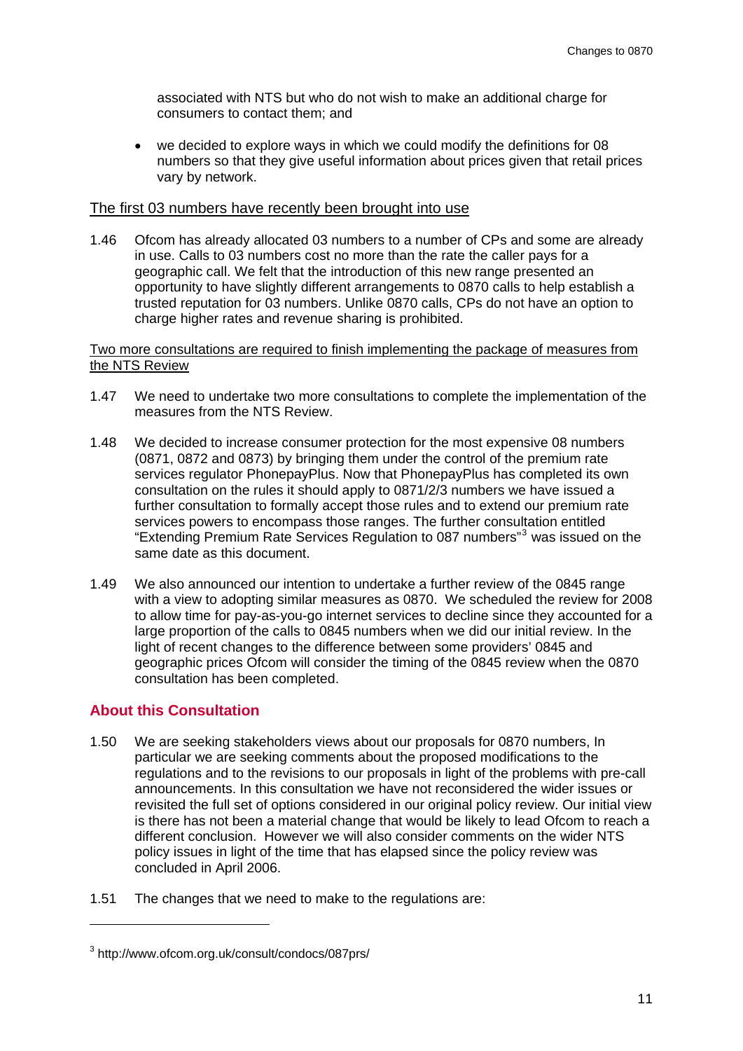associated with NTS but who do not wish to make an additional charge for consumers to contact them; and

- we decided to explore ways in which we could modify the definitions for 08 numbers so that they give useful information about prices given that retail prices vary by network.

### The first 03 numbers have recently been brought into use

1.46 Ofcom has already allocated 03 numbers to a number of CPs and some are already in use. Calls to 03 numbers cost no more than the rate the caller pays for a geographic call. We felt that the introduction of this new range presented an opportunity to have slightly different arrangements to 0870 calls to help establish a trusted reputation for 03 numbers. Unlike 0870 calls, CPs do not have an option to charge higher rates and revenue sharing is prohibited.

### Two more consultations are required to finish implementing the package of measures from the NTS Review

1.47 We need to undertake two more consultations to complete the implementation of the measures from the NTS Review.

1.48 We decided to increase consumer protection for the most expensive 08 numbers (0871, 0872 and 0873) by bringing them under the control of the premium rate services regulator PhonepayPlus. Now that PhonepayPlus has completed its own consultation on the rules it should apply to 0871/2/3 numbers we have issued a further consultation to formally accept those rules and to extend our premium rate services powers to encompass those ranges. The further consultation entitled "Extending Premium Rate Services Regulation to 087 numbers"[3] was issued on the same date as this document.

1.49 We also announced our intention to undertake a further review of the 0845 range with a view to adopting similar measures as 0870. We scheduled the review for 2008 to allow time for pay-as-you-go internet services to decline since they accounted for a large proportion of the calls to 0845 numbers when we did our initial review. In the light of recent changes to the difference between some providers' 0845 and geographic prices Ofcom will consider the timing of the 0845 review when the 0870 consultation has been completed.

## About this Consultation

1.50 We are seeking stakeholders views about our proposals for 0870 numbers, In particular we are seeking comments about the proposed modifications to the regulations and to the revisions to our proposals in light of the problems with pre-call announcements. In this consultation we have not reconsidered the wider issues or revisited the full set of options considered in our original policy review. Our initial view is there has not been a material change that would be likely to lead Ofcom to reach a different conclusion. However we will also consider comments on the wider NTS policy issues in light of the time that has elapsed since the policy review was concluded in April 2006.

1.51 The changes that we need to make to the regulations are:

---

[3] http://www.ofcom.org.uk/consult/condocs/087prs/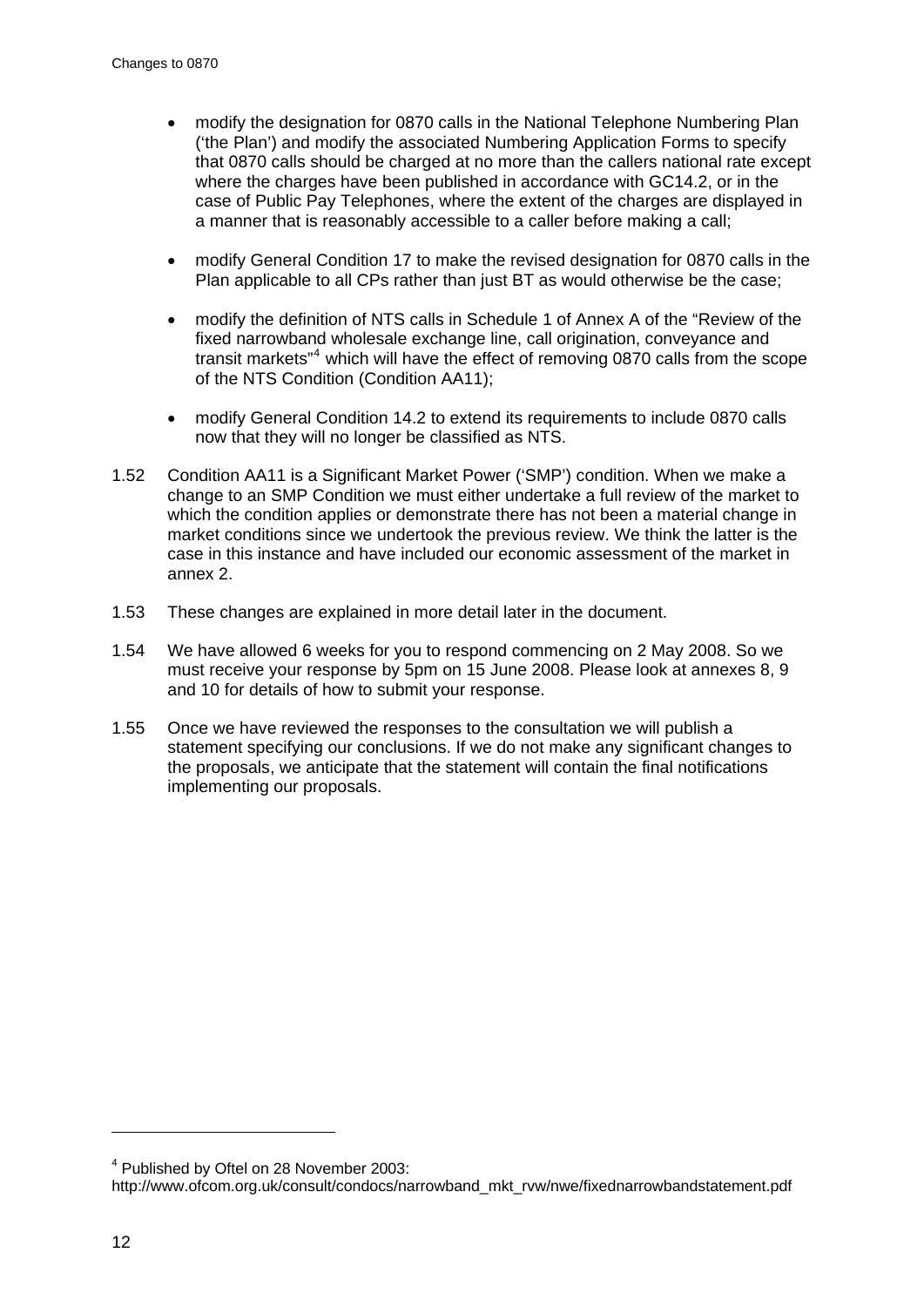- modify the designation for 0870 calls in the National Telephone Numbering Plan ('the Plan') and modify the associated Numbering Application Forms to specify that 0870 calls should be charged at no more than the callers national rate except where the charges have been published in accordance with GC14.2, or in the case of Public Pay Telephones, where the extent of the charges are displayed in a manner that is reasonably accessible to a caller before making a call;

- modify General Condition 17 to make the revised designation for 0870 calls in the Plan applicable to all CPs rather than just BT as would otherwise be the case;

- modify the definition of NTS calls in Schedule 1 of Annex A of the "Review of the fixed narrowband wholesale exchange line, call origination, conveyance and transit markets"[4] which will have the effect of removing 0870 calls from the scope of the NTS Condition (Condition AA11);

- modify General Condition 14.2 to extend its requirements to include 0870 calls now that they will no longer be classified as NTS.

1.52 Condition AA11 is a Significant Market Power ('SMP') condition. When we make a change to an SMP Condition we must either undertake a full review of the market to which the condition applies or demonstrate there has not been a material change in market conditions since we undertook the previous review. We think the latter is the case in this instance and have included our economic assessment of the market in annex 2.

1.53 These changes are explained in more detail later in the document.

1.54 We have allowed 6 weeks for you to respond commencing on 2 May 2008. So we must receive your response by 5pm on 15 June 2008. Please look at annexes 8, 9 and 10 for details of how to submit your response.

1.55 Once we have reviewed the responses to the consultation we will publish a statement specifying our conclusions. If we do not make any significant changes to the proposals, we anticipate that the statement will contain the final notifications implementing our proposals.

---

[4] Published by Oftel on 28 November 2003: http://www.ofcom.org.uk/consult/condocs/narrowband_mkt_rvw/nwe/fixednarrowbandstatement.pdf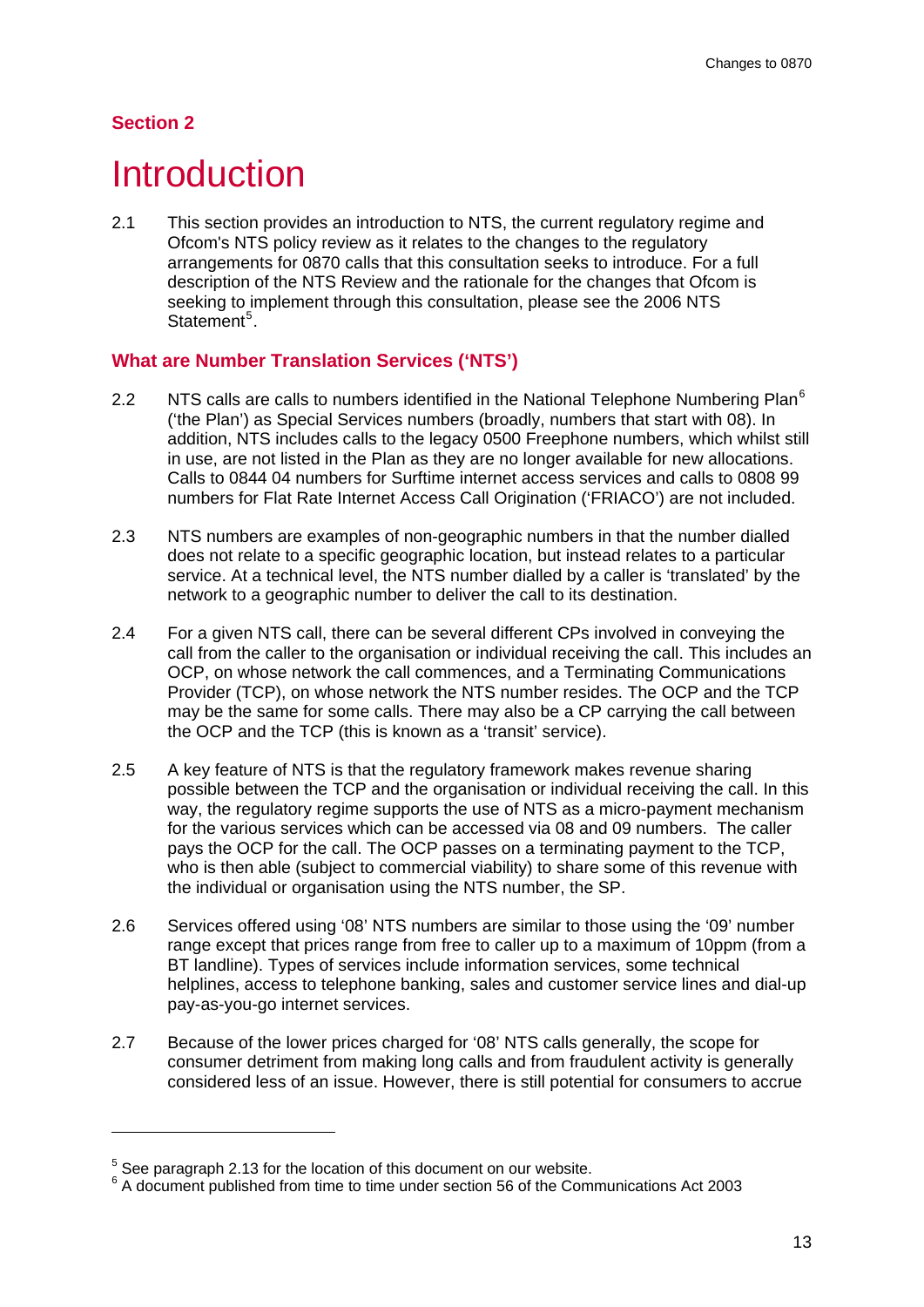## Section 2

# Introduction

2.1 This section provides an introduction to NTS, the current regulatory regime and Ofcom's NTS policy review as it relates to the changes to the regulatory arrangements for 0870 calls that this consultation seeks to introduce. For a full description of the NTS Review and the rationale for the changes that Ofcom is seeking to implement through this consultation, please see the 2006 NTS Statement[5].

### What are Number Translation Services ('NTS')

2.2 NTS calls are calls to numbers identified in the National Telephone Numbering Plan[6] ('the Plan') as Special Services numbers (broadly, numbers that start with 08). In addition, NTS includes calls to the legacy 0500 Freephone numbers, which whilst still in use, are not listed in the Plan as they are no longer available for new allocations. Calls to 0844 04 numbers for Surftime internet access services and calls to 0808 99 numbers for Flat Rate Internet Access Call Origination ('FRIACO') are not included.

2.3 NTS numbers are examples of non-geographic numbers in that the number dialled does not relate to a specific geographic location, but instead relates to a particular service. At a technical level, the NTS number dialled by a caller is 'translated' by the network to a geographic number to deliver the call to its destination.

2.4 For a given NTS call, there can be several different CPs involved in conveying the call from the caller to the organisation or individual receiving the call. This includes an OCP, on whose network the call commences, and a Terminating Communications Provider (TCP), on whose network the NTS number resides. The OCP and the TCP may be the same for some calls. There may also be a CP carrying the call between the OCP and the TCP (this is known as a 'transit' service).

2.5 A key feature of NTS is that the regulatory framework makes revenue sharing possible between the TCP and the organisation or individual receiving the call. In this way, the regulatory regime supports the use of NTS as a micro-payment mechanism for the various services which can be accessed via 08 and 09 numbers. The caller pays the OCP for the call. The OCP passes on a terminating payment to the TCP, who is then able (subject to commercial viability) to share some of this revenue with the individual or organisation using the NTS number, the SP.

2.6 Services offered using '08' NTS numbers are similar to those using the '09' number range except that prices range from free to caller up to a maximum of 10ppm (from a BT landline). Types of services include information services, some technical helplines, access to telephone banking, sales and customer service lines and dial-up pay-as-you-go internet services.

2.7 Because of the lower prices charged for '08' NTS calls generally, the scope for consumer detriment from making long calls and from fraudulent activity is generally considered less of an issue. However, there is still potential for consumers to accrue

---

[5] See paragraph 2.13 for the location of this document on our website.

[6] A document published from time to time under section 56 of the Communications Act 2003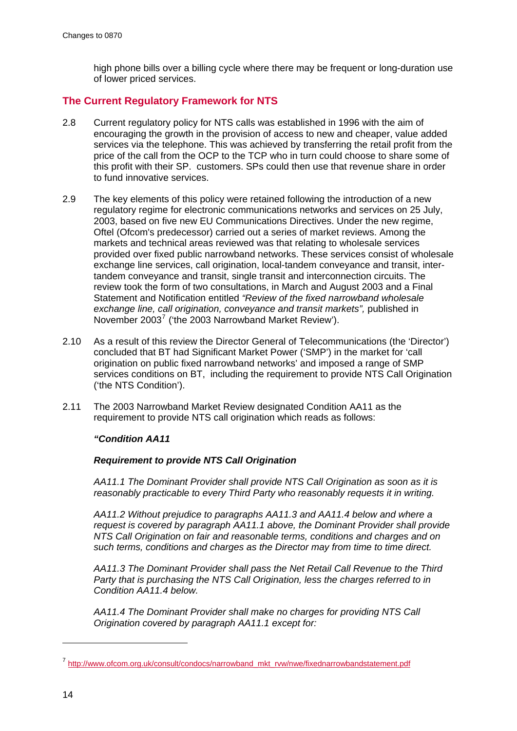high phone bills over a billing cycle where there may be frequent or long-duration use of lower priced services.

## The Current Regulatory Framework for NTS

2.8 Current regulatory policy for NTS calls was established in 1996 with the aim of encouraging the growth in the provision of access to new and cheaper, value added services via the telephone. This was achieved by transferring the retail profit from the price of the call from the OCP to the TCP who in turn could choose to share some of this profit with their SP. customers. SPs could then use that revenue share in order to fund innovative services.

2.9 The key elements of this policy were retained following the introduction of a new regulatory regime for electronic communications networks and services on 25 July, 2003, based on five new EU Communications Directives. Under the new regime, Oftel (Ofcom's predecessor) carried out a series of market reviews. Among the markets and technical areas reviewed was that relating to wholesale services provided over fixed public narrowband networks. These services consist of wholesale exchange line services, call origination, local-tandem conveyance and transit, inter-tandem conveyance and transit, single transit and interconnection circuits. The review took the form of two consultations, in March and August 2003 and a Final Statement and Notification entitled *"Review of the fixed narrowband wholesale exchange line, call origination, conveyance and transit markets",* published in November 2003[7] ('the 2003 Narrowband Market Review').

2.10 As a result of this review the Director General of Telecommunications (the 'Director') concluded that BT had Significant Market Power ('SMP') in the market for 'call origination on public fixed narrowband networks' and imposed a range of SMP services conditions on BT, including the requirement to provide NTS Call Origination ('the NTS Condition').

2.11 The 2003 Narrowband Market Review designated Condition AA11 as the requirement to provide NTS call origination which reads as follows:

***"Condition AA11***

***Requirement to provide NTS Call Origination***

*AA11.1 The Dominant Provider shall provide NTS Call Origination as soon as it is reasonably practicable to every Third Party who reasonably requests it in writing.*

*AA11.2 Without prejudice to paragraphs AA11.3 and AA11.4 below and where a request is covered by paragraph AA11.1 above, the Dominant Provider shall provide NTS Call Origination on fair and reasonable terms, conditions and charges and on such terms, conditions and charges as the Director may from time to time direct.*

*AA11.3 The Dominant Provider shall pass the Net Retail Call Revenue to the Third Party that is purchasing the NTS Call Origination, less the charges referred to in Condition AA11.4 below.*

*AA11.4 The Dominant Provider shall make no charges for providing NTS Call Origination covered by paragraph AA11.1 except for:*

---

[7] http://www.ofcom.org.uk/consult/condocs/narrowband_mkt_rvw/nwe/fixednarrowbandstatement.pdf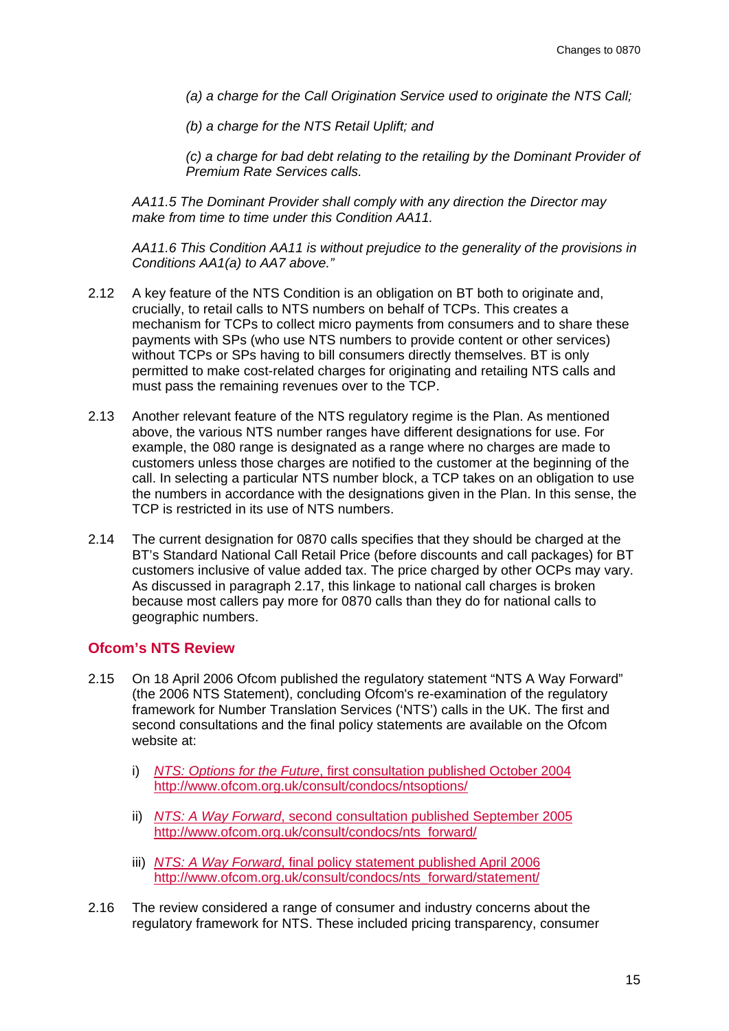*(a) a charge for the Call Origination Service used to originate the NTS Call;*

*(b) a charge for the NTS Retail Uplift; and*

*(c) a charge for bad debt relating to the retailing by the Dominant Provider of Premium Rate Services calls.*

*AA11.5 The Dominant Provider shall comply with any direction the Director may make from time to time under this Condition AA11.*

*AA11.6 This Condition AA11 is without prejudice to the generality of the provisions in Conditions AA1(a) to AA7 above."*

2.12 A key feature of the NTS Condition is an obligation on BT both to originate and, crucially, to retail calls to NTS numbers on behalf of TCPs. This creates a mechanism for TCPs to collect micro payments from consumers and to share these payments with SPs (who use NTS numbers to provide content or other services) without TCPs or SPs having to bill consumers directly themselves. BT is only permitted to make cost-related charges for originating and retailing NTS calls and must pass the remaining revenues over to the TCP.

2.13 Another relevant feature of the NTS regulatory regime is the Plan. As mentioned above, the various NTS number ranges have different designations for use. For example, the 080 range is designated as a range where no charges are made to customers unless those charges are notified to the customer at the beginning of the call. In selecting a particular NTS number block, a TCP takes on an obligation to use the numbers in accordance with the designations given in the Plan. In this sense, the TCP is restricted in its use of NTS numbers.

2.14 The current designation for 0870 calls specifies that they should be charged at the BT's Standard National Call Retail Price (before discounts and call packages) for BT customers inclusive of value added tax. The price charged by other OCPs may vary. As discussed in paragraph 2.17, this linkage to national call charges is broken because most callers pay more for 0870 calls than they do for national calls to geographic numbers.

## Ofcom's NTS Review

2.15 On 18 April 2006 Ofcom published the regulatory statement "NTS A Way Forward" (the 2006 NTS Statement), concluding Ofcom's re-examination of the regulatory framework for Number Translation Services ('NTS') calls in the UK. The first and second consultations and the final policy statements are available on the Ofcom website at:

i) *NTS: Options for the Future*, first consultation published October 2004
http://www.ofcom.org.uk/consult/condocs/ntsoptions/

ii) *NTS: A Way Forward*, second consultation published September 2005
http://www.ofcom.org.uk/consult/condocs/nts_forward/

iii) *NTS: A Way Forward*, final policy statement published April 2006
http://www.ofcom.org.uk/consult/condocs/nts_forward/statement/

2.16 The review considered a range of consumer and industry concerns about the regulatory framework for NTS. These included pricing transparency, consumer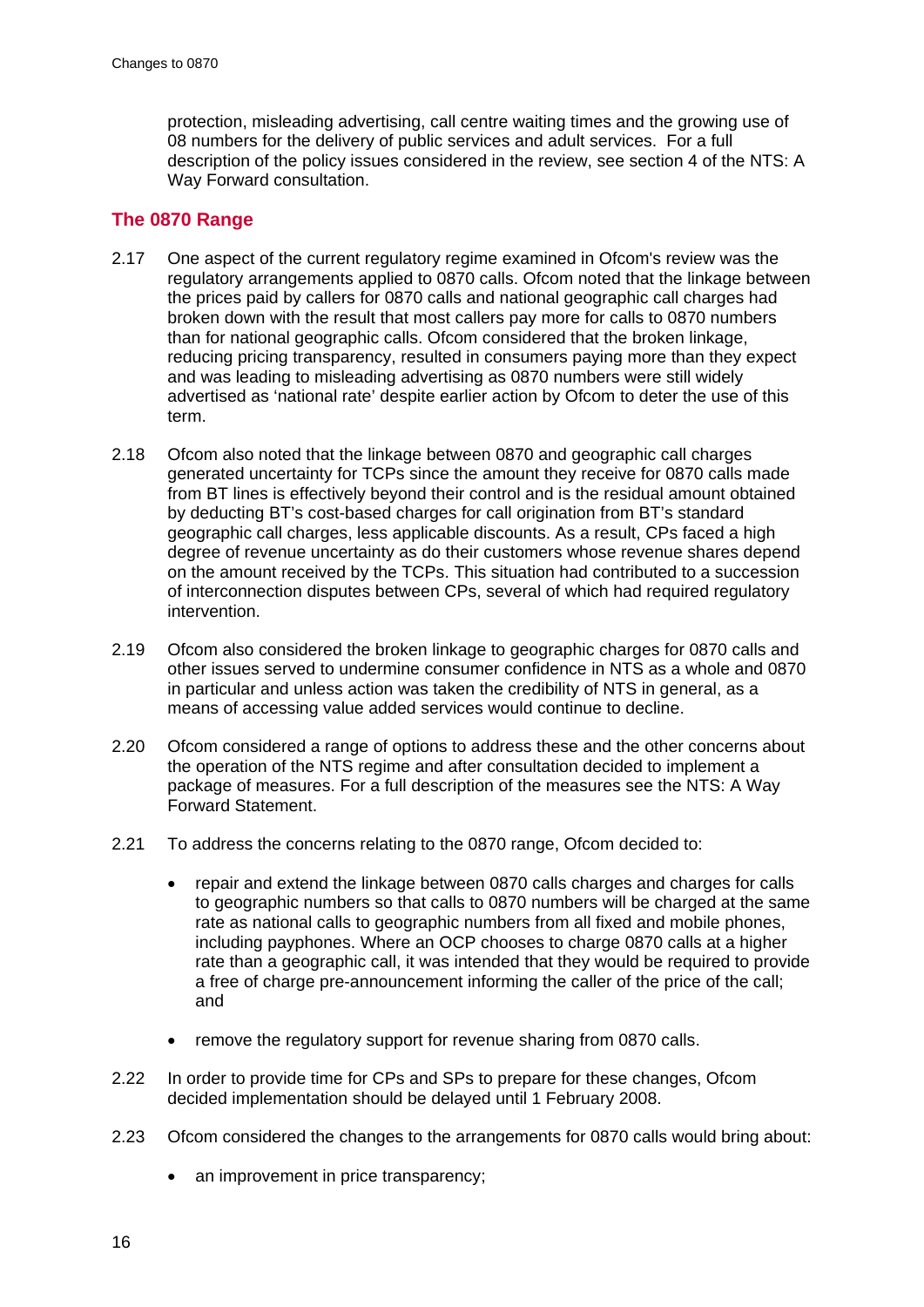protection, misleading advertising, call centre waiting times and the growing use of 08 numbers for the delivery of public services and adult services. For a full description of the policy issues considered in the review, see section 4 of the NTS: A Way Forward consultation.

## The 0870 Range

2.17 One aspect of the current regulatory regime examined in Ofcom's review was the regulatory arrangements applied to 0870 calls. Ofcom noted that the linkage between the prices paid by callers for 0870 calls and national geographic call charges had broken down with the result that most callers pay more for calls to 0870 numbers than for national geographic calls. Ofcom considered that the broken linkage, reducing pricing transparency, resulted in consumers paying more than they expect and was leading to misleading advertising as 0870 numbers were still widely advertised as 'national rate' despite earlier action by Ofcom to deter the use of this term.

2.18 Ofcom also noted that the linkage between 0870 and geographic call charges generated uncertainty for TCPs since the amount they receive for 0870 calls made from BT lines is effectively beyond their control and is the residual amount obtained by deducting BT's cost-based charges for call origination from BT's standard geographic call charges, less applicable discounts. As a result, CPs faced a high degree of revenue uncertainty as do their customers whose revenue shares depend on the amount received by the TCPs. This situation had contributed to a succession of interconnection disputes between CPs, several of which had required regulatory intervention.

2.19 Ofcom also considered the broken linkage to geographic charges for 0870 calls and other issues served to undermine consumer confidence in NTS as a whole and 0870 in particular and unless action was taken the credibility of NTS in general, as a means of accessing value added services would continue to decline.

2.20 Ofcom considered a range of options to address these and the other concerns about the operation of the NTS regime and after consultation decided to implement a package of measures. For a full description of the measures see the NTS: A Way Forward Statement.

2.21 To address the concerns relating to the 0870 range, Ofcom decided to:

- repair and extend the linkage between 0870 calls charges and charges for calls to geographic numbers so that calls to 0870 numbers will be charged at the same rate as national calls to geographic numbers from all fixed and mobile phones, including payphones. Where an OCP chooses to charge 0870 calls at a higher rate than a geographic call, it was intended that they would be required to provide a free of charge pre-announcement informing the caller of the price of the call; and
- remove the regulatory support for revenue sharing from 0870 calls.

2.22 In order to provide time for CPs and SPs to prepare for these changes, Ofcom decided implementation should be delayed until 1 February 2008.

2.23 Ofcom considered the changes to the arrangements for 0870 calls would bring about:

- an improvement in price transparency;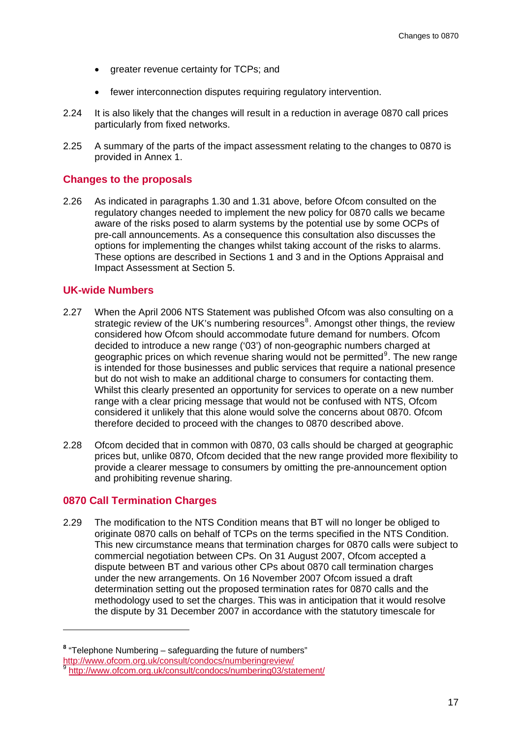- greater revenue certainty for TCPs; and
- fewer interconnection disputes requiring regulatory intervention.

2.24 It is also likely that the changes will result in a reduction in average 0870 call prices particularly from fixed networks.

2.25 A summary of the parts of the impact assessment relating to the changes to 0870 is provided in Annex 1.

## Changes to the proposals

2.26 As indicated in paragraphs 1.30 and 1.31 above, before Ofcom consulted on the regulatory changes needed to implement the new policy for 0870 calls we became aware of the risks posed to alarm systems by the potential use by some OCPs of pre-call announcements. As a consequence this consultation also discusses the options for implementing the changes whilst taking account of the risks to alarms. These options are described in Sections 1 and 3 and in the Options Appraisal and Impact Assessment at Section 5.

## UK-wide Numbers

2.27 When the April 2006 NTS Statement was published Ofcom was also consulting on a strategic review of the UK's numbering resources[8]. Amongst other things, the review considered how Ofcom should accommodate future demand for numbers. Ofcom decided to introduce a new range ('03') of non-geographic numbers charged at geographic prices on which revenue sharing would not be permitted[9]. The new range is intended for those businesses and public services that require a national presence but do not wish to make an additional charge to consumers for contacting them. Whilst this clearly presented an opportunity for services to operate on a new number range with a clear pricing message that would not be confused with NTS, Ofcom considered it unlikely that this alone would solve the concerns about 0870. Ofcom therefore decided to proceed with the changes to 0870 described above.

2.28 Ofcom decided that in common with 0870, 03 calls should be charged at geographic prices but, unlike 0870, Ofcom decided that the new range provided more flexibility to provide a clearer message to consumers by omitting the pre-announcement option and prohibiting revenue sharing.

## 0870 Call Termination Charges

2.29 The modification to the NTS Condition means that BT will no longer be obliged to originate 0870 calls on behalf of TCPs on the terms specified in the NTS Condition. This new circumstance means that termination charges for 0870 calls were subject to commercial negotiation between CPs. On 31 August 2007, Ofcom accepted a dispute between BT and various other CPs about 0870 call termination charges under the new arrangements. On 16 November 2007 Ofcom issued a draft determination setting out the proposed termination rates for 0870 calls and the methodology used to set the charges. This was in anticipation that it would resolve the dispute by 31 December 2007 in accordance with the statutory timescale for

---

[8] "Telephone Numbering – safeguarding the future of numbers" http://www.ofcom.org.uk/consult/condocs/numberingreview/

[9] http://www.ofcom.org.uk/consult/condocs/numbering03/statement/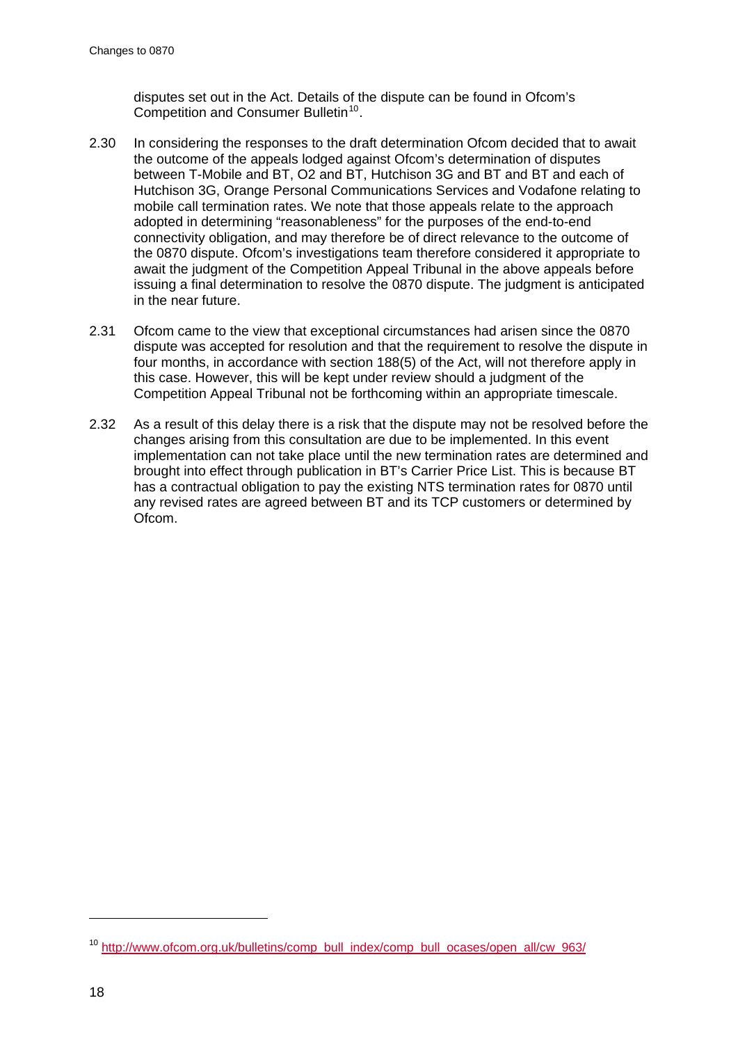disputes set out in the Act. Details of the dispute can be found in Ofcom's Competition and Consumer Bulletin[10].

2.30 In considering the responses to the draft determination Ofcom decided that to await the outcome of the appeals lodged against Ofcom's determination of disputes between T-Mobile and BT, O2 and BT, Hutchison 3G and BT and BT and each of Hutchison 3G, Orange Personal Communications Services and Vodafone relating to mobile call termination rates. We note that those appeals relate to the approach adopted in determining "reasonableness" for the purposes of the end-to-end connectivity obligation, and may therefore be of direct relevance to the outcome of the 0870 dispute. Ofcom's investigations team therefore considered it appropriate to await the judgment of the Competition Appeal Tribunal in the above appeals before issuing a final determination to resolve the 0870 dispute. The judgment is anticipated in the near future.

2.31 Ofcom came to the view that exceptional circumstances had arisen since the 0870 dispute was accepted for resolution and that the requirement to resolve the dispute in four months, in accordance with section 188(5) of the Act, will not therefore apply in this case. However, this will be kept under review should a judgment of the Competition Appeal Tribunal not be forthcoming within an appropriate timescale.

2.32 As a result of this delay there is a risk that the dispute may not be resolved before the changes arising from this consultation are due to be implemented. In this event implementation can not take place until the new termination rates are determined and brought into effect through publication in BT's Carrier Price List. This is because BT has a contractual obligation to pay the existing NTS termination rates for 0870 until any revised rates are agreed between BT and its TCP customers or determined by Ofcom.

---

[10] http://www.ofcom.org.uk/bulletins/comp_bull_index/comp_bull_ocases/open_all/cw_963/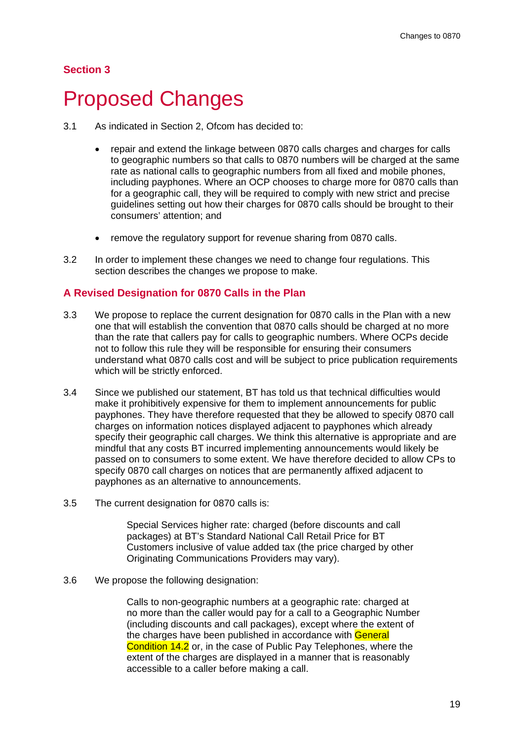## Section 3

# Proposed Changes

3.1 As indicated in Section 2, Ofcom has decided to:

- repair and extend the linkage between 0870 calls charges and charges for calls to geographic numbers so that calls to 0870 numbers will be charged at the same rate as national calls to geographic numbers from all fixed and mobile phones, including payphones. Where an OCP chooses to charge more for 0870 calls than for a geographic call, they will be required to comply with new strict and precise guidelines setting out how their charges for 0870 calls should be brought to their consumers' attention; and

- remove the regulatory support for revenue sharing from 0870 calls.

3.2 In order to implement these changes we need to change four regulations. This section describes the changes we propose to make.

### A Revised Designation for 0870 Calls in the Plan

3.3 We propose to replace the current designation for 0870 calls in the Plan with a new one that will establish the convention that 0870 calls should be charged at no more than the rate that callers pay for calls to geographic numbers. Where OCPs decide not to follow this rule they will be responsible for ensuring that their consumers understand what 0870 calls cost and will be subject to price publication requirements which will be strictly enforced.

3.4 Since we published our statement, BT has told us that technical difficulties would make it prohibitively expensive for them to implement announcements for public payphones. They have therefore requested that they be allowed to specify 0870 call charges on information notices displayed adjacent to payphones which already specify their geographic call charges. We think this alternative is appropriate and are mindful that any costs BT incurred implementing announcements would likely be passed on to consumers to some extent. We have therefore decided to allow CPs to specify 0870 call charges on notices that are permanently affixed adjacent to payphones as an alternative to announcements.

3.5 The current designation for 0870 calls is:

> Special Services higher rate: charged (before discounts and call packages) at BT's Standard National Call Retail Price for BT Customers inclusive of value added tax (the price charged by other Originating Communications Providers may vary).

3.6 We propose the following designation:

> Calls to non-geographic numbers at a geographic rate: charged at no more than the caller would pay for a call to a Geographic Number (including discounts and call packages), except where the extent of the charges have been published in accordance with General Condition 14.2 or, in the case of Public Pay Telephones, where the extent of the charges are displayed in a manner that is reasonably accessible to a caller before making a call.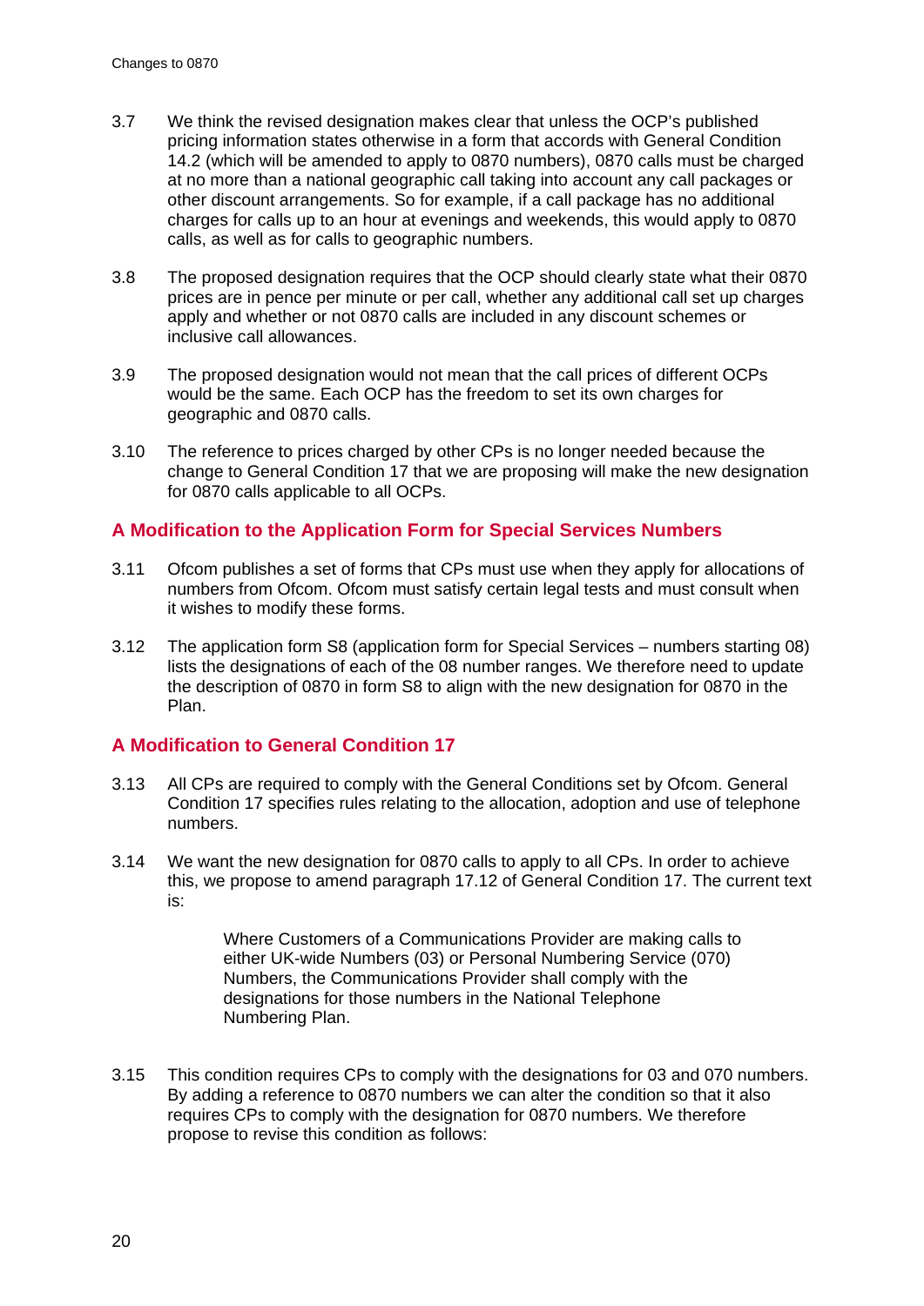3.7 We think the revised designation makes clear that unless the OCP's published pricing information states otherwise in a form that accords with General Condition 14.2 (which will be amended to apply to 0870 numbers), 0870 calls must be charged at no more than a national geographic call taking into account any call packages or other discount arrangements. So for example, if a call package has no additional charges for calls up to an hour at evenings and weekends, this would apply to 0870 calls, as well as for calls to geographic numbers.

3.8 The proposed designation requires that the OCP should clearly state what their 0870 prices are in pence per minute or per call, whether any additional call set up charges apply and whether or not 0870 calls are included in any discount schemes or inclusive call allowances.

3.9 The proposed designation would not mean that the call prices of different OCPs would be the same. Each OCP has the freedom to set its own charges for geographic and 0870 calls.

3.10 The reference to prices charged by other CPs is no longer needed because the change to General Condition 17 that we are proposing will make the new designation for 0870 calls applicable to all OCPs.

## A Modification to the Application Form for Special Services Numbers

3.11 Ofcom publishes a set of forms that CPs must use when they apply for allocations of numbers from Ofcom. Ofcom must satisfy certain legal tests and must consult when it wishes to modify these forms.

3.12 The application form S8 (application form for Special Services – numbers starting 08) lists the designations of each of the 08 number ranges. We therefore need to update the description of 0870 in form S8 to align with the new designation for 0870 in the Plan.

## A Modification to General Condition 17

3.13 All CPs are required to comply with the General Conditions set by Ofcom. General Condition 17 specifies rules relating to the allocation, adoption and use of telephone numbers.

3.14 We want the new designation for 0870 calls to apply to all CPs. In order to achieve this, we propose to amend paragraph 17.12 of General Condition 17. The current text is:

> Where Customers of a Communications Provider are making calls to either UK-wide Numbers (03) or Personal Numbering Service (070) Numbers, the Communications Provider shall comply with the designations for those numbers in the National Telephone Numbering Plan.

3.15 This condition requires CPs to comply with the designations for 03 and 070 numbers. By adding a reference to 0870 numbers we can alter the condition so that it also requires CPs to comply with the designation for 0870 numbers. We therefore propose to revise this condition as follows: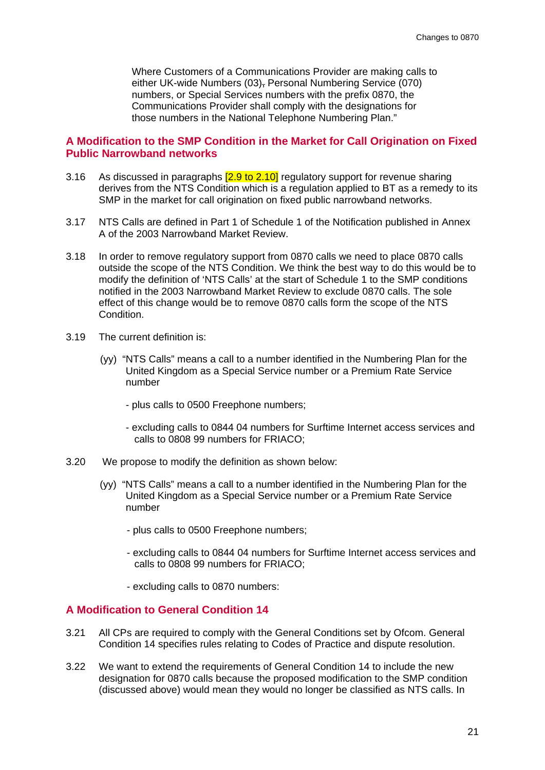Where Customers of a Communications Provider are making calls to either UK-wide Numbers (03), Personal Numbering Service (070) numbers, or Special Services numbers with the prefix 0870, the Communications Provider shall comply with the designations for those numbers in the National Telephone Numbering Plan."

## A Modification to the SMP Condition in the Market for Call Origination on Fixed Public Narrowband networks

3.16 As discussed in paragraphs [2.9 to 2.10] regulatory support for revenue sharing derives from the NTS Condition which is a regulation applied to BT as a remedy to its SMP in the market for call origination on fixed public narrowband networks.

3.17 NTS Calls are defined in Part 1 of Schedule 1 of the Notification published in Annex A of the 2003 Narrowband Market Review.

3.18 In order to remove regulatory support from 0870 calls we need to place 0870 calls outside the scope of the NTS Condition. We think the best way to do this would be to modify the definition of 'NTS Calls' at the start of Schedule 1 to the SMP conditions notified in the 2003 Narrowband Market Review to exclude 0870 calls. The sole effect of this change would be to remove 0870 calls form the scope of the NTS Condition.

3.19 The current definition is:

(yy) "NTS Calls" means a call to a number identified in the Numbering Plan for the United Kingdom as a Special Service number or a Premium Rate Service number

- plus calls to 0500 Freephone numbers;

- excluding calls to 0844 04 numbers for Surftime Internet access services and calls to 0808 99 numbers for FRIACO;

3.20 We propose to modify the definition as shown below:

(yy) "NTS Calls" means a call to a number identified in the Numbering Plan for the United Kingdom as a Special Service number or a Premium Rate Service number

- plus calls to 0500 Freephone numbers;

- excluding calls to 0844 04 numbers for Surftime Internet access services and calls to 0808 99 numbers for FRIACO;

- excluding calls to 0870 numbers:

## A Modification to General Condition 14

3.21 All CPs are required to comply with the General Conditions set by Ofcom. General Condition 14 specifies rules relating to Codes of Practice and dispute resolution.

3.22 We want to extend the requirements of General Condition 14 to include the new designation for 0870 calls because the proposed modification to the SMP condition (discussed above) would mean they would no longer be classified as NTS calls. In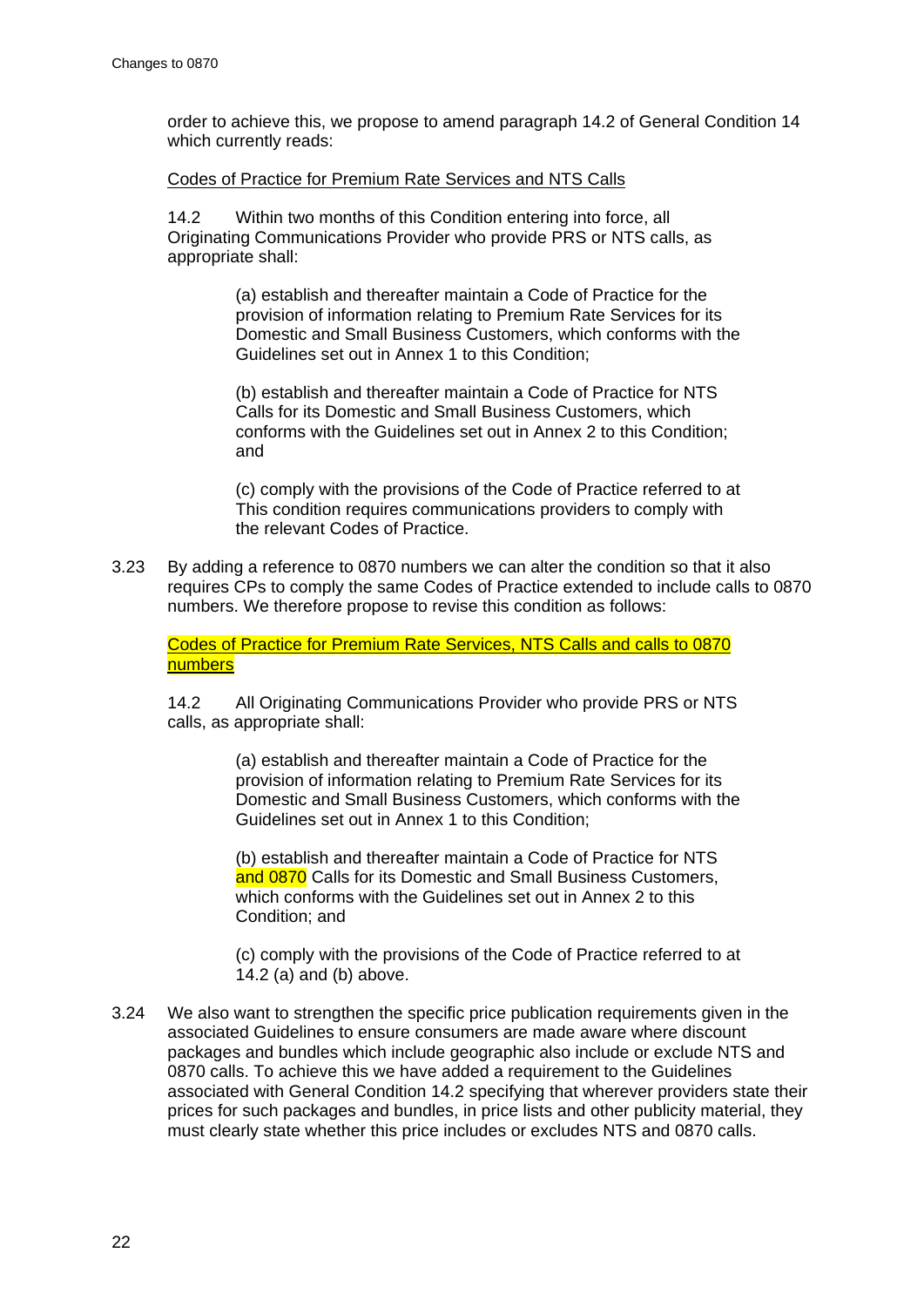order to achieve this, we propose to amend paragraph 14.2 of General Condition 14 which currently reads:

Codes of Practice for Premium Rate Services and NTS Calls

14.2 Within two months of this Condition entering into force, all Originating Communications Provider who provide PRS or NTS calls, as appropriate shall:

> (a) establish and thereafter maintain a Code of Practice for the provision of information relating to Premium Rate Services for its Domestic and Small Business Customers, which conforms with the Guidelines set out in Annex 1 to this Condition;
>
> (b) establish and thereafter maintain a Code of Practice for NTS Calls for its Domestic and Small Business Customers, which conforms with the Guidelines set out in Annex 2 to this Condition; and
>
> (c) comply with the provisions of the Code of Practice referred to at This condition requires communications providers to comply with the relevant Codes of Practice.

3.23 By adding a reference to 0870 numbers we can alter the condition so that it also requires CPs to comply the same Codes of Practice extended to include calls to 0870 numbers. We therefore propose to revise this condition as follows:

Codes of Practice for Premium Rate Services, NTS Calls and calls to 0870 numbers

14.2 All Originating Communications Provider who provide PRS or NTS calls, as appropriate shall:

> (a) establish and thereafter maintain a Code of Practice for the provision of information relating to Premium Rate Services for its Domestic and Small Business Customers, which conforms with the Guidelines set out in Annex 1 to this Condition;
>
> (b) establish and thereafter maintain a Code of Practice for NTS and 0870 Calls for its Domestic and Small Business Customers, which conforms with the Guidelines set out in Annex 2 to this Condition; and
>
> (c) comply with the provisions of the Code of Practice referred to at 14.2 (a) and (b) above.

3.24 We also want to strengthen the specific price publication requirements given in the associated Guidelines to ensure consumers are made aware where discount packages and bundles which include geographic also include or exclude NTS and 0870 calls. To achieve this we have added a requirement to the Guidelines associated with General Condition 14.2 specifying that wherever providers state their prices for such packages and bundles, in price lists and other publicity material, they must clearly state whether this price includes or excludes NTS and 0870 calls.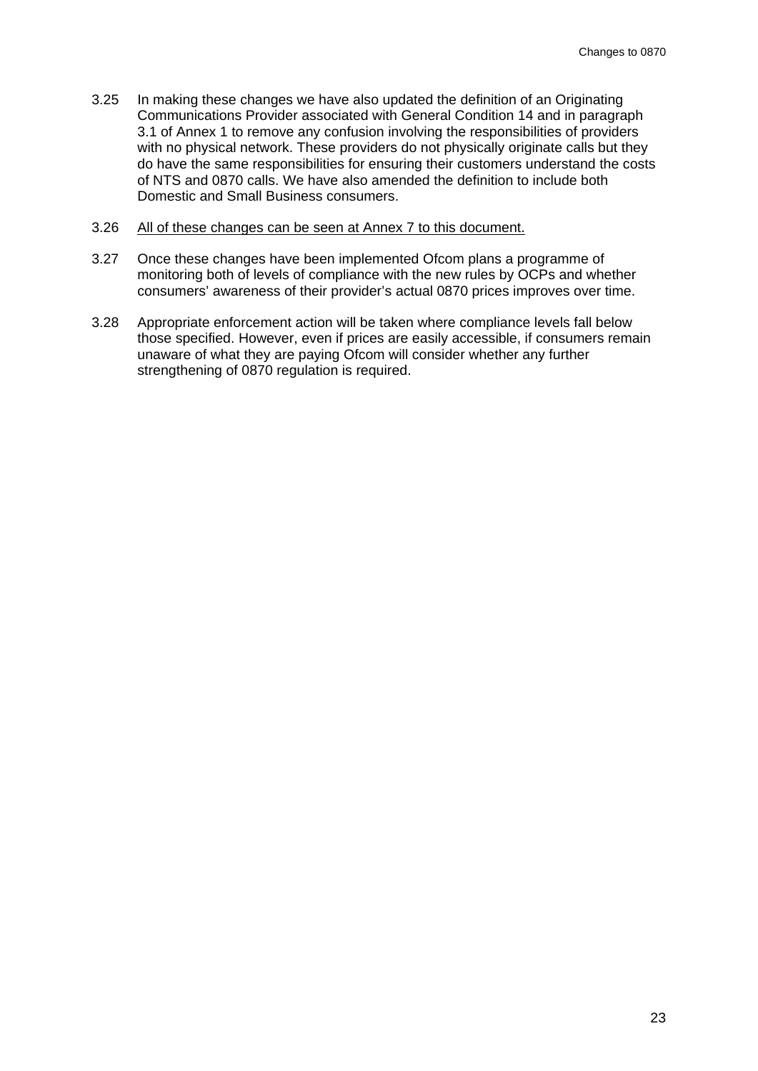3.25 In making these changes we have also updated the definition of an Originating Communications Provider associated with General Condition 14 and in paragraph 3.1 of Annex 1 to remove any confusion involving the responsibilities of providers with no physical network. These providers do not physically originate calls but they do have the same responsibilities for ensuring their customers understand the costs of NTS and 0870 calls. We have also amended the definition to include both Domestic and Small Business consumers.

3.26 <u>All of these changes can be seen at Annex 7 to this document.</u>

3.27 Once these changes have been implemented Ofcom plans a programme of monitoring both of levels of compliance with the new rules by OCPs and whether consumers' awareness of their provider's actual 0870 prices improves over time.

3.28 Appropriate enforcement action will be taken where compliance levels fall below those specified. However, even if prices are easily accessible, if consumers remain unaware of what they are paying Ofcom will consider whether any further strengthening of 0870 regulation is required.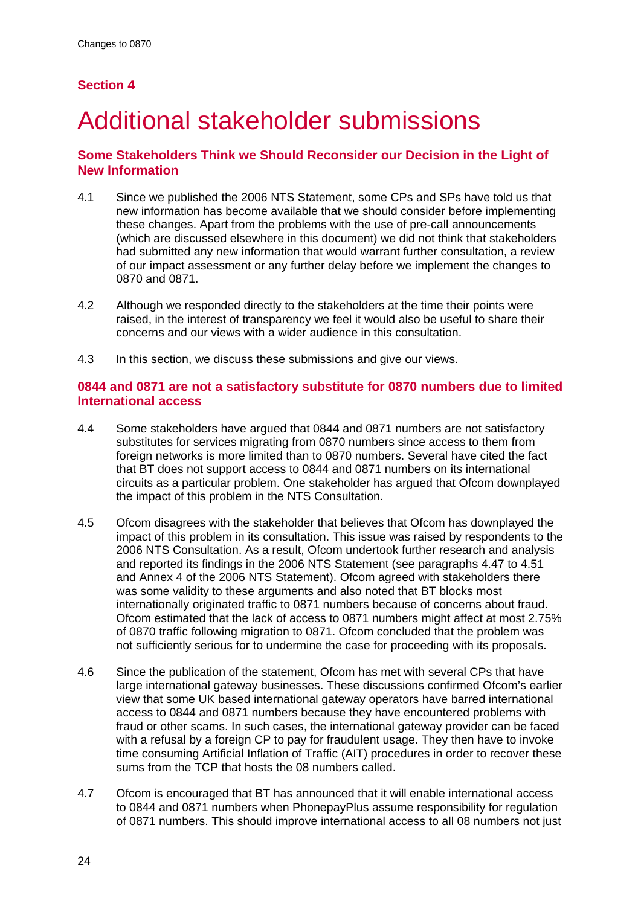## Section 4

# Additional stakeholder submissions

### Some Stakeholders Think we Should Reconsider our Decision in the Light of New Information

4.1 Since we published the 2006 NTS Statement, some CPs and SPs have told us that new information has become available that we should consider before implementing these changes. Apart from the problems with the use of pre-call announcements (which are discussed elsewhere in this document) we did not think that stakeholders had submitted any new information that would warrant further consultation, a review of our impact assessment or any further delay before we implement the changes to 0870 and 0871.

4.2 Although we responded directly to the stakeholders at the time their points were raised, in the interest of transparency we feel it would also be useful to share their concerns and our views with a wider audience in this consultation.

4.3 In this section, we discuss these submissions and give our views.

### 0844 and 0871 are not a satisfactory substitute for 0870 numbers due to limited International access

4.4 Some stakeholders have argued that 0844 and 0871 numbers are not satisfactory substitutes for services migrating from 0870 numbers since access to them from foreign networks is more limited than to 0870 numbers. Several have cited the fact that BT does not support access to 0844 and 0871 numbers on its international circuits as a particular problem. One stakeholder has argued that Ofcom downplayed the impact of this problem in the NTS Consultation.

4.5 Ofcom disagrees with the stakeholder that believes that Ofcom has downplayed the impact of this problem in its consultation. This issue was raised by respondents to the 2006 NTS Consultation. As a result, Ofcom undertook further research and analysis and reported its findings in the 2006 NTS Statement (see paragraphs 4.47 to 4.51 and Annex 4 of the 2006 NTS Statement). Ofcom agreed with stakeholders there was some validity to these arguments and also noted that BT blocks most internationally originated traffic to 0871 numbers because of concerns about fraud. Ofcom estimated that the lack of access to 0871 numbers might affect at most 2.75% of 0870 traffic following migration to 0871. Ofcom concluded that the problem was not sufficiently serious for to undermine the case for proceeding with its proposals.

4.6 Since the publication of the statement, Ofcom has met with several CPs that have large international gateway businesses. These discussions confirmed Ofcom's earlier view that some UK based international gateway operators have barred international access to 0844 and 0871 numbers because they have encountered problems with fraud or other scams. In such cases, the international gateway provider can be faced with a refusal by a foreign CP to pay for fraudulent usage. They then have to invoke time consuming Artificial Inflation of Traffic (AIT) procedures in order to recover these sums from the TCP that hosts the 08 numbers called.

4.7 Ofcom is encouraged that BT has announced that it will enable international access to 0844 and 0871 numbers when PhonepayPlus assume responsibility for regulation of 0871 numbers. This should improve international access to all 08 numbers not just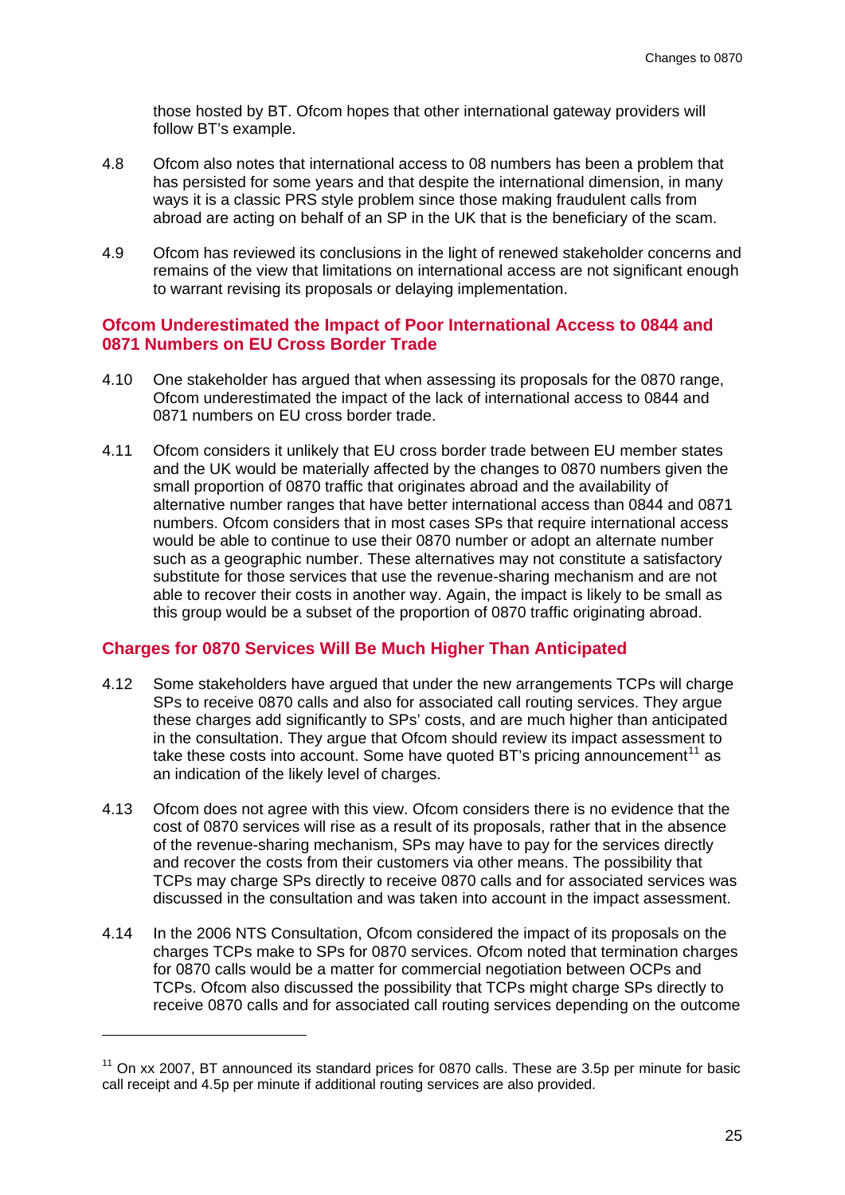those hosted by BT. Ofcom hopes that other international gateway providers will follow BT's example.

4.8 Ofcom also notes that international access to 08 numbers has been a problem that has persisted for some years and that despite the international dimension, in many ways it is a classic PRS style problem since those making fraudulent calls from abroad are acting on behalf of an SP in the UK that is the beneficiary of the scam.

4.9 Ofcom has reviewed its conclusions in the light of renewed stakeholder concerns and remains of the view that limitations on international access are not significant enough to warrant revising its proposals or delaying implementation.

### Ofcom Underestimated the Impact of Poor International Access to 0844 and 0871 Numbers on EU Cross Border Trade

4.10 One stakeholder has argued that when assessing its proposals for the 0870 range, Ofcom underestimated the impact of the lack of international access to 0844 and 0871 numbers on EU cross border trade.

4.11 Ofcom considers it unlikely that EU cross border trade between EU member states and the UK would be materially affected by the changes to 0870 numbers given the small proportion of 0870 traffic that originates abroad and the availability of alternative number ranges that have better international access than 0844 and 0871 numbers. Ofcom considers that in most cases SPs that require international access would be able to continue to use their 0870 number or adopt an alternate number such as a geographic number. These alternatives may not constitute a satisfactory substitute for those services that use the revenue-sharing mechanism and are not able to recover their costs in another way. Again, the impact is likely to be small as this group would be a subset of the proportion of 0870 traffic originating abroad.

### Charges for 0870 Services Will Be Much Higher Than Anticipated

4.12 Some stakeholders have argued that under the new arrangements TCPs will charge SPs to receive 0870 calls and also for associated call routing services. They argue these charges add significantly to SPs' costs, and are much higher than anticipated in the consultation. They argue that Ofcom should review its impact assessment to take these costs into account. Some have quoted BT's pricing announcement[11] as an indication of the likely level of charges.

4.13 Ofcom does not agree with this view. Ofcom considers there is no evidence that the cost of 0870 services will rise as a result of its proposals, rather that in the absence of the revenue-sharing mechanism, SPs may have to pay for the services directly and recover the costs from their customers via other means. The possibility that TCPs may charge SPs directly to receive 0870 calls and for associated services was discussed in the consultation and was taken into account in the impact assessment.

4.14 In the 2006 NTS Consultation, Ofcom considered the impact of its proposals on the charges TCPs make to SPs for 0870 services. Ofcom noted that termination charges for 0870 calls would be a matter for commercial negotiation between OCPs and TCPs. Ofcom also discussed the possibility that TCPs might charge SPs directly to receive 0870 calls and for associated call routing services depending on the outcome

---

[11] On xx 2007, BT announced its standard prices for 0870 calls. These are 3.5p per minute for basic call receipt and 4.5p per minute if additional routing services are also provided.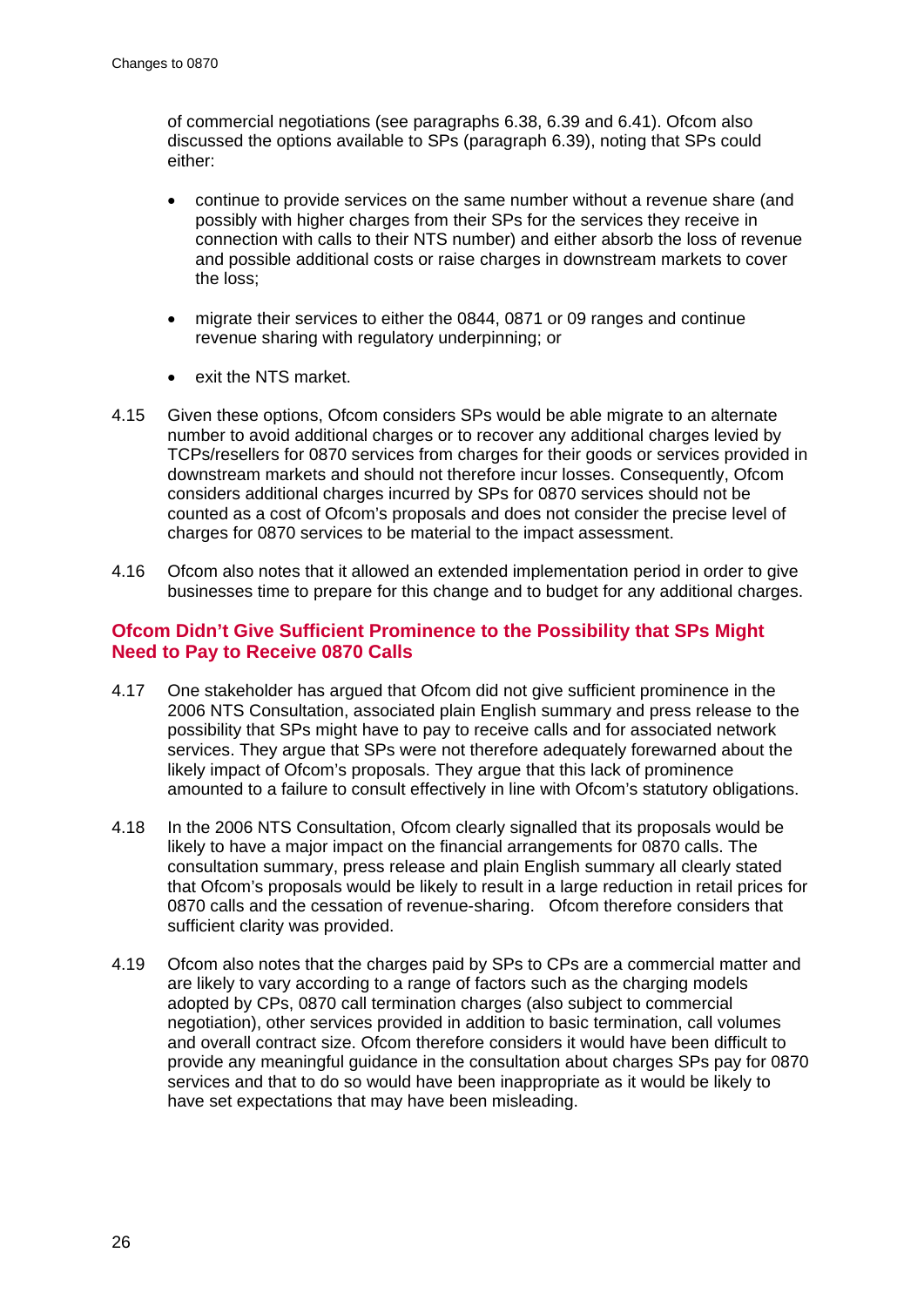of commercial negotiations (see paragraphs 6.38, 6.39 and 6.41). Ofcom also discussed the options available to SPs (paragraph 6.39), noting that SPs could either:

- continue to provide services on the same number without a revenue share (and possibly with higher charges from their SPs for the services they receive in connection with calls to their NTS number) and either absorb the loss of revenue and possible additional costs or raise charges in downstream markets to cover the loss;
- migrate their services to either the 0844, 0871 or 09 ranges and continue revenue sharing with regulatory underpinning; or
- exit the NTS market.

4.15 Given these options, Ofcom considers SPs would be able migrate to an alternate number to avoid additional charges or to recover any additional charges levied by TCPs/resellers for 0870 services from charges for their goods or services provided in downstream markets and should not therefore incur losses. Consequently, Ofcom considers additional charges incurred by SPs for 0870 services should not be counted as a cost of Ofcom's proposals and does not consider the precise level of charges for 0870 services to be material to the impact assessment.

4.16 Ofcom also notes that it allowed an extended implementation period in order to give businesses time to prepare for this change and to budget for any additional charges.

## Ofcom Didn't Give Sufficient Prominence to the Possibility that SPs Might Need to Pay to Receive 0870 Calls

4.17 One stakeholder has argued that Ofcom did not give sufficient prominence in the 2006 NTS Consultation, associated plain English summary and press release to the possibility that SPs might have to pay to receive calls and for associated network services. They argue that SPs were not therefore adequately forewarned about the likely impact of Ofcom's proposals. They argue that this lack of prominence amounted to a failure to consult effectively in line with Ofcom's statutory obligations.

4.18 In the 2006 NTS Consultation, Ofcom clearly signalled that its proposals would be likely to have a major impact on the financial arrangements for 0870 calls. The consultation summary, press release and plain English summary all clearly stated that Ofcom's proposals would be likely to result in a large reduction in retail prices for 0870 calls and the cessation of revenue-sharing. Ofcom therefore considers that sufficient clarity was provided.

4.19 Ofcom also notes that the charges paid by SPs to CPs are a commercial matter and are likely to vary according to a range of factors such as the charging models adopted by CPs, 0870 call termination charges (also subject to commercial negotiation), other services provided in addition to basic termination, call volumes and overall contract size. Ofcom therefore considers it would have been difficult to provide any meaningful guidance in the consultation about charges SPs pay for 0870 services and that to do so would have been inappropriate as it would be likely to have set expectations that may have been misleading.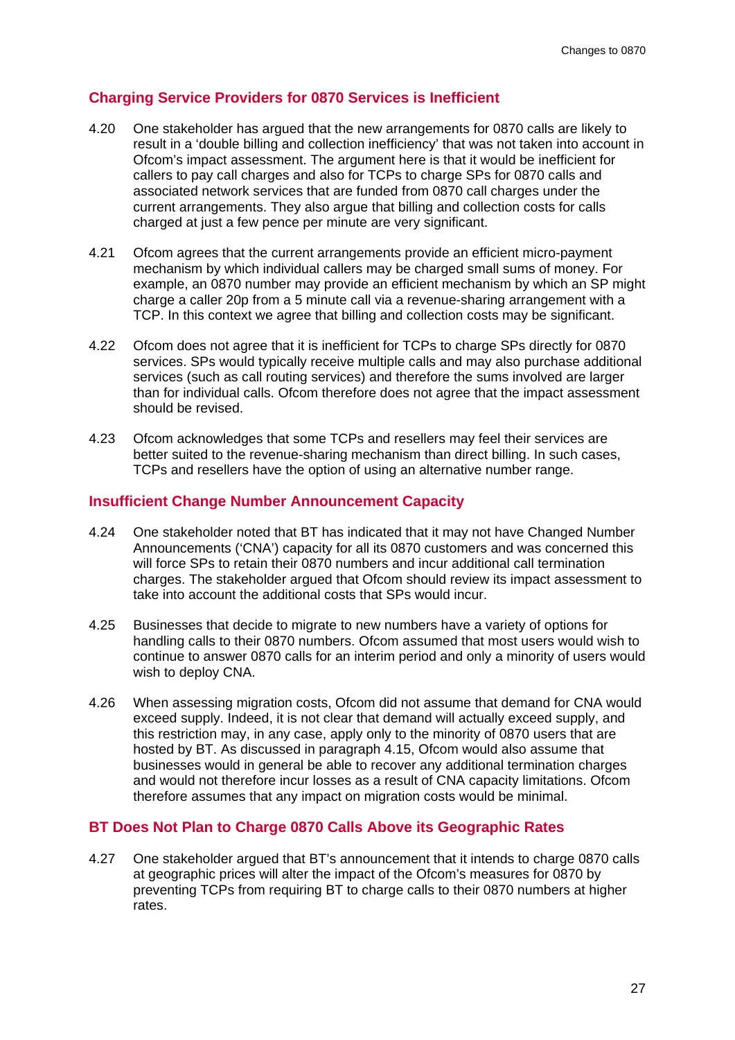### Charging Service Providers for 0870 Services is Inefficient

4.20 One stakeholder has argued that the new arrangements for 0870 calls are likely to result in a 'double billing and collection inefficiency' that was not taken into account in Ofcom's impact assessment. The argument here is that it would be inefficient for callers to pay call charges and also for TCPs to charge SPs for 0870 calls and associated network services that are funded from 0870 call charges under the current arrangements. They also argue that billing and collection costs for calls charged at just a few pence per minute are very significant.

4.21 Ofcom agrees that the current arrangements provide an efficient micro-payment mechanism by which individual callers may be charged small sums of money. For example, an 0870 number may provide an efficient mechanism by which an SP might charge a caller 20p from a 5 minute call via a revenue-sharing arrangement with a TCP. In this context we agree that billing and collection costs may be significant.

4.22 Ofcom does not agree that it is inefficient for TCPs to charge SPs directly for 0870 services. SPs would typically receive multiple calls and may also purchase additional services (such as call routing services) and therefore the sums involved are larger than for individual calls. Ofcom therefore does not agree that the impact assessment should be revised.

4.23 Ofcom acknowledges that some TCPs and resellers may feel their services are better suited to the revenue-sharing mechanism than direct billing. In such cases, TCPs and resellers have the option of using an alternative number range.

### Insufficient Change Number Announcement Capacity

4.24 One stakeholder noted that BT has indicated that it may not have Changed Number Announcements ('CNA') capacity for all its 0870 customers and was concerned this will force SPs to retain their 0870 numbers and incur additional call termination charges. The stakeholder argued that Ofcom should review its impact assessment to take into account the additional costs that SPs would incur.

4.25 Businesses that decide to migrate to new numbers have a variety of options for handling calls to their 0870 numbers. Ofcom assumed that most users would wish to continue to answer 0870 calls for an interim period and only a minority of users would wish to deploy CNA.

4.26 When assessing migration costs, Ofcom did not assume that demand for CNA would exceed supply. Indeed, it is not clear that demand will actually exceed supply, and this restriction may, in any case, apply only to the minority of 0870 users that are hosted by BT. As discussed in paragraph 4.15, Ofcom would also assume that businesses would in general be able to recover any additional termination charges and would not therefore incur losses as a result of CNA capacity limitations. Ofcom therefore assumes that any impact on migration costs would be minimal.

### BT Does Not Plan to Charge 0870 Calls Above its Geographic Rates

4.27 One stakeholder argued that BT's announcement that it intends to charge 0870 calls at geographic prices will alter the impact of the Ofcom's measures for 0870 by preventing TCPs from requiring BT to charge calls to their 0870 numbers at higher rates.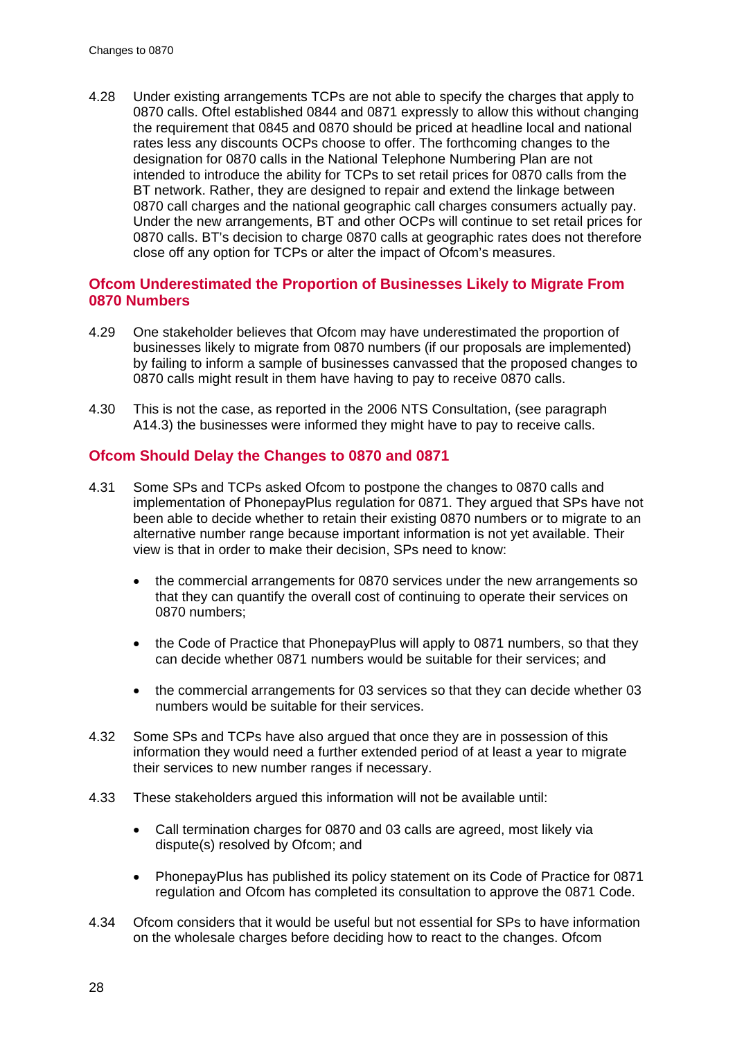4.28 Under existing arrangements TCPs are not able to specify the charges that apply to 0870 calls. Oftel established 0844 and 0871 expressly to allow this without changing the requirement that 0845 and 0870 should be priced at headline local and national rates less any discounts OCPs choose to offer. The forthcoming changes to the designation for 0870 calls in the National Telephone Numbering Plan are not intended to introduce the ability for TCPs to set retail prices for 0870 calls from the BT network. Rather, they are designed to repair and extend the linkage between 0870 call charges and the national geographic call charges consumers actually pay. Under the new arrangements, BT and other OCPs will continue to set retail prices for 0870 calls. BT's decision to charge 0870 calls at geographic rates does not therefore close off any option for TCPs or alter the impact of Ofcom's measures.

## Ofcom Underestimated the Proportion of Businesses Likely to Migrate From 0870 Numbers

4.29 One stakeholder believes that Ofcom may have underestimated the proportion of businesses likely to migrate from 0870 numbers (if our proposals are implemented) by failing to inform a sample of businesses canvassed that the proposed changes to 0870 calls might result in them have having to pay to receive 0870 calls.

4.30 This is not the case, as reported in the 2006 NTS Consultation, (see paragraph A14.3) the businesses were informed they might have to pay to receive calls.

## Ofcom Should Delay the Changes to 0870 and 0871

4.31 Some SPs and TCPs asked Ofcom to postpone the changes to 0870 calls and implementation of PhonepayPlus regulation for 0871. They argued that SPs have not been able to decide whether to retain their existing 0870 numbers or to migrate to an alternative number range because important information is not yet available. Their view is that in order to make their decision, SPs need to know:

- the commercial arrangements for 0870 services under the new arrangements so that they can quantify the overall cost of continuing to operate their services on 0870 numbers;
- the Code of Practice that PhonepayPlus will apply to 0871 numbers, so that they can decide whether 0871 numbers would be suitable for their services; and
- the commercial arrangements for 03 services so that they can decide whether 03 numbers would be suitable for their services.

4.32 Some SPs and TCPs have also argued that once they are in possession of this information they would need a further extended period of at least a year to migrate their services to new number ranges if necessary.

4.33 These stakeholders argued this information will not be available until:

- Call termination charges for 0870 and 03 calls are agreed, most likely via dispute(s) resolved by Ofcom; and
- PhonepayPlus has published its policy statement on its Code of Practice for 0871 regulation and Ofcom has completed its consultation to approve the 0871 Code.

4.34 Ofcom considers that it would be useful but not essential for SPs to have information on the wholesale charges before deciding how to react to the changes. Ofcom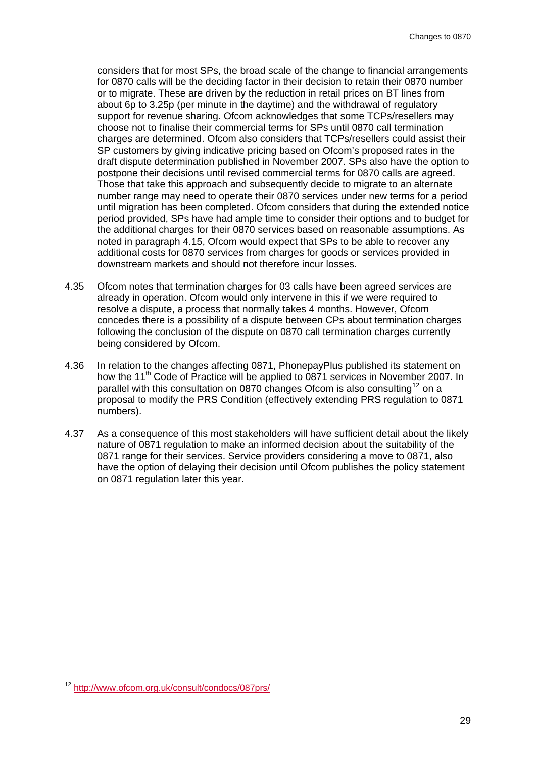considers that for most SPs, the broad scale of the change to financial arrangements for 0870 calls will be the deciding factor in their decision to retain their 0870 number or to migrate. These are driven by the reduction in retail prices on BT lines from about 6p to 3.25p (per minute in the daytime) and the withdrawal of regulatory support for revenue sharing. Ofcom acknowledges that some TCPs/resellers may choose not to finalise their commercial terms for SPs until 0870 call termination charges are determined. Ofcom also considers that TCPs/resellers could assist their SP customers by giving indicative pricing based on Ofcom's proposed rates in the draft dispute determination published in November 2007. SPs also have the option to postpone their decisions until revised commercial terms for 0870 calls are agreed. Those that take this approach and subsequently decide to migrate to an alternate number range may need to operate their 0870 services under new terms for a period until migration has been completed. Ofcom considers that during the extended notice period provided, SPs have had ample time to consider their options and to budget for the additional charges for their 0870 services based on reasonable assumptions. As noted in paragraph 4.15, Ofcom would expect that SPs to be able to recover any additional costs for 0870 services from charges for goods or services provided in downstream markets and should not therefore incur losses.

4.35 Ofcom notes that termination charges for 03 calls have been agreed services are already in operation. Ofcom would only intervene in this if we were required to resolve a dispute, a process that normally takes 4 months. However, Ofcom concedes there is a possibility of a dispute between CPs about termination charges following the conclusion of the dispute on 0870 call termination charges currently being considered by Ofcom.

4.36 In relation to the changes affecting 0871, PhonepayPlus published its statement on how the 11th Code of Practice will be applied to 0871 services in November 2007. In parallel with this consultation on 0870 changes Ofcom is also consulting[12] on a proposal to modify the PRS Condition (effectively extending PRS regulation to 0871 numbers).

4.37 As a consequence of this most stakeholders will have sufficient detail about the likely nature of 0871 regulation to make an informed decision about the suitability of the 0871 range for their services. Service providers considering a move to 0871, also have the option of delaying their decision until Ofcom publishes the policy statement on 0871 regulation later this year.

[12] http://www.ofcom.org.uk/consult/condocs/087prs/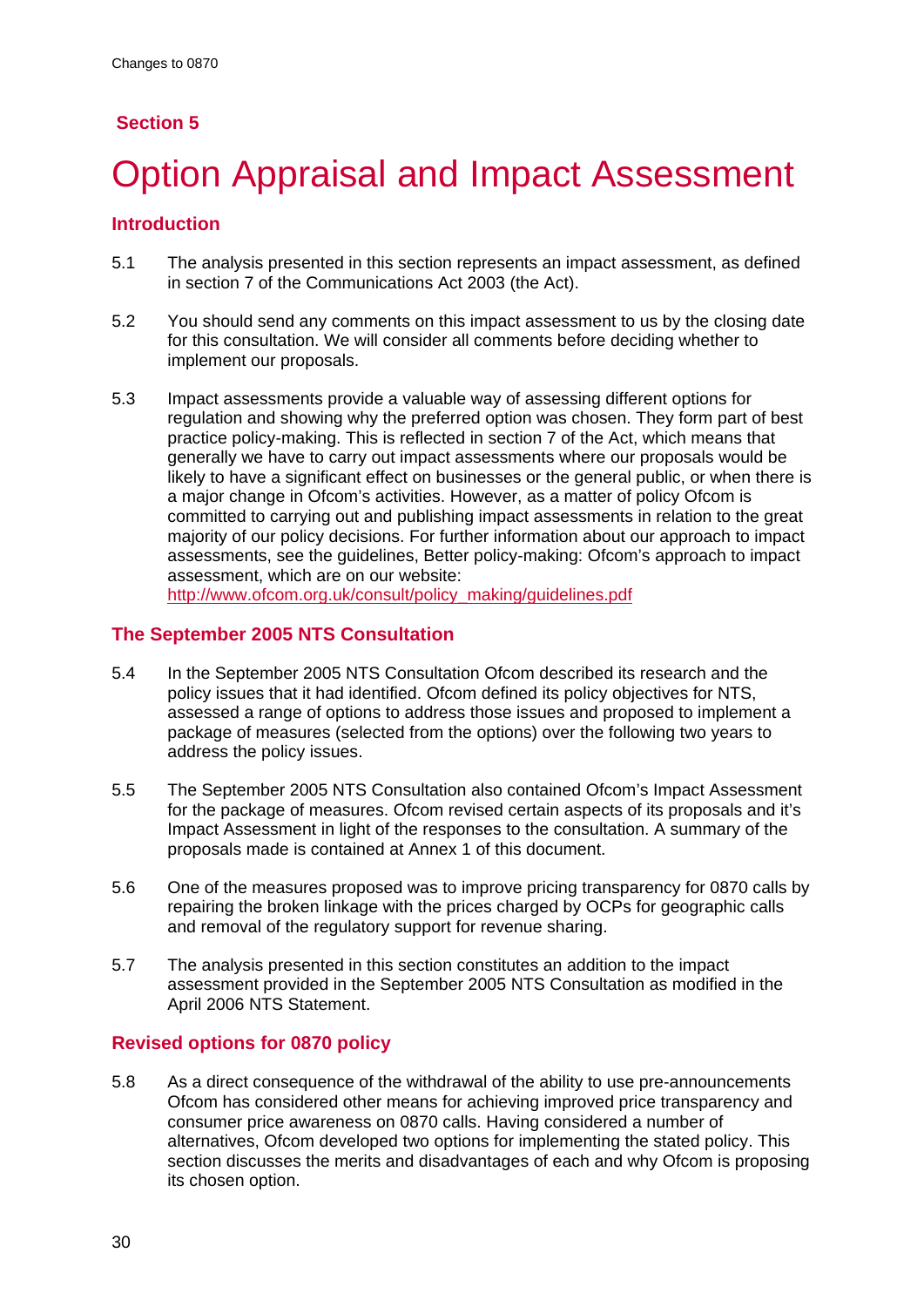## Section 5

# Option Appraisal and Impact Assessment

### Introduction

5.1 The analysis presented in this section represents an impact assessment, as defined in section 7 of the Communications Act 2003 (the Act).

5.2 You should send any comments on this impact assessment to us by the closing date for this consultation. We will consider all comments before deciding whether to implement our proposals.

5.3 Impact assessments provide a valuable way of assessing different options for regulation and showing why the preferred option was chosen. They form part of best practice policy-making. This is reflected in section 7 of the Act, which means that generally we have to carry out impact assessments where our proposals would be likely to have a significant effect on businesses or the general public, or when there is a major change in Ofcom's activities. However, as a matter of policy Ofcom is committed to carrying out and publishing impact assessments in relation to the great majority of our policy decisions. For further information about our approach to impact assessments, see the guidelines, Better policy-making: Ofcom's approach to impact assessment, which are on our website: http://www.ofcom.org.uk/consult/policy_making/guidelines.pdf

### The September 2005 NTS Consultation

5.4 In the September 2005 NTS Consultation Ofcom described its research and the policy issues that it had identified. Ofcom defined its policy objectives for NTS, assessed a range of options to address those issues and proposed to implement a package of measures (selected from the options) over the following two years to address the policy issues.

5.5 The September 2005 NTS Consultation also contained Ofcom's Impact Assessment for the package of measures. Ofcom revised certain aspects of its proposals and it's Impact Assessment in light of the responses to the consultation. A summary of the proposals made is contained at Annex 1 of this document.

5.6 One of the measures proposed was to improve pricing transparency for 0870 calls by repairing the broken linkage with the prices charged by OCPs for geographic calls and removal of the regulatory support for revenue sharing.

5.7 The analysis presented in this section constitutes an addition to the impact assessment provided in the September 2005 NTS Consultation as modified in the April 2006 NTS Statement.

### Revised options for 0870 policy

5.8 As a direct consequence of the withdrawal of the ability to use pre-announcements Ofcom has considered other means for achieving improved price transparency and consumer price awareness on 0870 calls. Having considered a number of alternatives, Ofcom developed two options for implementing the stated policy. This section discusses the merits and disadvantages of each and why Ofcom is proposing its chosen option.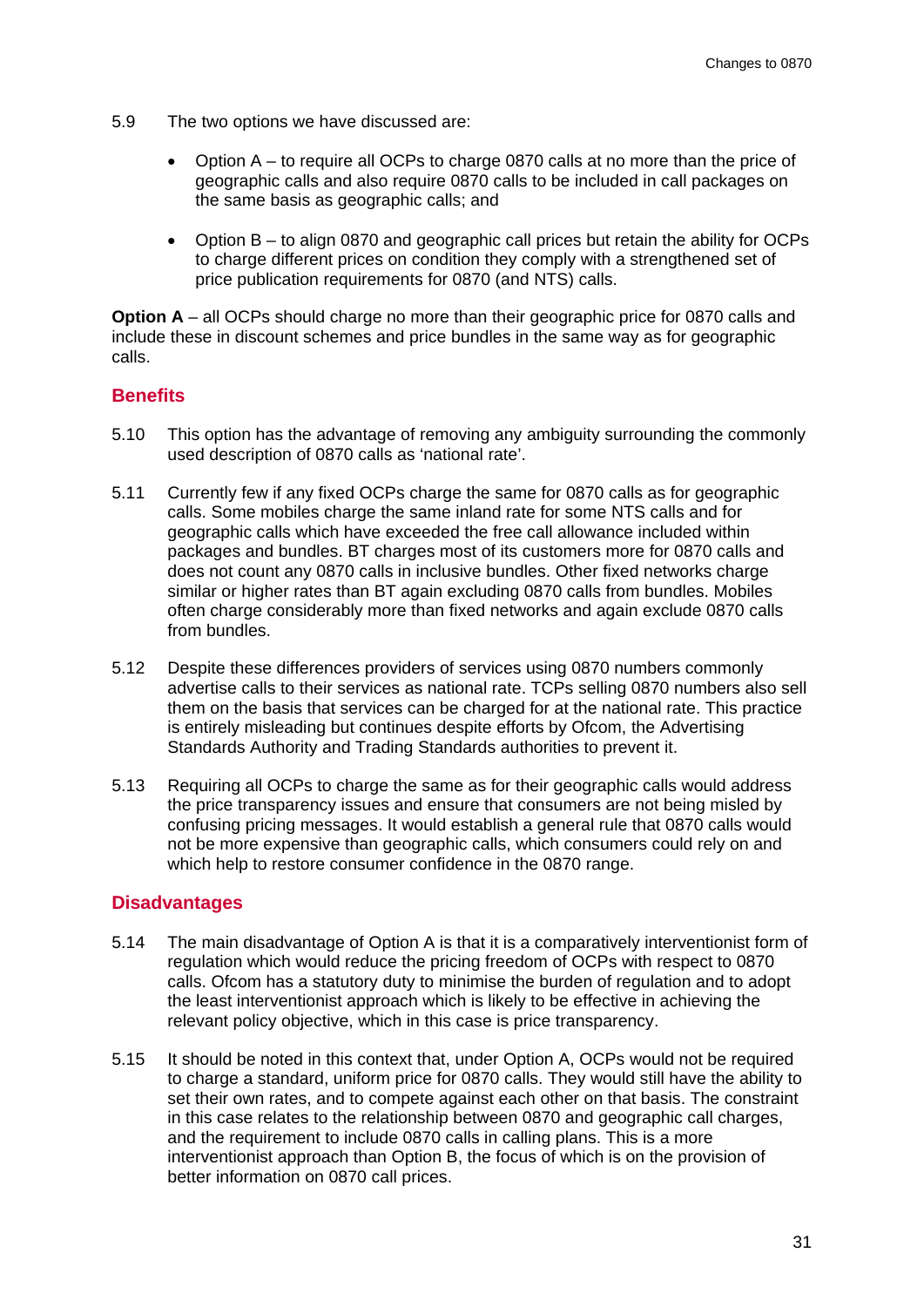5.9 The two options we have discussed are:

- Option A – to require all OCPs to charge 0870 calls at no more than the price of geographic calls and also require 0870 calls to be included in call packages on the same basis as geographic calls; and
- Option B – to align 0870 and geographic call prices but retain the ability for OCPs to charge different prices on condition they comply with a strengthened set of price publication requirements for 0870 (and NTS) calls.

**Option A** – all OCPs should charge no more than their geographic price for 0870 calls and include these in discount schemes and price bundles in the same way as for geographic calls.

## Benefits

5.10 This option has the advantage of removing any ambiguity surrounding the commonly used description of 0870 calls as 'national rate'.

5.11 Currently few if any fixed OCPs charge the same for 0870 calls as for geographic calls. Some mobiles charge the same inland rate for some NTS calls and for geographic calls which have exceeded the free call allowance included within packages and bundles. BT charges most of its customers more for 0870 calls and does not count any 0870 calls in inclusive bundles. Other fixed networks charge similar or higher rates than BT again excluding 0870 calls from bundles. Mobiles often charge considerably more than fixed networks and again exclude 0870 calls from bundles.

5.12 Despite these differences providers of services using 0870 numbers commonly advertise calls to their services as national rate. TCPs selling 0870 numbers also sell them on the basis that services can be charged for at the national rate. This practice is entirely misleading but continues despite efforts by Ofcom, the Advertising Standards Authority and Trading Standards authorities to prevent it.

5.13 Requiring all OCPs to charge the same as for their geographic calls would address the price transparency issues and ensure that consumers are not being misled by confusing pricing messages. It would establish a general rule that 0870 calls would not be more expensive than geographic calls, which consumers could rely on and which help to restore consumer confidence in the 0870 range.

## Disadvantages

5.14 The main disadvantage of Option A is that it is a comparatively interventionist form of regulation which would reduce the pricing freedom of OCPs with respect to 0870 calls. Ofcom has a statutory duty to minimise the burden of regulation and to adopt the least interventionist approach which is likely to be effective in achieving the relevant policy objective, which in this case is price transparency.

5.15 It should be noted in this context that, under Option A, OCPs would not be required to charge a standard, uniform price for 0870 calls. They would still have the ability to set their own rates, and to compete against each other on that basis. The constraint in this case relates to the relationship between 0870 and geographic call charges, and the requirement to include 0870 calls in calling plans. This is a more interventionist approach than Option B, the focus of which is on the provision of better information on 0870 call prices.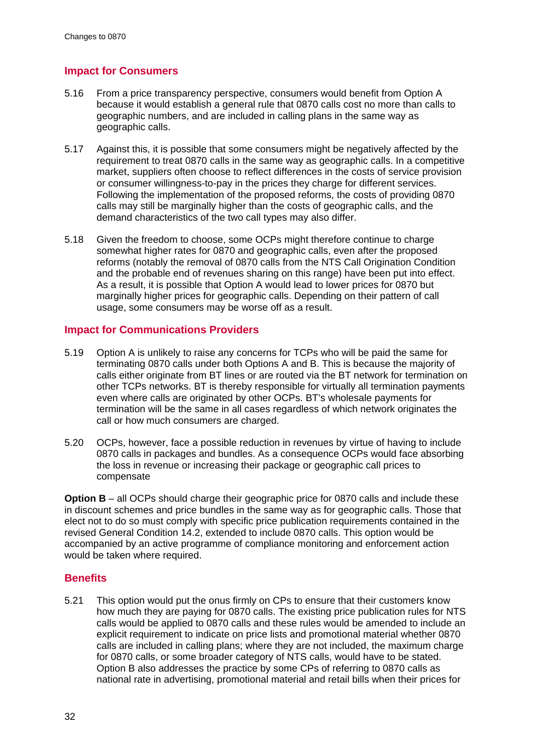## Impact for Consumers

5.16 From a price transparency perspective, consumers would benefit from Option A because it would establish a general rule that 0870 calls cost no more than calls to geographic numbers, and are included in calling plans in the same way as geographic calls.

5.17 Against this, it is possible that some consumers might be negatively affected by the requirement to treat 0870 calls in the same way as geographic calls. In a competitive market, suppliers often choose to reflect differences in the costs of service provision or consumer willingness-to-pay in the prices they charge for different services. Following the implementation of the proposed reforms, the costs of providing 0870 calls may still be marginally higher than the costs of geographic calls, and the demand characteristics of the two call types may also differ.

5.18 Given the freedom to choose, some OCPs might therefore continue to charge somewhat higher rates for 0870 and geographic calls, even after the proposed reforms (notably the removal of 0870 calls from the NTS Call Origination Condition and the probable end of revenues sharing on this range) have been put into effect. As a result, it is possible that Option A would lead to lower prices for 0870 but marginally higher prices for geographic calls. Depending on their pattern of call usage, some consumers may be worse off as a result.

## Impact for Communications Providers

5.19 Option A is unlikely to raise any concerns for TCPs who will be paid the same for terminating 0870 calls under both Options A and B. This is because the majority of calls either originate from BT lines or are routed via the BT network for termination on other TCPs networks. BT is thereby responsible for virtually all termination payments even where calls are originated by other OCPs. BT's wholesale payments for termination will be the same in all cases regardless of which network originates the call or how much consumers are charged.

5.20 OCPs, however, face a possible reduction in revenues by virtue of having to include 0870 calls in packages and bundles. As a consequence OCPs would face absorbing the loss in revenue or increasing their package or geographic call prices to compensate

**Option B** – all OCPs should charge their geographic price for 0870 calls and include these in discount schemes and price bundles in the same way as for geographic calls. Those that elect not to do so must comply with specific price publication requirements contained in the revised General Condition 14.2, extended to include 0870 calls. This option would be accompanied by an active programme of compliance monitoring and enforcement action would be taken where required.

## Benefits

5.21 This option would put the onus firmly on CPs to ensure that their customers know how much they are paying for 0870 calls. The existing price publication rules for NTS calls would be applied to 0870 calls and these rules would be amended to include an explicit requirement to indicate on price lists and promotional material whether 0870 calls are included in calling plans; where they are not included, the maximum charge for 0870 calls, or some broader category of NTS calls, would have to be stated. Option B also addresses the practice by some CPs of referring to 0870 calls as national rate in advertising, promotional material and retail bills when their prices for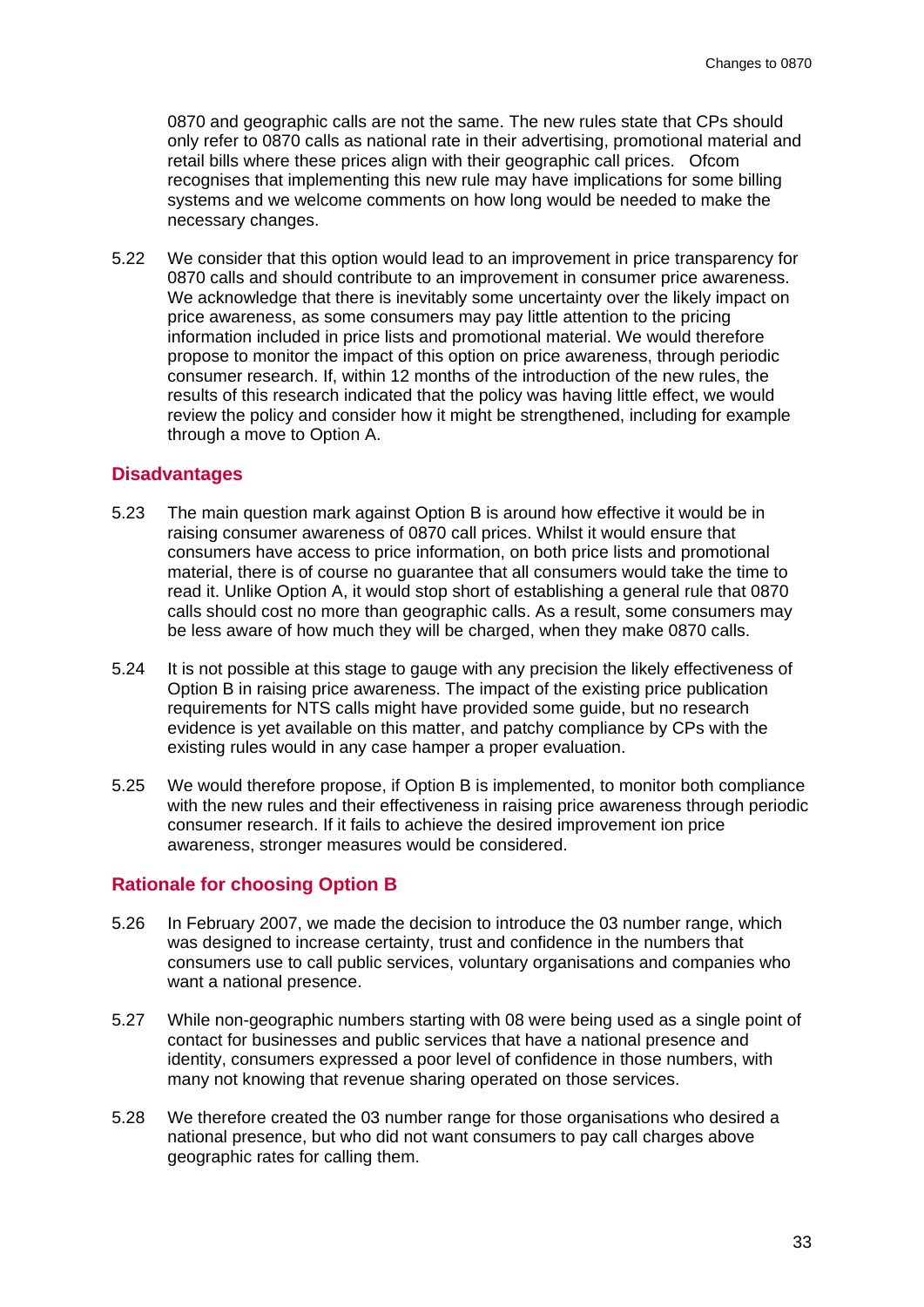0870 and geographic calls are not the same. The new rules state that CPs should only refer to 0870 calls as national rate in their advertising, promotional material and retail bills where these prices align with their geographic call prices. Ofcom recognises that implementing this new rule may have implications for some billing systems and we welcome comments on how long would be needed to make the necessary changes.

5.22 We consider that this option would lead to an improvement in price transparency for 0870 calls and should contribute to an improvement in consumer price awareness. We acknowledge that there is inevitably some uncertainty over the likely impact on price awareness, as some consumers may pay little attention to the pricing information included in price lists and promotional material. We would therefore propose to monitor the impact of this option on price awareness, through periodic consumer research. If, within 12 months of the introduction of the new rules, the results of this research indicated that the policy was having little effect, we would review the policy and consider how it might be strengthened, including for example through a move to Option A.

### Disadvantages

5.23 The main question mark against Option B is around how effective it would be in raising consumer awareness of 0870 call prices. Whilst it would ensure that consumers have access to price information, on both price lists and promotional material, there is of course no guarantee that all consumers would take the time to read it. Unlike Option A, it would stop short of establishing a general rule that 0870 calls should cost no more than geographic calls. As a result, some consumers may be less aware of how much they will be charged, when they make 0870 calls.

5.24 It is not possible at this stage to gauge with any precision the likely effectiveness of Option B in raising price awareness. The impact of the existing price publication requirements for NTS calls might have provided some guide, but no research evidence is yet available on this matter, and patchy compliance by CPs with the existing rules would in any case hamper a proper evaluation.

5.25 We would therefore propose, if Option B is implemented, to monitor both compliance with the new rules and their effectiveness in raising price awareness through periodic consumer research. If it fails to achieve the desired improvement ion price awareness, stronger measures would be considered.

### Rationale for choosing Option B

5.26 In February 2007, we made the decision to introduce the 03 number range, which was designed to increase certainty, trust and confidence in the numbers that consumers use to call public services, voluntary organisations and companies who want a national presence.

5.27 While non-geographic numbers starting with 08 were being used as a single point of contact for businesses and public services that have a national presence and identity, consumers expressed a poor level of confidence in those numbers, with many not knowing that revenue sharing operated on those services.

5.28 We therefore created the 03 number range for those organisations who desired a national presence, but who did not want consumers to pay call charges above geographic rates for calling them.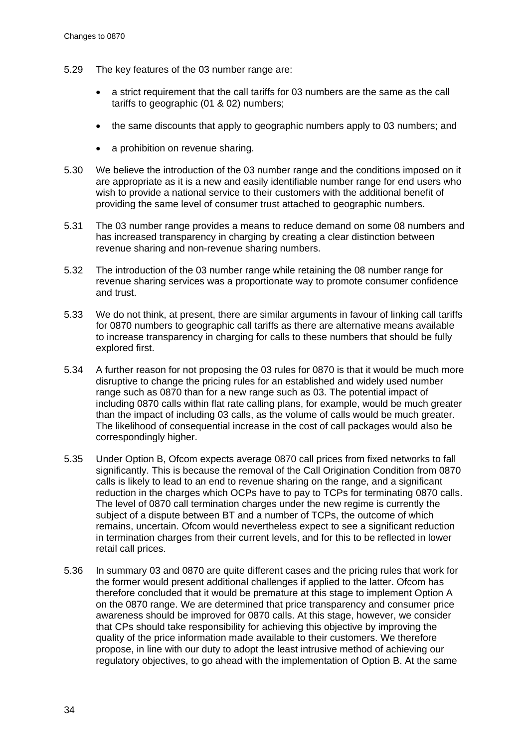5.29 The key features of the 03 number range are:

- a strict requirement that the call tariffs for 03 numbers are the same as the call tariffs to geographic (01 & 02) numbers;
- the same discounts that apply to geographic numbers apply to 03 numbers; and
- a prohibition on revenue sharing.

5.30 We believe the introduction of the 03 number range and the conditions imposed on it are appropriate as it is a new and easily identifiable number range for end users who wish to provide a national service to their customers with the additional benefit of providing the same level of consumer trust attached to geographic numbers.

5.31 The 03 number range provides a means to reduce demand on some 08 numbers and has increased transparency in charging by creating a clear distinction between revenue sharing and non-revenue sharing numbers.

5.32 The introduction of the 03 number range while retaining the 08 number range for revenue sharing services was a proportionate way to promote consumer confidence and trust.

5.33 We do not think, at present, there are similar arguments in favour of linking call tariffs for 0870 numbers to geographic call tariffs as there are alternative means available to increase transparency in charging for calls to these numbers that should be fully explored first.

5.34 A further reason for not proposing the 03 rules for 0870 is that it would be much more disruptive to change the pricing rules for an established and widely used number range such as 0870 than for a new range such as 03. The potential impact of including 0870 calls within flat rate calling plans, for example, would be much greater than the impact of including 03 calls, as the volume of calls would be much greater. The likelihood of consequential increase in the cost of call packages would also be correspondingly higher.

5.35 Under Option B, Ofcom expects average 0870 call prices from fixed networks to fall significantly. This is because the removal of the Call Origination Condition from 0870 calls is likely to lead to an end to revenue sharing on the range, and a significant reduction in the charges which OCPs have to pay to TCPs for terminating 0870 calls. The level of 0870 call termination charges under the new regime is currently the subject of a dispute between BT and a number of TCPs, the outcome of which remains, uncertain. Ofcom would nevertheless expect to see a significant reduction in termination charges from their current levels, and for this to be reflected in lower retail call prices.

5.36 In summary 03 and 0870 are quite different cases and the pricing rules that work for the former would present additional challenges if applied to the latter. Ofcom has therefore concluded that it would be premature at this stage to implement Option A on the 0870 range. We are determined that price transparency and consumer price awareness should be improved for 0870 calls. At this stage, however, we consider that CPs should take responsibility for achieving this objective by improving the quality of the price information made available to their customers. We therefore propose, in line with our duty to adopt the least intrusive method of achieving our regulatory objectives, to go ahead with the implementation of Option B. At the same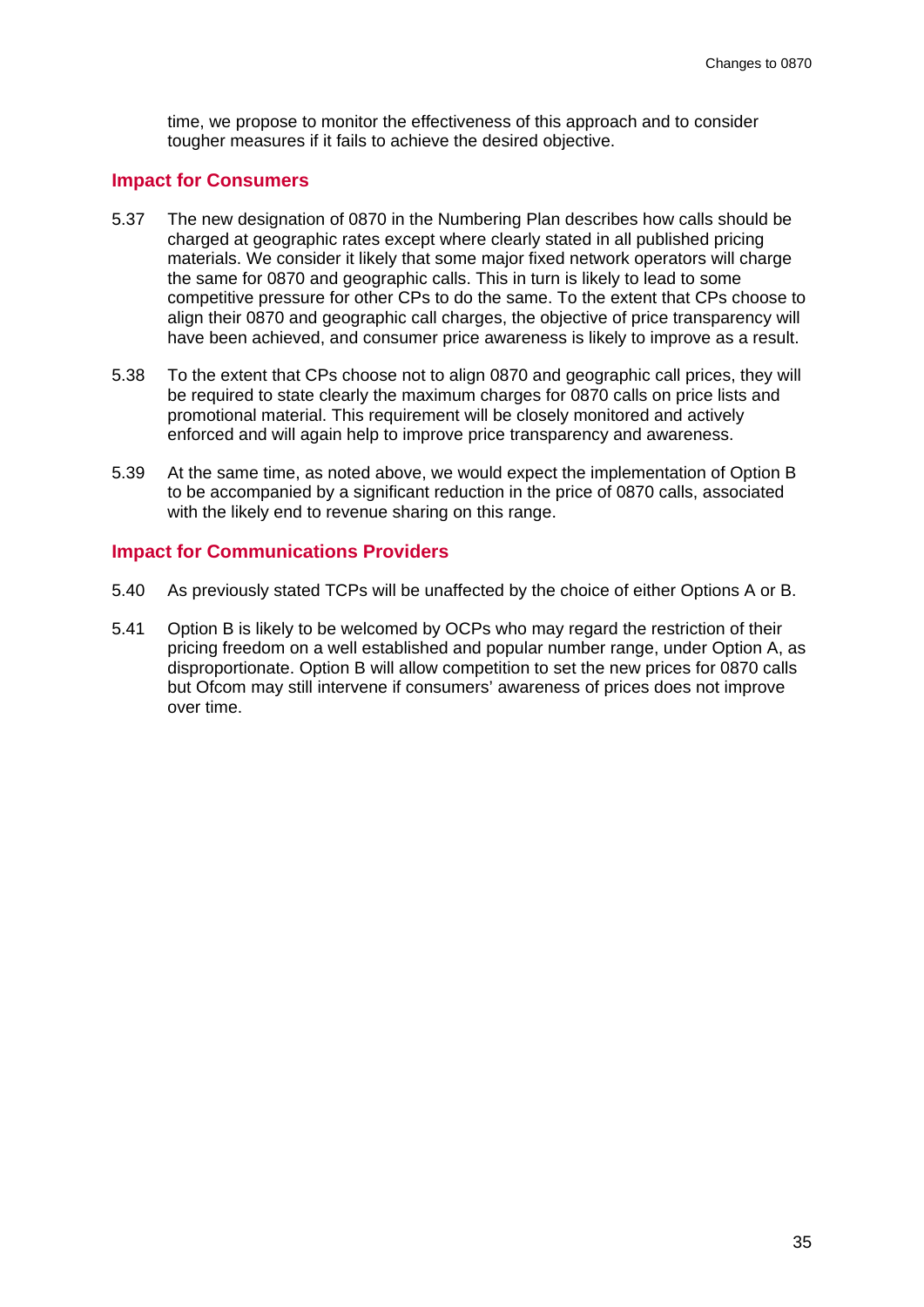time, we propose to monitor the effectiveness of this approach and to consider tougher measures if it fails to achieve the desired objective.

### Impact for Consumers

5.37 The new designation of 0870 in the Numbering Plan describes how calls should be charged at geographic rates except where clearly stated in all published pricing materials. We consider it likely that some major fixed network operators will charge the same for 0870 and geographic calls. This in turn is likely to lead to some competitive pressure for other CPs to do the same. To the extent that CPs choose to align their 0870 and geographic call charges, the objective of price transparency will have been achieved, and consumer price awareness is likely to improve as a result.

5.38 To the extent that CPs choose not to align 0870 and geographic call prices, they will be required to state clearly the maximum charges for 0870 calls on price lists and promotional material. This requirement will be closely monitored and actively enforced and will again help to improve price transparency and awareness.

5.39 At the same time, as noted above, we would expect the implementation of Option B to be accompanied by a significant reduction in the price of 0870 calls, associated with the likely end to revenue sharing on this range.

### Impact for Communications Providers

5.40 As previously stated TCPs will be unaffected by the choice of either Options A or B.

5.41 Option B is likely to be welcomed by OCPs who may regard the restriction of their pricing freedom on a well established and popular number range, under Option A, as disproportionate. Option B will allow competition to set the new prices for 0870 calls but Ofcom may still intervene if consumers' awareness of prices does not improve over time.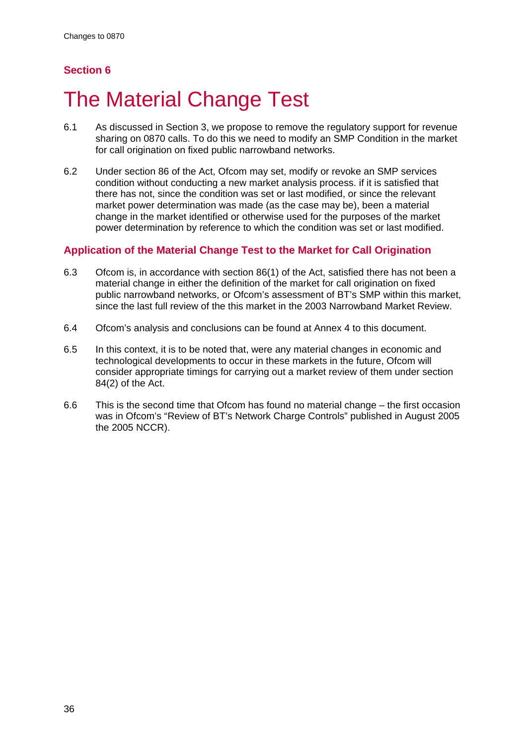Section 6

# The Material Change Test

6.1 As discussed in Section 3, we propose to remove the regulatory support for revenue sharing on 0870 calls. To do this we need to modify an SMP Condition in the market for call origination on fixed public narrowband networks.

6.2 Under section 86 of the Act, Ofcom may set, modify or revoke an SMP services condition without conducting a new market analysis process. if it is satisfied that there has not, since the condition was set or last modified, or since the relevant market power determination was made (as the case may be), been a material change in the market identified or otherwise used for the purposes of the market power determination by reference to which the condition was set or last modified.

## Application of the Material Change Test to the Market for Call Origination

6.3 Ofcom is, in accordance with section 86(1) of the Act, satisfied there has not been a material change in either the definition of the market for call origination on fixed public narrowband networks, or Ofcom's assessment of BT's SMP within this market, since the last full review of the this market in the 2003 Narrowband Market Review.

6.4 Ofcom's analysis and conclusions can be found at Annex 4 to this document.

6.5 In this context, it is to be noted that, were any material changes in economic and technological developments to occur in these markets in the future, Ofcom will consider appropriate timings for carrying out a market review of them under section 84(2) of the Act.

6.6 This is the second time that Ofcom has found no material change – the first occasion was in Ofcom's "Review of BT's Network Charge Controls" published in August 2005 the 2005 NCCR).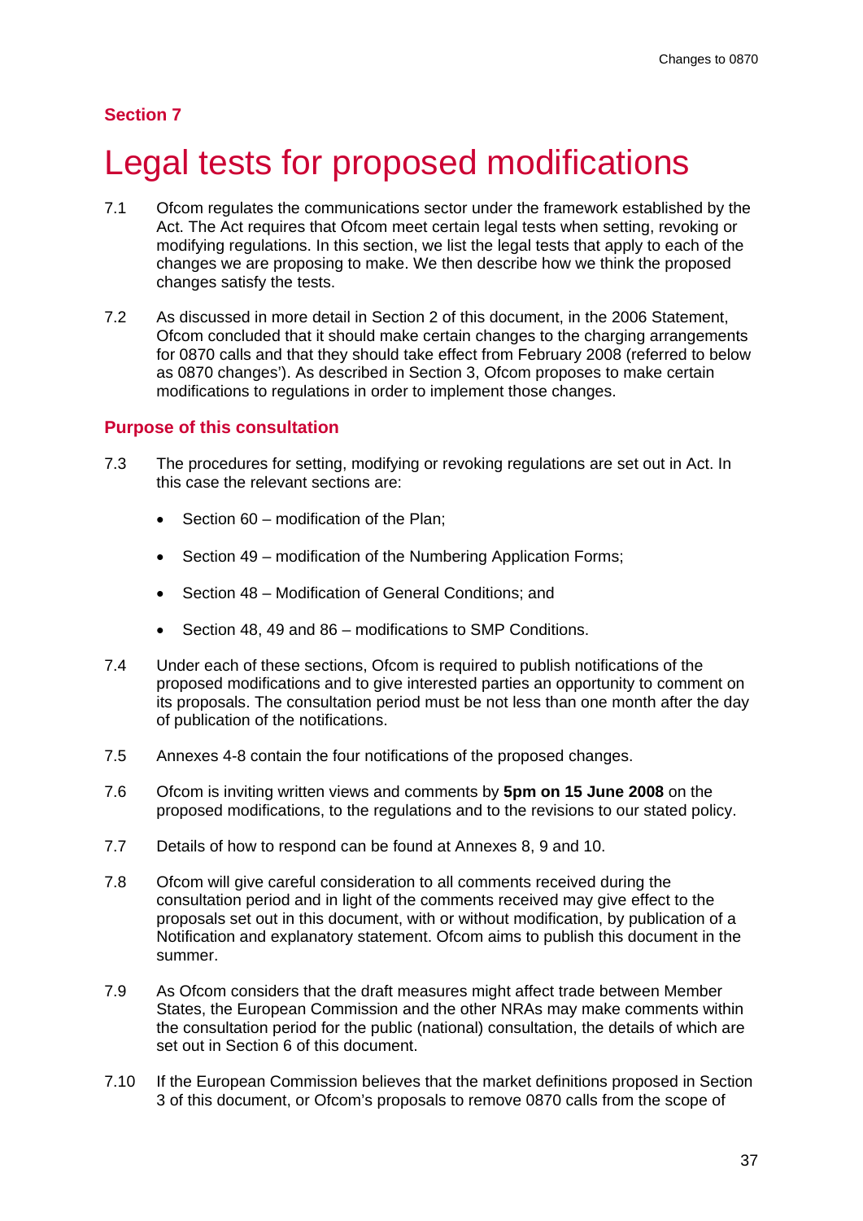## Section 7

# Legal tests for proposed modifications

7.1 Ofcom regulates the communications sector under the framework established by the Act. The Act requires that Ofcom meet certain legal tests when setting, revoking or modifying regulations. In this section, we list the legal tests that apply to each of the changes we are proposing to make. We then describe how we think the proposed changes satisfy the tests.

7.2 As discussed in more detail in Section 2 of this document, in the 2006 Statement, Ofcom concluded that it should make certain changes to the charging arrangements for 0870 calls and that they should take effect from February 2008 (referred to below as 0870 changes'). As described in Section 3, Ofcom proposes to make certain modifications to regulations in order to implement those changes.

### Purpose of this consultation

7.3 The procedures for setting, modifying or revoking regulations are set out in Act. In this case the relevant sections are:

- Section 60 – modification of the Plan;
- Section 49 – modification of the Numbering Application Forms;
- Section 48 – Modification of General Conditions; and
- Section 48, 49 and 86 – modifications to SMP Conditions.

7.4 Under each of these sections, Ofcom is required to publish notifications of the proposed modifications and to give interested parties an opportunity to comment on its proposals. The consultation period must be not less than one month after the day of publication of the notifications.

7.5 Annexes 4-8 contain the four notifications of the proposed changes.

7.6 Ofcom is inviting written views and comments by **5pm on 15 June 2008** on the proposed modifications, to the regulations and to the revisions to our stated policy.

7.7 Details of how to respond can be found at Annexes 8, 9 and 10.

7.8 Ofcom will give careful consideration to all comments received during the consultation period and in light of the comments received may give effect to the proposals set out in this document, with or without modification, by publication of a Notification and explanatory statement. Ofcom aims to publish this document in the summer.

7.9 As Ofcom considers that the draft measures might affect trade between Member States, the European Commission and the other NRAs may make comments within the consultation period for the public (national) consultation, the details of which are set out in Section 6 of this document.

7.10 If the European Commission believes that the market definitions proposed in Section 3 of this document, or Ofcom's proposals to remove 0870 calls from the scope of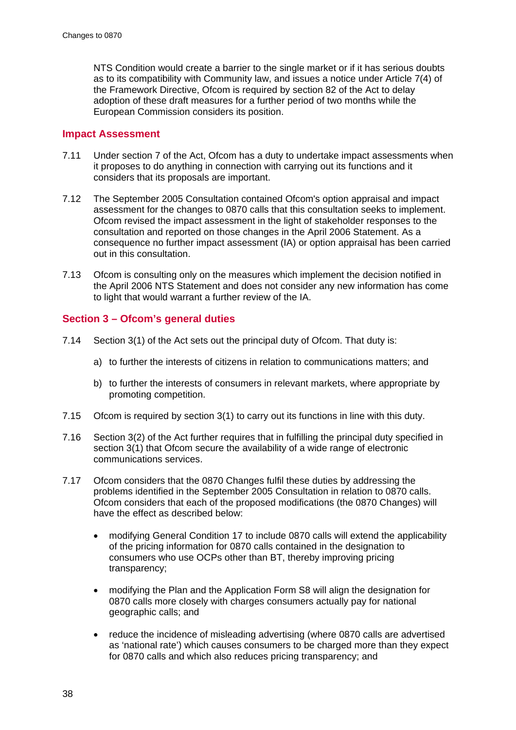NTS Condition would create a barrier to the single market or if it has serious doubts as to its compatibility with Community law, and issues a notice under Article 7(4) of the Framework Directive, Ofcom is required by section 82 of the Act to delay adoption of these draft measures for a further period of two months while the European Commission considers its position.

## Impact Assessment

7.11 Under section 7 of the Act, Ofcom has a duty to undertake impact assessments when it proposes to do anything in connection with carrying out its functions and it considers that its proposals are important.

7.12 The September 2005 Consultation contained Ofcom's option appraisal and impact assessment for the changes to 0870 calls that this consultation seeks to implement. Ofcom revised the impact assessment in the light of stakeholder responses to the consultation and reported on those changes in the April 2006 Statement. As a consequence no further impact assessment (IA) or option appraisal has been carried out in this consultation.

7.13 Ofcom is consulting only on the measures which implement the decision notified in the April 2006 NTS Statement and does not consider any new information has come to light that would warrant a further review of the IA.

## Section 3 – Ofcom's general duties

7.14 Section 3(1) of the Act sets out the principal duty of Ofcom. That duty is:

a) to further the interests of citizens in relation to communications matters; and

b) to further the interests of consumers in relevant markets, where appropriate by promoting competition.

7.15 Ofcom is required by section 3(1) to carry out its functions in line with this duty.

7.16 Section 3(2) of the Act further requires that in fulfilling the principal duty specified in section 3(1) that Ofcom secure the availability of a wide range of electronic communications services.

7.17 Ofcom considers that the 0870 Changes fulfil these duties by addressing the problems identified in the September 2005 Consultation in relation to 0870 calls. Ofcom considers that each of the proposed modifications (the 0870 Changes) will have the effect as described below:

- modifying General Condition 17 to include 0870 calls will extend the applicability of the pricing information for 0870 calls contained in the designation to consumers who use OCPs other than BT, thereby improving pricing transparency;
- modifying the Plan and the Application Form S8 will align the designation for 0870 calls more closely with charges consumers actually pay for national geographic calls; and
- reduce the incidence of misleading advertising (where 0870 calls are advertised as 'national rate') which causes consumers to be charged more than they expect for 0870 calls and which also reduces pricing transparency; and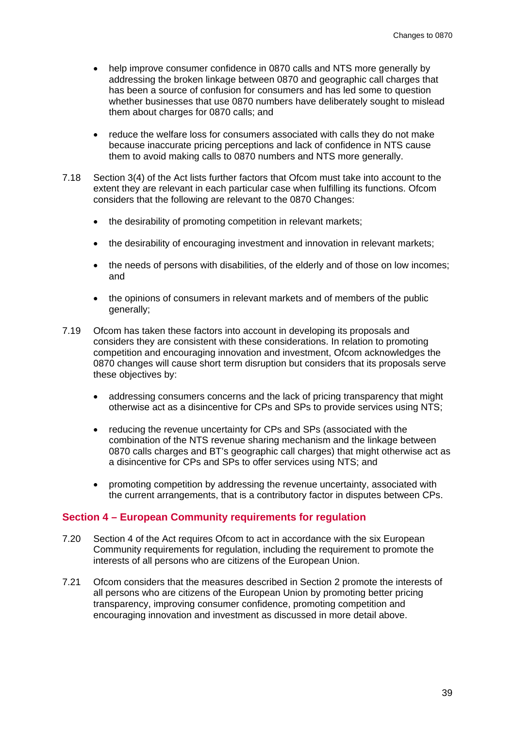- help improve consumer confidence in 0870 calls and NTS more generally by addressing the broken linkage between 0870 and geographic call charges that has been a source of confusion for consumers and has led some to question whether businesses that use 0870 numbers have deliberately sought to mislead them about charges for 0870 calls; and

- reduce the welfare loss for consumers associated with calls they do not make because inaccurate pricing perceptions and lack of confidence in NTS cause them to avoid making calls to 0870 numbers and NTS more generally.

7.18 Section 3(4) of the Act lists further factors that Ofcom must take into account to the extent they are relevant in each particular case when fulfilling its functions. Ofcom considers that the following are relevant to the 0870 Changes:

- the desirability of promoting competition in relevant markets;

- the desirability of encouraging investment and innovation in relevant markets;

- the needs of persons with disabilities, of the elderly and of those on low incomes; and

- the opinions of consumers in relevant markets and of members of the public generally;

7.19 Ofcom has taken these factors into account in developing its proposals and considers they are consistent with these considerations. In relation to promoting competition and encouraging innovation and investment, Ofcom acknowledges the 0870 changes will cause short term disruption but considers that its proposals serve these objectives by:

- addressing consumers concerns and the lack of pricing transparency that might otherwise act as a disincentive for CPs and SPs to provide services using NTS;

- reducing the revenue uncertainty for CPs and SPs (associated with the combination of the NTS revenue sharing mechanism and the linkage between 0870 calls charges and BT's geographic call charges) that might otherwise act as a disincentive for CPs and SPs to offer services using NTS; and

- promoting competition by addressing the revenue uncertainty, associated with the current arrangements, that is a contributory factor in disputes between CPs.

## Section 4 – European Community requirements for regulation

7.20 Section 4 of the Act requires Ofcom to act in accordance with the six European Community requirements for regulation, including the requirement to promote the interests of all persons who are citizens of the European Union.

7.21 Ofcom considers that the measures described in Section 2 promote the interests of all persons who are citizens of the European Union by promoting better pricing transparency, improving consumer confidence, promoting competition and encouraging innovation and investment as discussed in more detail above.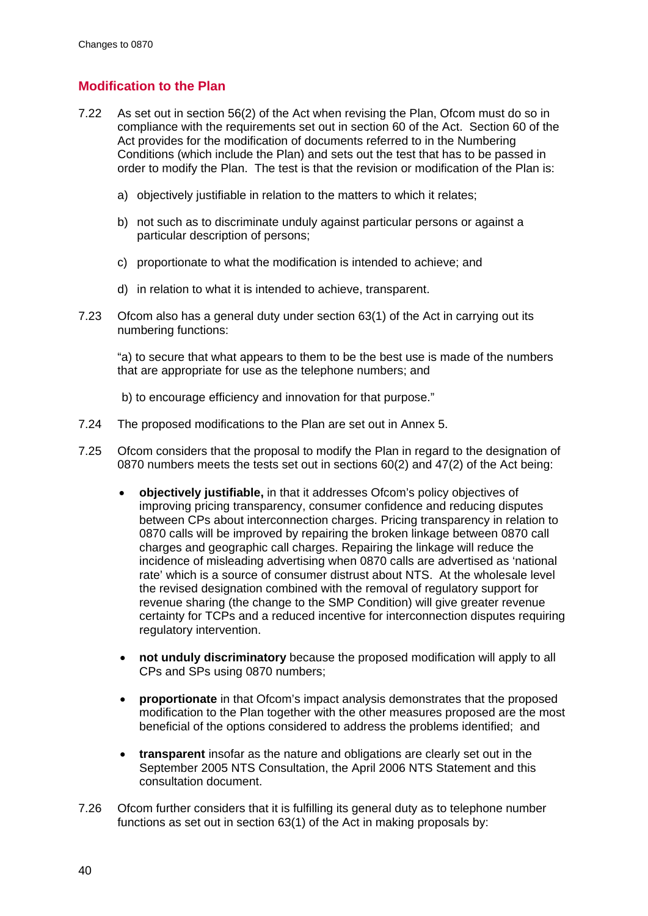## Modification to the Plan

7.22 As set out in section 56(2) of the Act when revising the Plan, Ofcom must do so in compliance with the requirements set out in section 60 of the Act. Section 60 of the Act provides for the modification of documents referred to in the Numbering Conditions (which include the Plan) and sets out the test that has to be passed in order to modify the Plan. The test is that the revision or modification of the Plan is:

a) objectively justifiable in relation to the matters to which it relates;

b) not such as to discriminate unduly against particular persons or against a particular description of persons;

c) proportionate to what the modification is intended to achieve; and

d) in relation to what it is intended to achieve, transparent.

7.23 Ofcom also has a general duty under section 63(1) of the Act in carrying out its numbering functions:

"a) to secure that what appears to them to be the best use is made of the numbers that are appropriate for use as the telephone numbers; and

b) to encourage efficiency and innovation for that purpose."

7.24 The proposed modifications to the Plan are set out in Annex 5.

7.25 Ofcom considers that the proposal to modify the Plan in regard to the designation of 0870 numbers meets the tests set out in sections 60(2) and 47(2) of the Act being:

- **objectively justifiable,** in that it addresses Ofcom's policy objectives of improving pricing transparency, consumer confidence and reducing disputes between CPs about interconnection charges. Pricing transparency in relation to 0870 calls will be improved by repairing the broken linkage between 0870 call charges and geographic call charges. Repairing the linkage will reduce the incidence of misleading advertising when 0870 calls are advertised as 'national rate' which is a source of consumer distrust about NTS. At the wholesale level the revised designation combined with the removal of regulatory support for revenue sharing (the change to the SMP Condition) will give greater revenue certainty for TCPs and a reduced incentive for interconnection disputes requiring regulatory intervention.

- **not unduly discriminatory** because the proposed modification will apply to all CPs and SPs using 0870 numbers;

- **proportionate** in that Ofcom's impact analysis demonstrates that the proposed modification to the Plan together with the other measures proposed are the most beneficial of the options considered to address the problems identified; and

- **transparent** insofar as the nature and obligations are clearly set out in the September 2005 NTS Consultation, the April 2006 NTS Statement and this consultation document.

7.26 Ofcom further considers that it is fulfilling its general duty as to telephone number functions as set out in section 63(1) of the Act in making proposals by: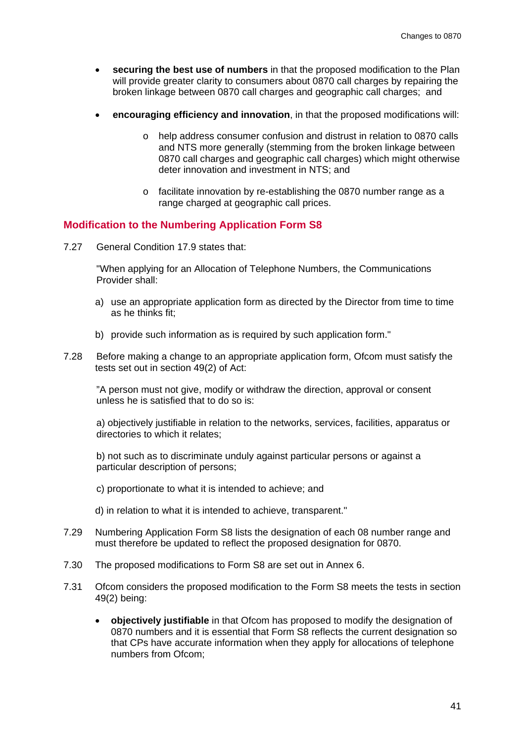- **securing the best use of numbers** in that the proposed modification to the Plan will provide greater clarity to consumers about 0870 call charges by repairing the broken linkage between 0870 call charges and geographic call charges; and

- **encouraging efficiency and innovation**, in that the proposed modifications will:

  - help address consumer confusion and distrust in relation to 0870 calls and NTS more generally (stemming from the broken linkage between 0870 call charges and geographic call charges) which might otherwise deter innovation and investment in NTS; and

  - facilitate innovation by re-establishing the 0870 number range as a range charged at geographic call prices.

## Modification to the Numbering Application Form S8

7.27 General Condition 17.9 states that:

"When applying for an Allocation of Telephone Numbers, the Communications Provider shall:

a) use an appropriate application form as directed by the Director from time to time as he thinks fit;

b) provide such information as is required by such application form."

7.28 Before making a change to an appropriate application form, Ofcom must satisfy the tests set out in section 49(2) of Act:

"A person must not give, modify or withdraw the direction, approval or consent unless he is satisfied that to do so is:

a) objectively justifiable in relation to the networks, services, facilities, apparatus or directories to which it relates;

b) not such as to discriminate unduly against particular persons or against a particular description of persons;

c) proportionate to what it is intended to achieve; and

d) in relation to what it is intended to achieve, transparent."

7.29 Numbering Application Form S8 lists the designation of each 08 number range and must therefore be updated to reflect the proposed designation for 0870.

7.30 The proposed modifications to Form S8 are set out in Annex 6.

7.31 Ofcom considers the proposed modification to the Form S8 meets the tests in section 49(2) being:

- **objectively justifiable** in that Ofcom has proposed to modify the designation of 0870 numbers and it is essential that Form S8 reflects the current designation so that CPs have accurate information when they apply for allocations of telephone numbers from Ofcom;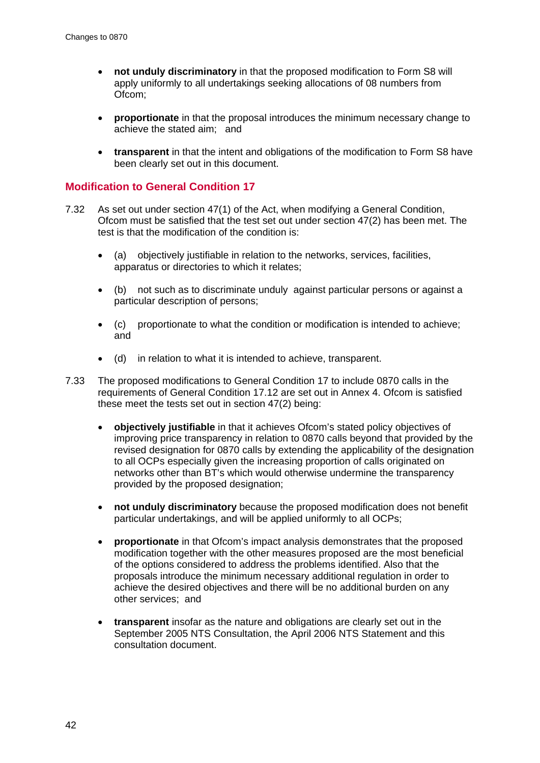- **not unduly discriminatory** in that the proposed modification to Form S8 will apply uniformly to all undertakings seeking allocations of 08 numbers from Ofcom;

- **proportionate** in that the proposal introduces the minimum necessary change to achieve the stated aim; and

- **transparent** in that the intent and obligations of the modification to Form S8 have been clearly set out in this document.

## Modification to General Condition 17

7.32 As set out under section 47(1) of the Act, when modifying a General Condition, Ofcom must be satisfied that the test set out under section 47(2) has been met. The test is that the modification of the condition is:

- (a) objectively justifiable in relation to the networks, services, facilities, apparatus or directories to which it relates;

- (b) not such as to discriminate unduly against particular persons or against a particular description of persons;

- (c) proportionate to what the condition or modification is intended to achieve; and

- (d) in relation to what it is intended to achieve, transparent.

7.33 The proposed modifications to General Condition 17 to include 0870 calls in the requirements of General Condition 17.12 are set out in Annex 4. Ofcom is satisfied these meet the tests set out in section 47(2) being:

- **objectively justifiable** in that it achieves Ofcom's stated policy objectives of improving price transparency in relation to 0870 calls beyond that provided by the revised designation for 0870 calls by extending the applicability of the designation to all OCPs especially given the increasing proportion of calls originated on networks other than BT's which would otherwise undermine the transparency provided by the proposed designation;

- **not unduly discriminatory** because the proposed modification does not benefit particular undertakings, and will be applied uniformly to all OCPs;

- **proportionate** in that Ofcom's impact analysis demonstrates that the proposed modification together with the other measures proposed are the most beneficial of the options considered to address the problems identified. Also that the proposals introduce the minimum necessary additional regulation in order to achieve the desired objectives and there will be no additional burden on any other services; and

- **transparent** insofar as the nature and obligations are clearly set out in the September 2005 NTS Consultation, the April 2006 NTS Statement and this consultation document.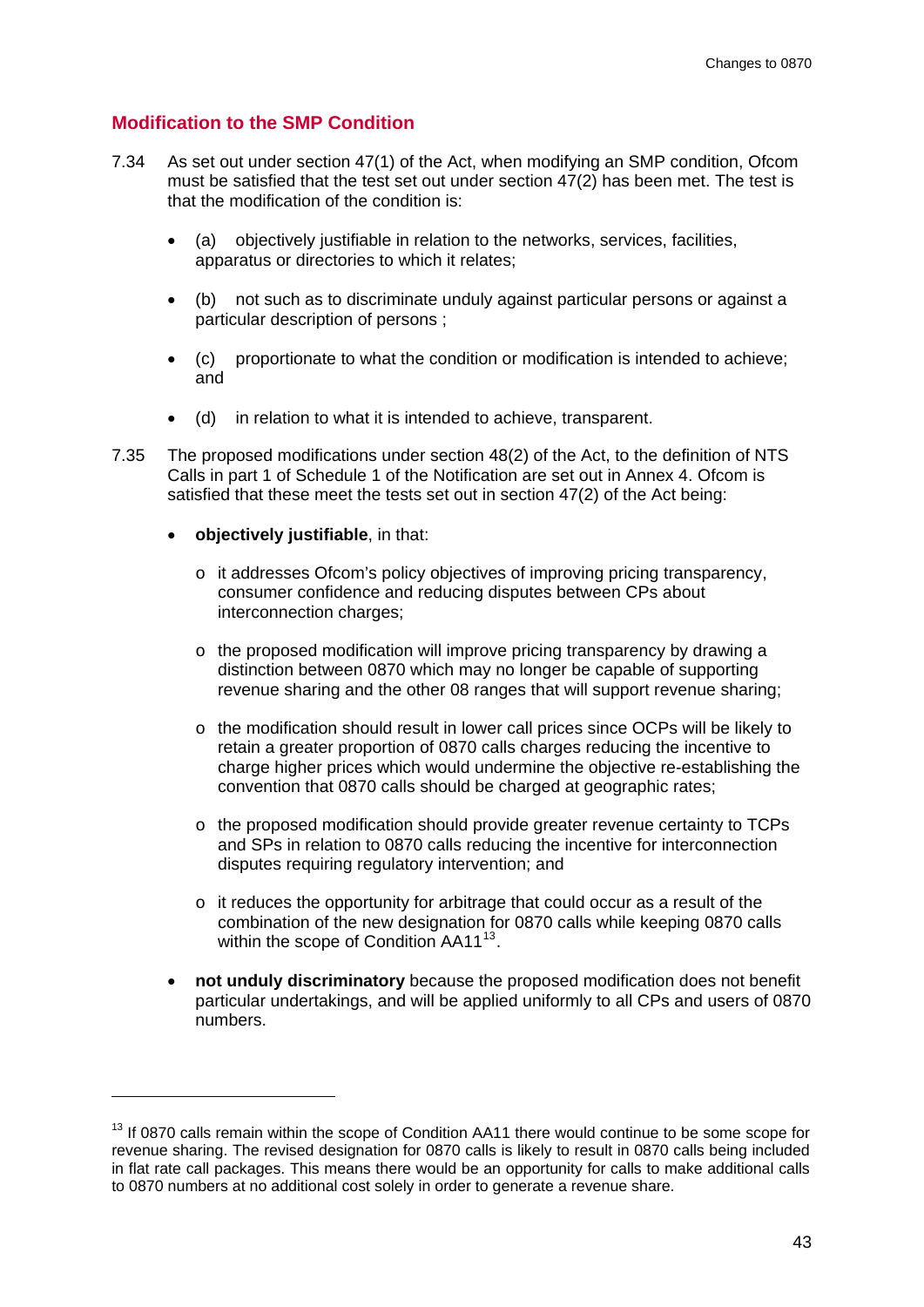## Modification to the SMP Condition

7.34 As set out under section 47(1) of the Act, when modifying an SMP condition, Ofcom must be satisfied that the test set out under section 47(2) has been met. The test is that the modification of the condition is:

- (a) objectively justifiable in relation to the networks, services, facilities, apparatus or directories to which it relates;
- (b) not such as to discriminate unduly against particular persons or against a particular description of persons ;
- (c) proportionate to what the condition or modification is intended to achieve; and
- (d) in relation to what it is intended to achieve, transparent.

7.35 The proposed modifications under section 48(2) of the Act, to the definition of NTS Calls in part 1 of Schedule 1 of the Notification are set out in Annex 4. Ofcom is satisfied that these meet the tests set out in section 47(2) of the Act being:

- **objectively justifiable**, in that:
  - o it addresses Ofcom's policy objectives of improving pricing transparency, consumer confidence and reducing disputes between CPs about interconnection charges;
  - o the proposed modification will improve pricing transparency by drawing a distinction between 0870 which may no longer be capable of supporting revenue sharing and the other 08 ranges that will support revenue sharing;
  - o the modification should result in lower call prices since OCPs will be likely to retain a greater proportion of 0870 calls charges reducing the incentive to charge higher prices which would undermine the objective re-establishing the convention that 0870 calls should be charged at geographic rates;
  - o the proposed modification should provide greater revenue certainty to TCPs and SPs in relation to 0870 calls reducing the incentive for interconnection disputes requiring regulatory intervention; and
  - o it reduces the opportunity for arbitrage that could occur as a result of the combination of the new designation for 0870 calls while keeping 0870 calls within the scope of Condition AA11[13].
- **not unduly discriminatory** because the proposed modification does not benefit particular undertakings, and will be applied uniformly to all CPs and users of 0870 numbers.

[13] If 0870 calls remain within the scope of Condition AA11 there would continue to be some scope for revenue sharing. The revised designation for 0870 calls is likely to result in 0870 calls being included in flat rate call packages. This means there would be an opportunity for calls to make additional calls to 0870 numbers at no additional cost solely in order to generate a revenue share.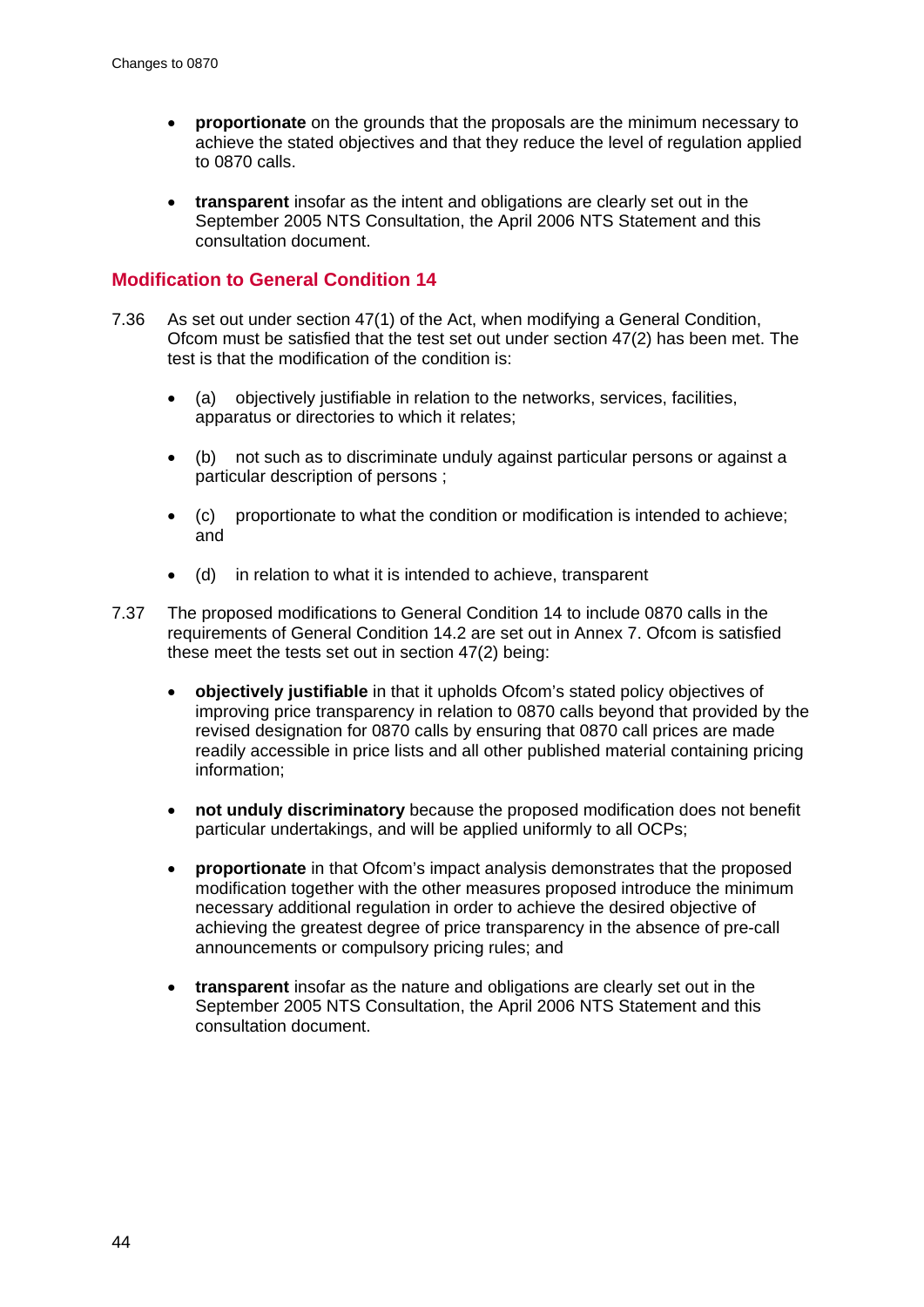- **proportionate** on the grounds that the proposals are the minimum necessary to achieve the stated objectives and that they reduce the level of regulation applied to 0870 calls.

- **transparent** insofar as the intent and obligations are clearly set out in the September 2005 NTS Consultation, the April 2006 NTS Statement and this consultation document.

## Modification to General Condition 14

7.36 As set out under section 47(1) of the Act, when modifying a General Condition, Ofcom must be satisfied that the test set out under section 47(2) has been met. The test is that the modification of the condition is:

- (a) objectively justifiable in relation to the networks, services, facilities, apparatus or directories to which it relates;

- (b) not such as to discriminate unduly against particular persons or against a particular description of persons ;

- (c) proportionate to what the condition or modification is intended to achieve; and

- (d) in relation to what it is intended to achieve, transparent

7.37 The proposed modifications to General Condition 14 to include 0870 calls in the requirements of General Condition 14.2 are set out in Annex 7. Ofcom is satisfied these meet the tests set out in section 47(2) being:

- **objectively justifiable** in that it upholds Ofcom's stated policy objectives of improving price transparency in relation to 0870 calls beyond that provided by the revised designation for 0870 calls by ensuring that 0870 call prices are made readily accessible in price lists and all other published material containing pricing information;

- **not unduly discriminatory** because the proposed modification does not benefit particular undertakings, and will be applied uniformly to all OCPs;

- **proportionate** in that Ofcom's impact analysis demonstrates that the proposed modification together with the other measures proposed introduce the minimum necessary additional regulation in order to achieve the desired objective of achieving the greatest degree of price transparency in the absence of pre-call announcements or compulsory pricing rules; and

- **transparent** insofar as the nature and obligations are clearly set out in the September 2005 NTS Consultation, the April 2006 NTS Statement and this consultation document.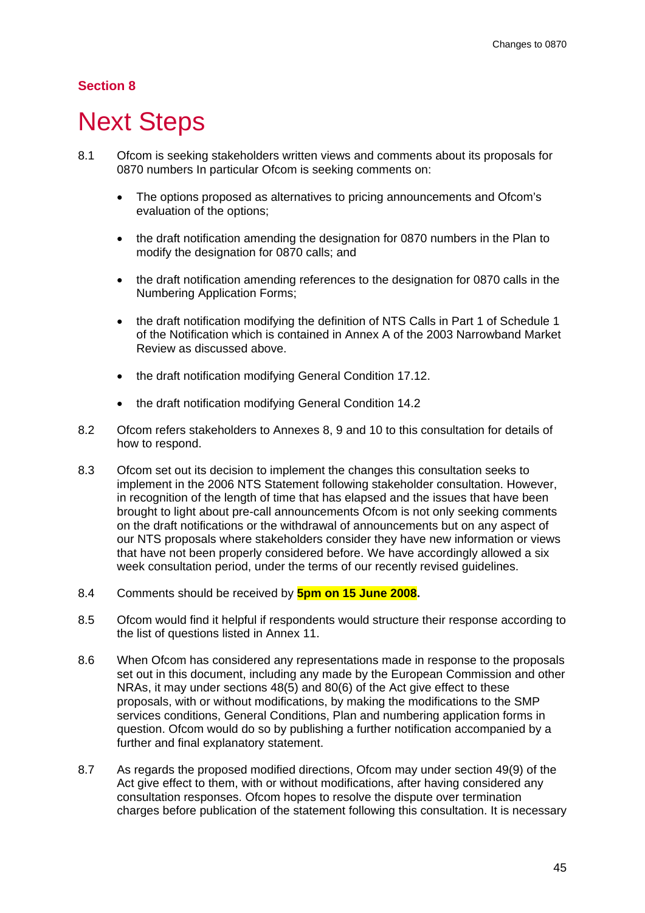## Section 8

# Next Steps

8.1 Ofcom is seeking stakeholders written views and comments about its proposals for 0870 numbers In particular Ofcom is seeking comments on:

- The options proposed as alternatives to pricing announcements and Ofcom's evaluation of the options;
- the draft notification amending the designation for 0870 numbers in the Plan to modify the designation for 0870 calls; and
- the draft notification amending references to the designation for 0870 calls in the Numbering Application Forms;
- the draft notification modifying the definition of NTS Calls in Part 1 of Schedule 1 of the Notification which is contained in Annex A of the 2003 Narrowband Market Review as discussed above.
- the draft notification modifying General Condition 17.12.
- the draft notification modifying General Condition 14.2

8.2 Ofcom refers stakeholders to Annexes 8, 9 and 10 to this consultation for details of how to respond.

8.3 Ofcom set out its decision to implement the changes this consultation seeks to implement in the 2006 NTS Statement following stakeholder consultation. However, in recognition of the length of time that has elapsed and the issues that have been brought to light about pre-call announcements Ofcom is not only seeking comments on the draft notifications or the withdrawal of announcements but on any aspect of our NTS proposals where stakeholders consider they have new information or views that have not been properly considered before. We have accordingly allowed a six week consultation period, under the terms of our recently revised guidelines.

8.4 Comments should be received by **5pm on 15 June 2008.**

8.5 Ofcom would find it helpful if respondents would structure their response according to the list of questions listed in Annex 11.

8.6 When Ofcom has considered any representations made in response to the proposals set out in this document, including any made by the European Commission and other NRAs, it may under sections 48(5) and 80(6) of the Act give effect to these proposals, with or without modifications, by making the modifications to the SMP services conditions, General Conditions, Plan and numbering application forms in question. Ofcom would do so by publishing a further notification accompanied by a further and final explanatory statement.

8.7 As regards the proposed modified directions, Ofcom may under section 49(9) of the Act give effect to them, with or without modifications, after having considered any consultation responses. Ofcom hopes to resolve the dispute over termination charges before publication of the statement following this consultation. It is necessary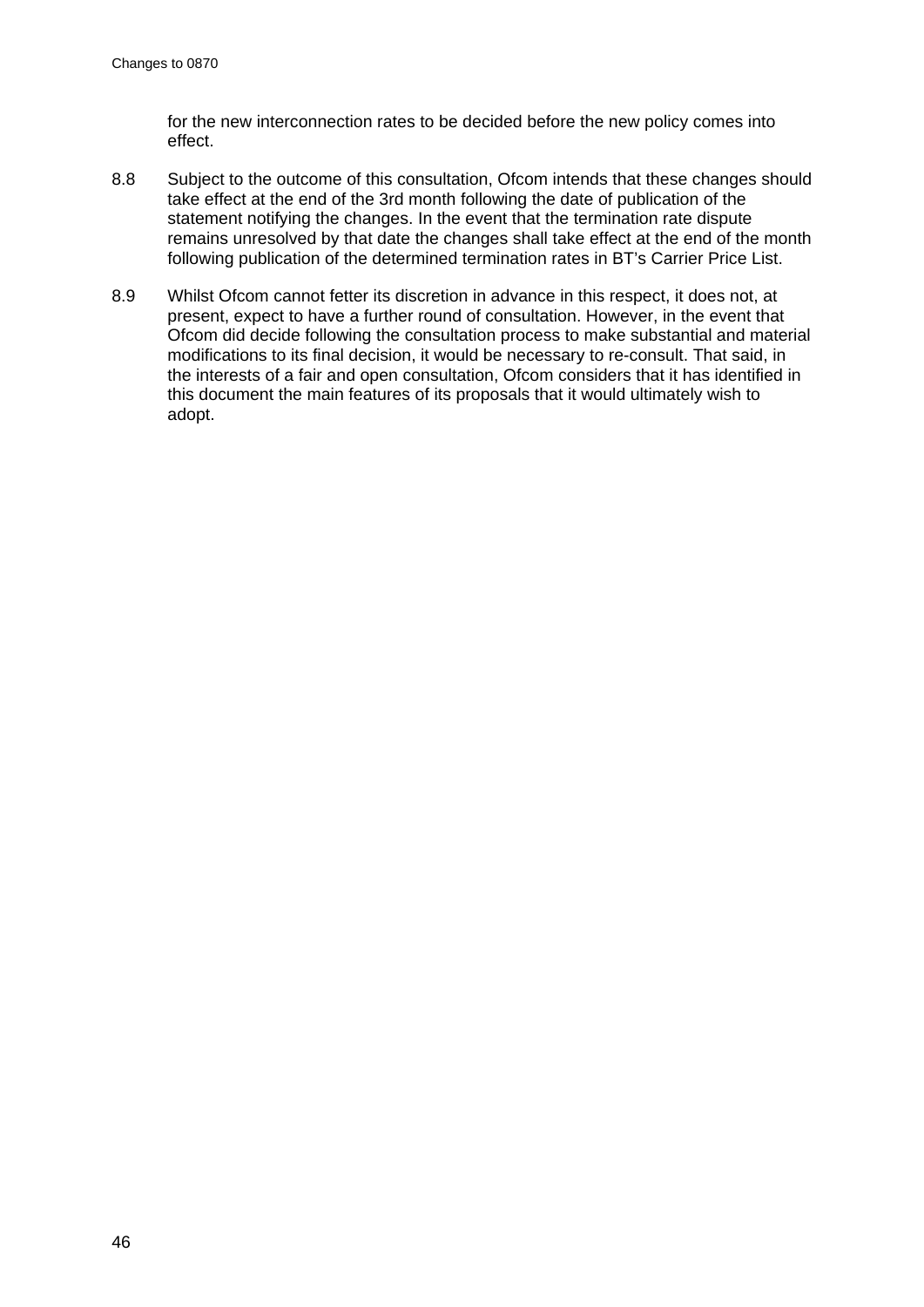for the new interconnection rates to be decided before the new policy comes into effect.

8.8 Subject to the outcome of this consultation, Ofcom intends that these changes should take effect at the end of the 3rd month following the date of publication of the statement notifying the changes. In the event that the termination rate dispute remains unresolved by that date the changes shall take effect at the end of the month following publication of the determined termination rates in BT's Carrier Price List.

8.9 Whilst Ofcom cannot fetter its discretion in advance in this respect, it does not, at present, expect to have a further round of consultation. However, in the event that Ofcom did decide following the consultation process to make substantial and material modifications to its final decision, it would be necessary to re-consult. That said, in the interests of a fair and open consultation, Ofcom considers that it has identified in this document the main features of its proposals that it would ultimately wish to adopt.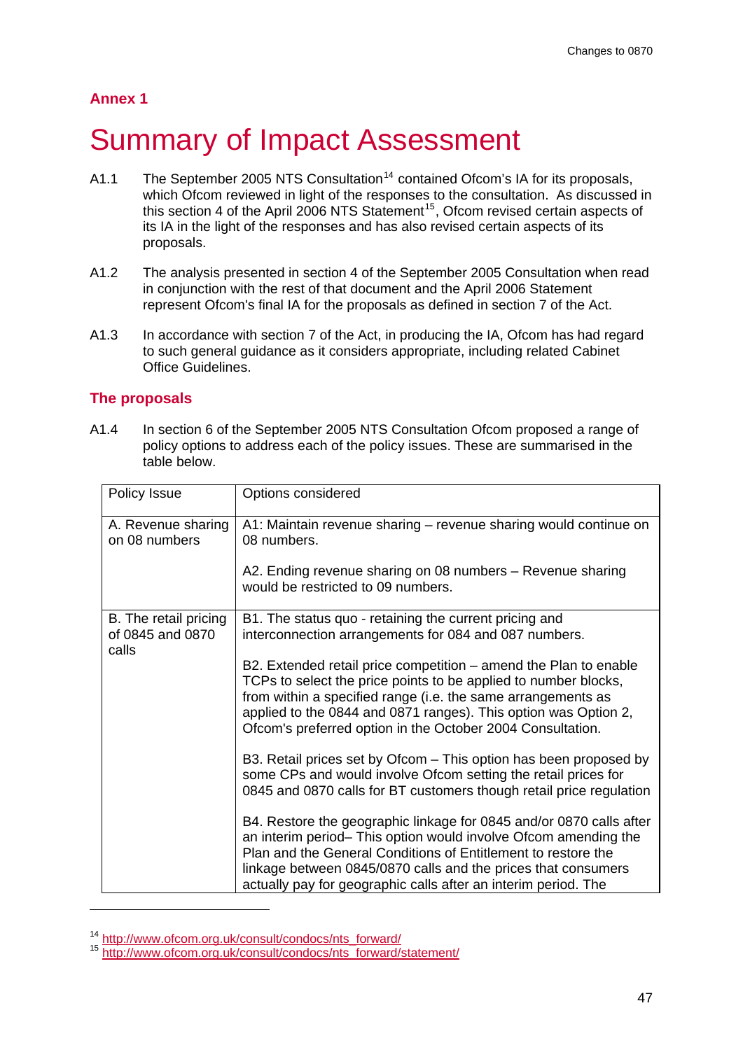## Annex 1

# Summary of Impact Assessment

A1.1 The September 2005 NTS Consultation[14] contained Ofcom's IA for its proposals, which Ofcom reviewed in light of the responses to the consultation. As discussed in this section 4 of the April 2006 NTS Statement[15], Ofcom revised certain aspects of its IA in the light of the responses and has also revised certain aspects of its proposals.

A1.2 The analysis presented in section 4 of the September 2005 Consultation when read in conjunction with the rest of that document and the April 2006 Statement represent Ofcom's final IA for the proposals as defined in section 7 of the Act.

A1.3 In accordance with section 7 of the Act, in producing the IA, Ofcom has had regard to such general guidance as it considers appropriate, including related Cabinet Office Guidelines.

### The proposals

A1.4 In section 6 of the September 2005 NTS Consultation Ofcom proposed a range of policy options to address each of the policy issues. These are summarised in the table below.

| Policy Issue | Options considered |
|---|---|
| A. Revenue sharing on 08 numbers | A1: Maintain revenue sharing – revenue sharing would continue on 08 numbers.<br><br>A2. Ending revenue sharing on 08 numbers – Revenue sharing would be restricted to 09 numbers. |
| B. The retail pricing of 0845 and 0870 calls | B1. The status quo - retaining the current pricing and interconnection arrangements for 084 and 087 numbers.<br><br>B2. Extended retail price competition – amend the Plan to enable TCPs to select the price points to be applied to number blocks, from within a specified range (i.e. the same arrangements as applied to the 0844 and 0871 ranges). This option was Option 2, Ofcom's preferred option in the October 2004 Consultation.<br><br>B3. Retail prices set by Ofcom – This option has been proposed by some CPs and would involve Ofcom setting the retail prices for 0845 and 0870 calls for BT customers though retail price regulation<br><br>B4. Restore the geographic linkage for 0845 and/or 0870 calls after an interim period– This option would involve Ofcom amending the Plan and the General Conditions of Entitlement to restore the linkage between 0845/0870 calls and the prices that consumers actually pay for geographic calls after an interim period. The |

[14] http://www.ofcom.org.uk/consult/condocs/nts_forward/
[15] http://www.ofcom.org.uk/consult/condocs/nts_forward/statement/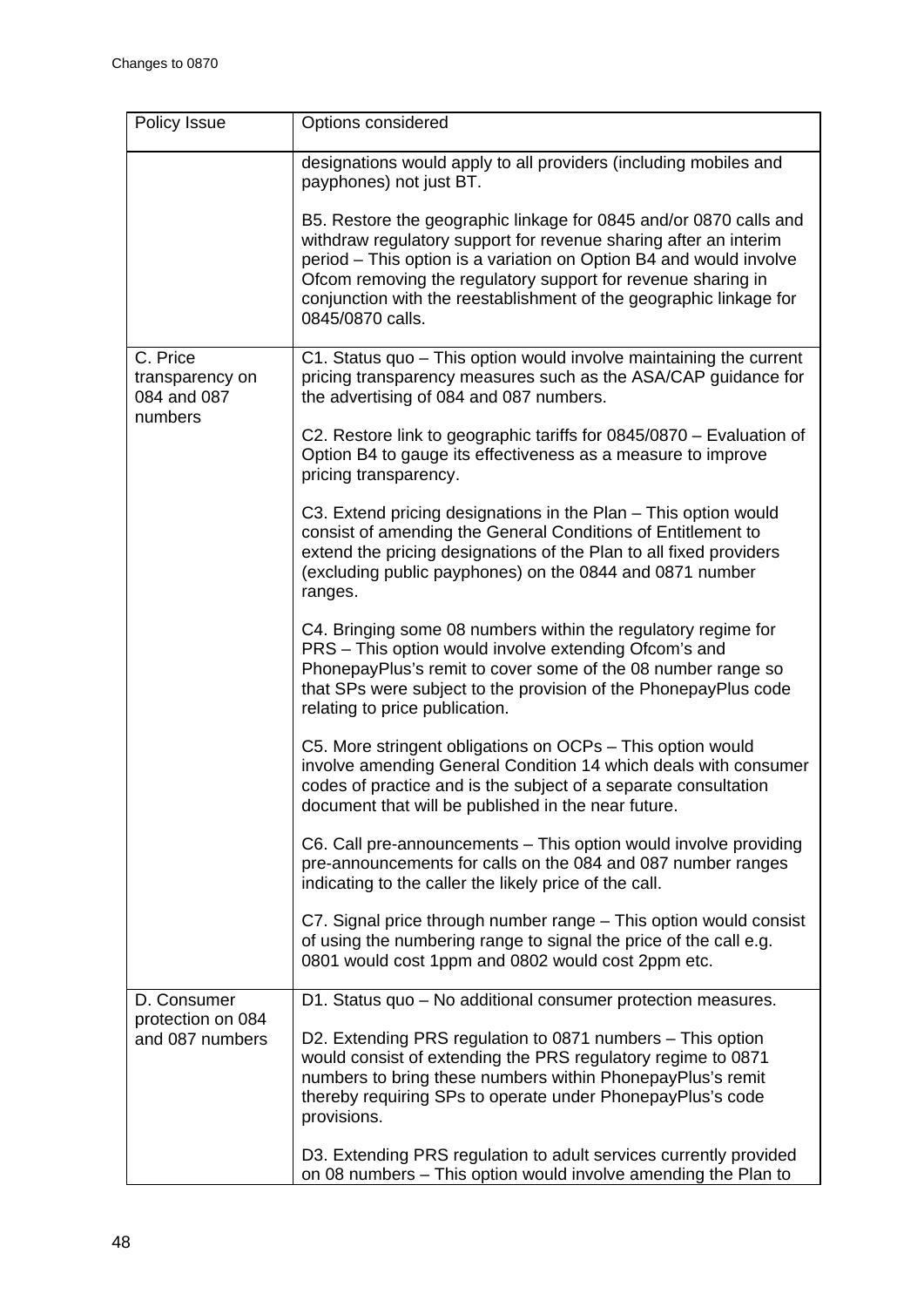| Policy Issue | Options considered |
|---|---|
| | designations would apply to all providers (including mobiles and payphones) not just BT.<br><br>B5. Restore the geographic linkage for 0845 and/or 0870 calls and withdraw regulatory support for revenue sharing after an interim period – This option is a variation on Option B4 and would involve Ofcom removing the regulatory support for revenue sharing in conjunction with the reestablishment of the geographic linkage for 0845/0870 calls. |
| C. Price transparency on 084 and 087 numbers | C1. Status quo – This option would involve maintaining the current pricing transparency measures such as the ASA/CAP guidance for the advertising of 084 and 087 numbers.<br><br>C2. Restore link to geographic tariffs for 0845/0870 – Evaluation of Option B4 to gauge its effectiveness as a measure to improve pricing transparency.<br><br>C3. Extend pricing designations in the Plan – This option would consist of amending the General Conditions of Entitlement to extend the pricing designations of the Plan to all fixed providers (excluding public payphones) on the 0844 and 0871 number ranges.<br><br>C4. Bringing some 08 numbers within the regulatory regime for PRS – This option would involve extending Ofcom's and PhonepayPlus's remit to cover some of the 08 number range so that SPs were subject to the provision of the PhonepayPlus code relating to price publication.<br><br>C5. More stringent obligations on OCPs – This option would involve amending General Condition 14 which deals with consumer codes of practice and is the subject of a separate consultation document that will be published in the near future.<br><br>C6. Call pre-announcements – This option would involve providing pre-announcements for calls on the 084 and 087 number ranges indicating to the caller the likely price of the call.<br><br>C7. Signal price through number range – This option would consist of using the numbering range to signal the price of the call e.g. 0801 would cost 1ppm and 0802 would cost 2ppm etc. |
| D. Consumer protection on 084 and 087 numbers | D1. Status quo – No additional consumer protection measures.<br><br>D2. Extending PRS regulation to 0871 numbers – This option would consist of extending the PRS regulatory regime to 0871 numbers to bring these numbers within PhonepayPlus's remit thereby requiring SPs to operate under PhonepayPlus's code provisions.<br><br>D3. Extending PRS regulation to adult services currently provided on 08 numbers – This option would involve amending the Plan to |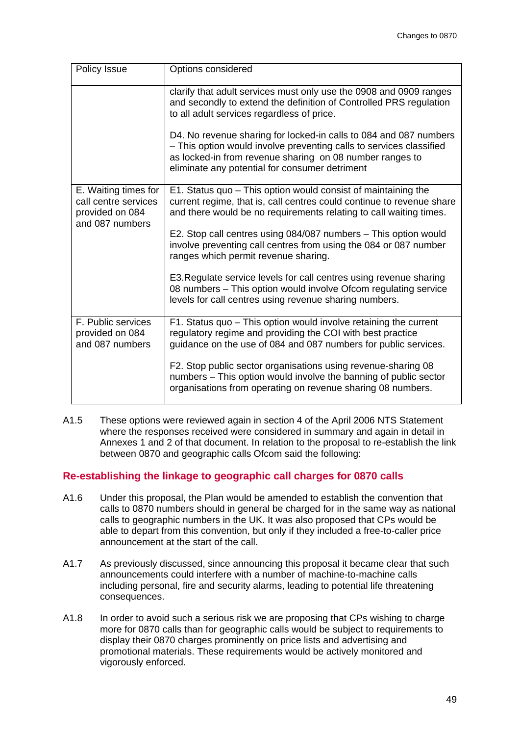| Policy Issue | Options considered |
|---|---|
| | clarify that adult services must only use the 0908 and 0909 ranges and secondly to extend the definition of Controlled PRS regulation to all adult services regardless of price.<br><br>D4. No revenue sharing for locked-in calls to 084 and 087 numbers – This option would involve preventing calls to services classified as locked-in from revenue sharing on 08 number ranges to eliminate any potential for consumer detriment |
| E. Waiting times for call centre services provided on 084 and 087 numbers | E1. Status quo – This option would consist of maintaining the current regime, that is, call centres could continue to revenue share and there would be no requirements relating to call waiting times.<br><br>E2. Stop call centres using 084/087 numbers – This option would involve preventing call centres from using the 084 or 087 number ranges which permit revenue sharing.<br><br>E3.Regulate service levels for call centres using revenue sharing 08 numbers – This option would involve Ofcom regulating service levels for call centres using revenue sharing numbers. |
| F. Public services provided on 084 and 087 numbers | F1. Status quo – This option would involve retaining the current regulatory regime and providing the COI with best practice guidance on the use of 084 and 087 numbers for public services.<br><br>F2. Stop public sector organisations using revenue-sharing 08 numbers – This option would involve the banning of public sector organisations from operating on revenue sharing 08 numbers. |

A1.5 These options were reviewed again in section 4 of the April 2006 NTS Statement where the responses received were considered in summary and again in detail in Annexes 1 and 2 of that document. In relation to the proposal to re-establish the link between 0870 and geographic calls Ofcom said the following:

### Re-establishing the linkage to geographic call charges for 0870 calls

A1.6 Under this proposal, the Plan would be amended to establish the convention that calls to 0870 numbers should in general be charged for in the same way as national calls to geographic numbers in the UK. It was also proposed that CPs would be able to depart from this convention, but only if they included a free-to-caller price announcement at the start of the call.

A1.7 As previously discussed, since announcing this proposal it became clear that such announcements could interfere with a number of machine-to-machine calls including personal, fire and security alarms, leading to potential life threatening consequences.

A1.8 In order to avoid such a serious risk we are proposing that CPs wishing to charge more for 0870 calls than for geographic calls would be subject to requirements to display their 0870 charges prominently on price lists and advertising and promotional materials. These requirements would be actively monitored and vigorously enforced.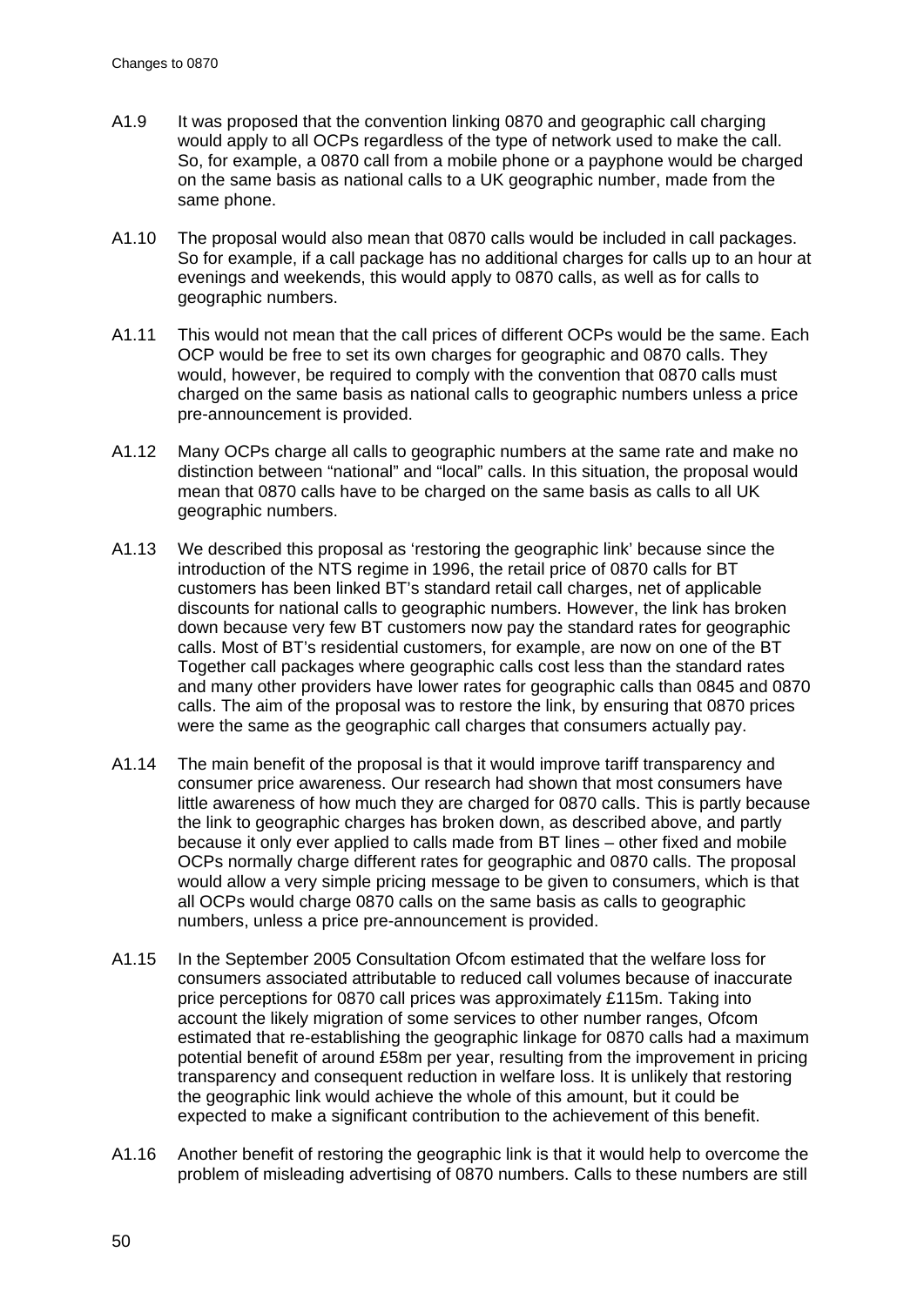A1.9 It was proposed that the convention linking 0870 and geographic call charging would apply to all OCPs regardless of the type of network used to make the call. So, for example, a 0870 call from a mobile phone or a payphone would be charged on the same basis as national calls to a UK geographic number, made from the same phone.

A1.10 The proposal would also mean that 0870 calls would be included in call packages. So for example, if a call package has no additional charges for calls up to an hour at evenings and weekends, this would apply to 0870 calls, as well as for calls to geographic numbers.

A1.11 This would not mean that the call prices of different OCPs would be the same. Each OCP would be free to set its own charges for geographic and 0870 calls. They would, however, be required to comply with the convention that 0870 calls must charged on the same basis as national calls to geographic numbers unless a price pre-announcement is provided.

A1.12 Many OCPs charge all calls to geographic numbers at the same rate and make no distinction between "national" and "local" calls. In this situation, the proposal would mean that 0870 calls have to be charged on the same basis as calls to all UK geographic numbers.

A1.13 We described this proposal as 'restoring the geographic link' because since the introduction of the NTS regime in 1996, the retail price of 0870 calls for BT customers has been linked BT's standard retail call charges, net of applicable discounts for national calls to geographic numbers. However, the link has broken down because very few BT customers now pay the standard rates for geographic calls. Most of BT's residential customers, for example, are now on one of the BT Together call packages where geographic calls cost less than the standard rates and many other providers have lower rates for geographic calls than 0845 and 0870 calls. The aim of the proposal was to restore the link, by ensuring that 0870 prices were the same as the geographic call charges that consumers actually pay.

A1.14 The main benefit of the proposal is that it would improve tariff transparency and consumer price awareness. Our research had shown that most consumers have little awareness of how much they are charged for 0870 calls. This is partly because the link to geographic charges has broken down, as described above, and partly because it only ever applied to calls made from BT lines – other fixed and mobile OCPs normally charge different rates for geographic and 0870 calls. The proposal would allow a very simple pricing message to be given to consumers, which is that all OCPs would charge 0870 calls on the same basis as calls to geographic numbers, unless a price pre-announcement is provided.

A1.15 In the September 2005 Consultation Ofcom estimated that the welfare loss for consumers associated attributable to reduced call volumes because of inaccurate price perceptions for 0870 call prices was approximately £115m. Taking into account the likely migration of some services to other number ranges, Ofcom estimated that re-establishing the geographic linkage for 0870 calls had a maximum potential benefit of around £58m per year, resulting from the improvement in pricing transparency and consequent reduction in welfare loss. It is unlikely that restoring the geographic link would achieve the whole of this amount, but it could be expected to make a significant contribution to the achievement of this benefit.

A1.16 Another benefit of restoring the geographic link is that it would help to overcome the problem of misleading advertising of 0870 numbers. Calls to these numbers are still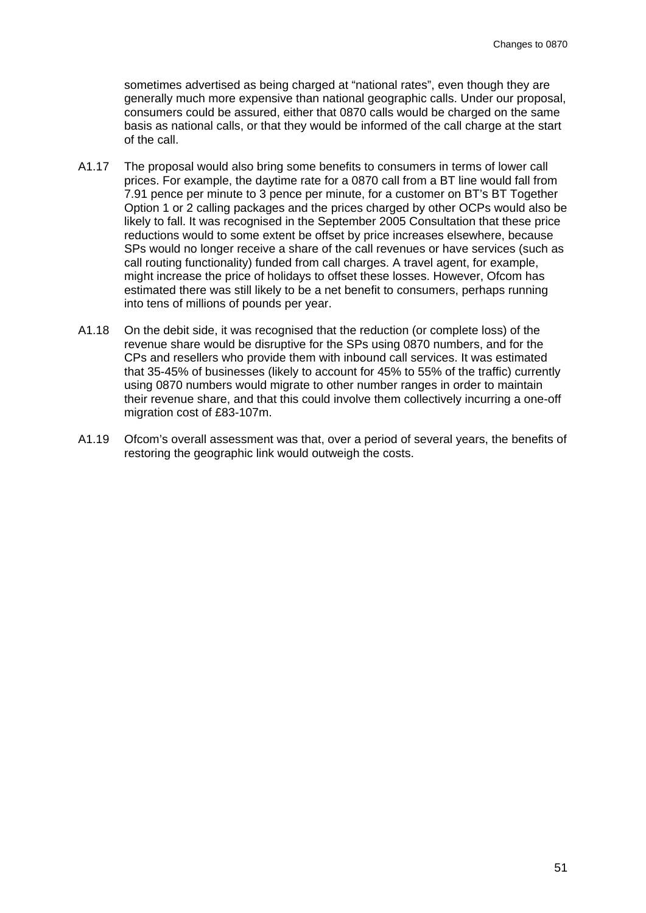sometimes advertised as being charged at "national rates", even though they are generally much more expensive than national geographic calls. Under our proposal, consumers could be assured, either that 0870 calls would be charged on the same basis as national calls, or that they would be informed of the call charge at the start of the call.

A1.17 The proposal would also bring some benefits to consumers in terms of lower call prices. For example, the daytime rate for a 0870 call from a BT line would fall from 7.91 pence per minute to 3 pence per minute, for a customer on BT's BT Together Option 1 or 2 calling packages and the prices charged by other OCPs would also be likely to fall. It was recognised in the September 2005 Consultation that these price reductions would to some extent be offset by price increases elsewhere, because SPs would no longer receive a share of the call revenues or have services (such as call routing functionality) funded from call charges. A travel agent, for example, might increase the price of holidays to offset these losses. However, Ofcom has estimated there was still likely to be a net benefit to consumers, perhaps running into tens of millions of pounds per year.

A1.18 On the debit side, it was recognised that the reduction (or complete loss) of the revenue share would be disruptive for the SPs using 0870 numbers, and for the CPs and resellers who provide them with inbound call services. It was estimated that 35-45% of businesses (likely to account for 45% to 55% of the traffic) currently using 0870 numbers would migrate to other number ranges in order to maintain their revenue share, and that this could involve them collectively incurring a one-off migration cost of £83-107m.

A1.19 Ofcom's overall assessment was that, over a period of several years, the benefits of restoring the geographic link would outweigh the costs.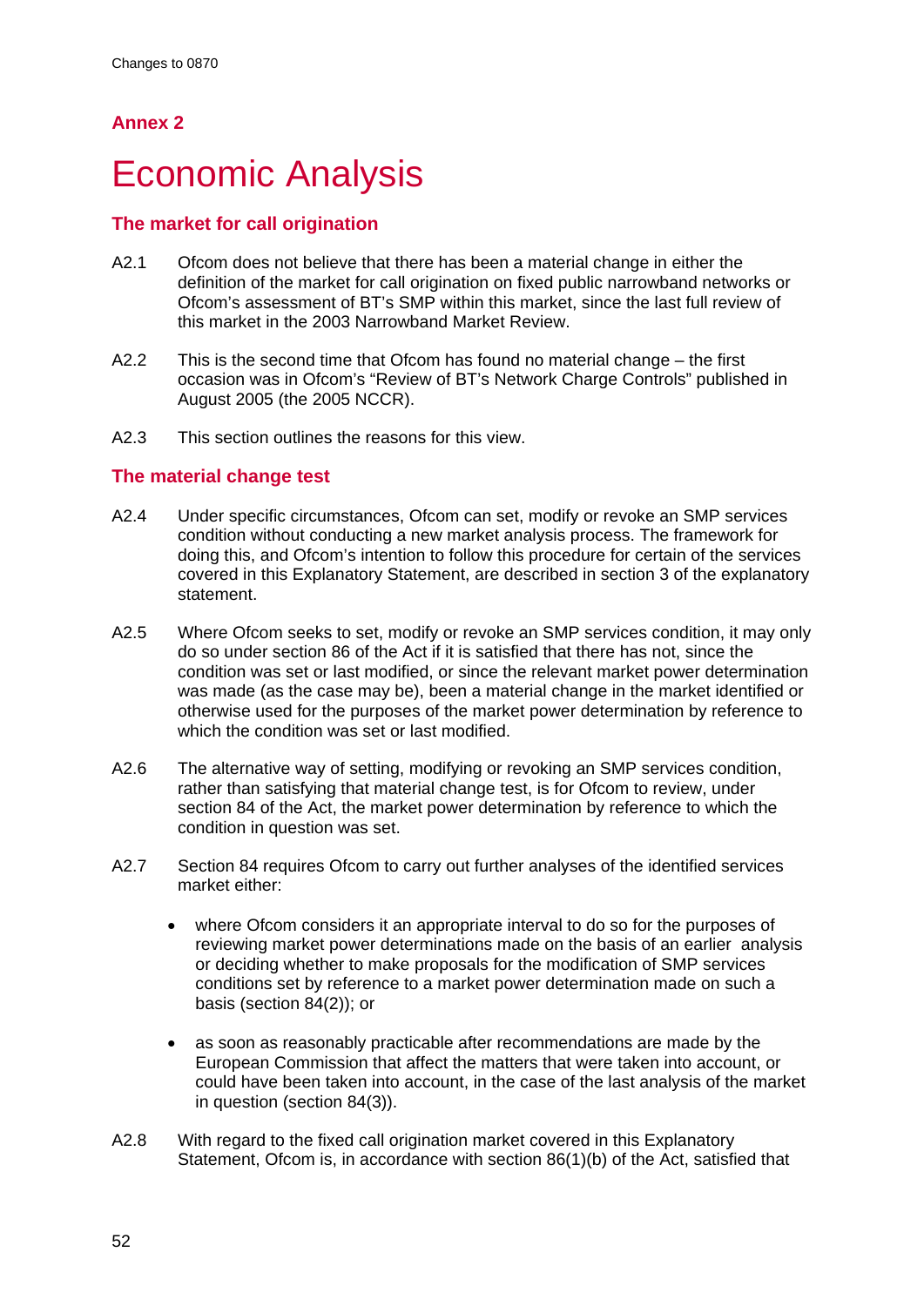## Annex 2

# Economic Analysis

### The market for call origination

A2.1 Ofcom does not believe that there has been a material change in either the definition of the market for call origination on fixed public narrowband networks or Ofcom's assessment of BT's SMP within this market, since the last full review of this market in the 2003 Narrowband Market Review.

A2.2 This is the second time that Ofcom has found no material change – the first occasion was in Ofcom's "Review of BT's Network Charge Controls" published in August 2005 (the 2005 NCCR).

A2.3 This section outlines the reasons for this view.

### The material change test

A2.4 Under specific circumstances, Ofcom can set, modify or revoke an SMP services condition without conducting a new market analysis process. The framework for doing this, and Ofcom's intention to follow this procedure for certain of the services covered in this Explanatory Statement, are described in section 3 of the explanatory statement.

A2.5 Where Ofcom seeks to set, modify or revoke an SMP services condition, it may only do so under section 86 of the Act if it is satisfied that there has not, since the condition was set or last modified, or since the relevant market power determination was made (as the case may be), been a material change in the market identified or otherwise used for the purposes of the market power determination by reference to which the condition was set or last modified.

A2.6 The alternative way of setting, modifying or revoking an SMP services condition, rather than satisfying that material change test, is for Ofcom to review, under section 84 of the Act, the market power determination by reference to which the condition in question was set.

A2.7 Section 84 requires Ofcom to carry out further analyses of the identified services market either:

- where Ofcom considers it an appropriate interval to do so for the purposes of reviewing market power determinations made on the basis of an earlier analysis or deciding whether to make proposals for the modification of SMP services conditions set by reference to a market power determination made on such a basis (section 84(2)); or
- as soon as reasonably practicable after recommendations are made by the European Commission that affect the matters that were taken into account, or could have been taken into account, in the case of the last analysis of the market in question (section 84(3)).

A2.8 With regard to the fixed call origination market covered in this Explanatory Statement, Ofcom is, in accordance with section 86(1)(b) of the Act, satisfied that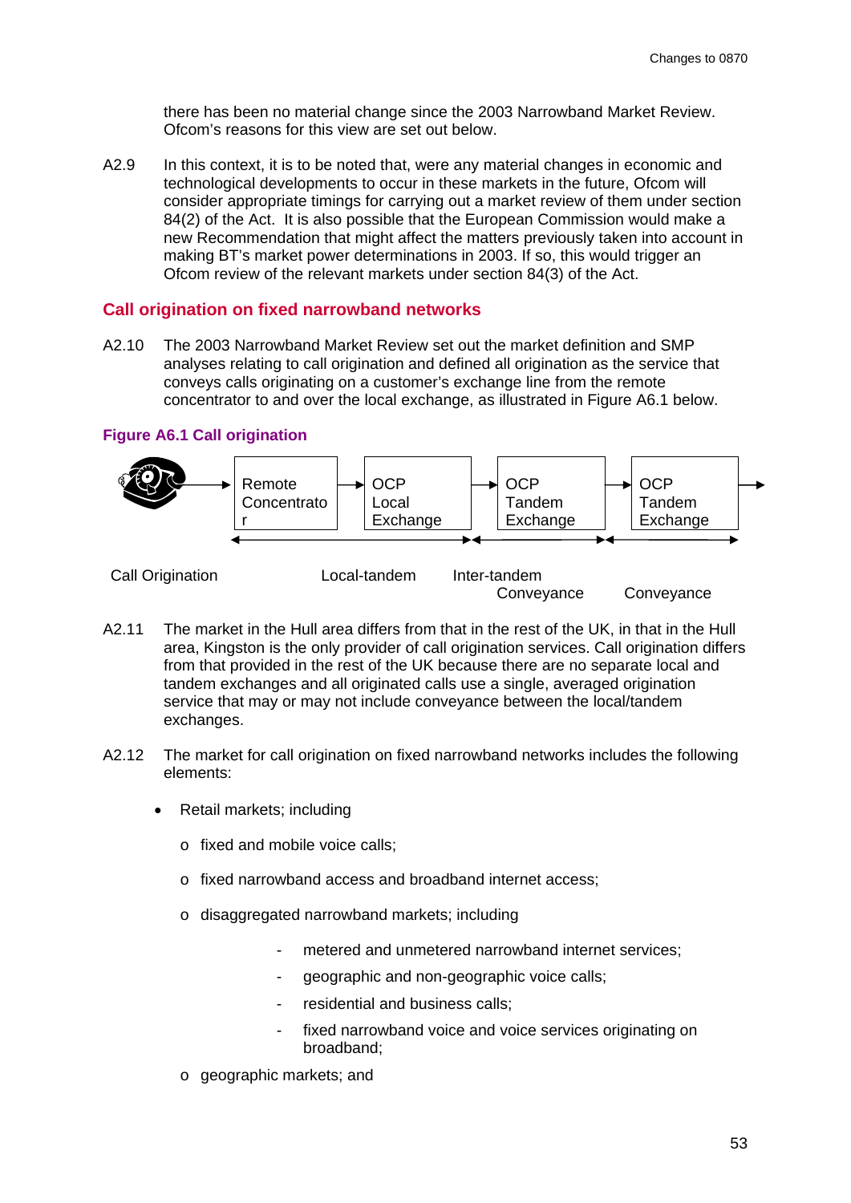there has been no material change since the 2003 Narrowband Market Review. Ofcom's reasons for this view are set out below.

A2.9 In this context, it is to be noted that, were any material changes in economic and technological developments to occur in these markets in the future, Ofcom will consider appropriate timings for carrying out a market review of them under section 84(2) of the Act. It is also possible that the European Commission would make a new Recommendation that might affect the matters previously taken into account in making BT's market power determinations in 2003. If so, this would trigger an Ofcom review of the relevant markets under section 84(3) of the Act.

## Call origination on fixed narrowband networks

A2.10 The 2003 Narrowband Market Review set out the market definition and SMP analyses relating to call origination and defined all origination as the service that conveys calls originating on a customer's exchange line from the remote concentrator to and over the local exchange, as illustrated in Figure A6.1 below.

### Figure A6.1 Call origination

Remote Concentrator → OCP Local Exchange → OCP Tandem Exchange → OCP Tandem Exchange →

Call Origination | Local-tandem Conveyance | Inter-tandem Conveyance

A2.11 The market in the Hull area differs from that in the rest of the UK, in that in the Hull area, Kingston is the only provider of call origination services. Call origination differs from that provided in the rest of the UK because there are no separate local and tandem exchanges and all originated calls use a single, averaged origination service that may or may not include conveyance between the local/tandem exchanges.

A2.12 The market for call origination on fixed narrowband networks includes the following elements:

- Retail markets; including
  - fixed and mobile voice calls;
  - fixed narrowband access and broadband internet access;
  - disaggregated narrowband markets; including
    - metered and unmetered narrowband internet services;
    - geographic and non-geographic voice calls;
    - residential and business calls;
    - fixed narrowband voice and voice services originating on broadband;
  - geographic markets; and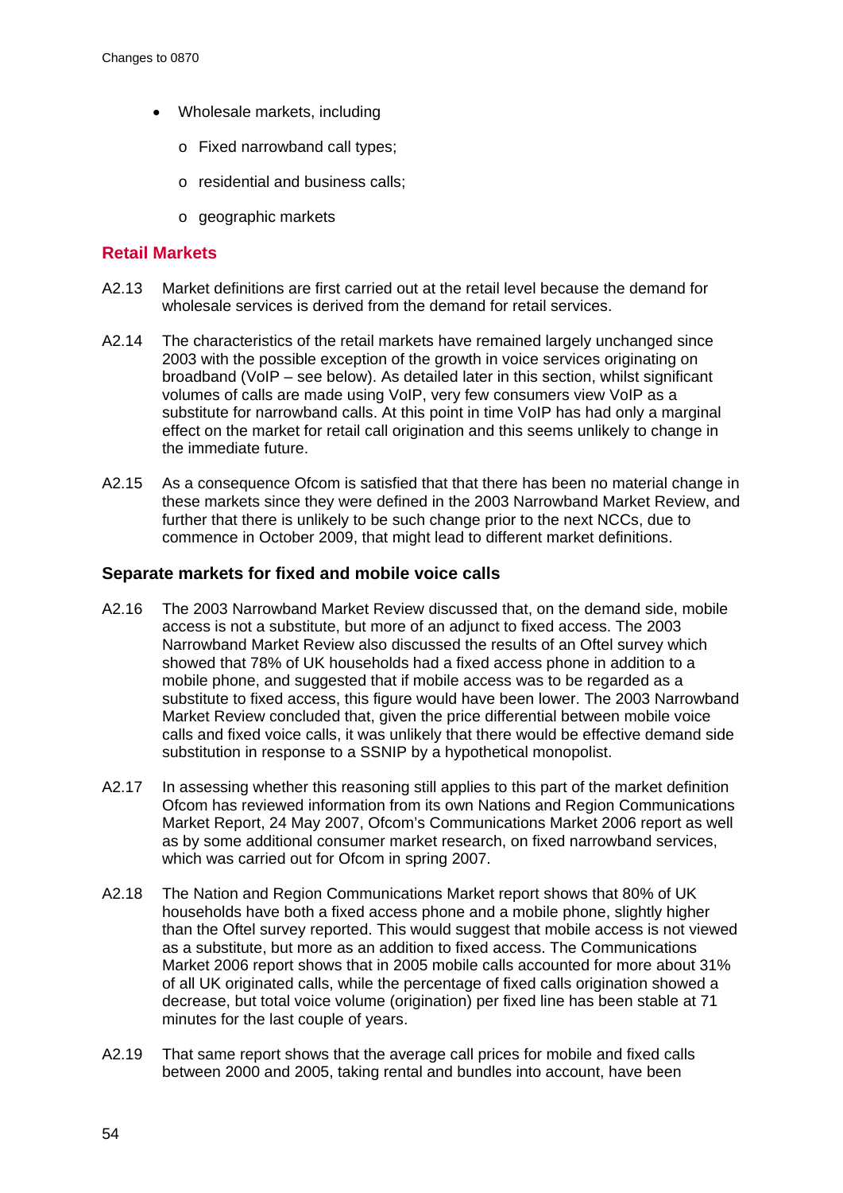- Wholesale markets, including
  - Fixed narrowband call types;
  - residential and business calls;
  - geographic markets

## Retail Markets

A2.13 Market definitions are first carried out at the retail level because the demand for wholesale services is derived from the demand for retail services.

A2.14 The characteristics of the retail markets have remained largely unchanged since 2003 with the possible exception of the growth in voice services originating on broadband (VoIP – see below). As detailed later in this section, whilst significant volumes of calls are made using VoIP, very few consumers view VoIP as a substitute for narrowband calls. At this point in time VoIP has had only a marginal effect on the market for retail call origination and this seems unlikely to change in the immediate future.

A2.15 As a consequence Ofcom is satisfied that that there has been no material change in these markets since they were defined in the 2003 Narrowband Market Review, and further that there is unlikely to be such change prior to the next NCCs, due to commence in October 2009, that might lead to different market definitions.

### Separate markets for fixed and mobile voice calls

A2.16 The 2003 Narrowband Market Review discussed that, on the demand side, mobile access is not a substitute, but more of an adjunct to fixed access. The 2003 Narrowband Market Review also discussed the results of an Oftel survey which showed that 78% of UK households had a fixed access phone in addition to a mobile phone, and suggested that if mobile access was to be regarded as a substitute to fixed access, this figure would have been lower. The 2003 Narrowband Market Review concluded that, given the price differential between mobile voice calls and fixed voice calls, it was unlikely that there would be effective demand side substitution in response to a SSNIP by a hypothetical monopolist.

A2.17 In assessing whether this reasoning still applies to this part of the market definition Ofcom has reviewed information from its own Nations and Region Communications Market Report, 24 May 2007, Ofcom's Communications Market 2006 report as well as by some additional consumer market research, on fixed narrowband services, which was carried out for Ofcom in spring 2007.

A2.18 The Nation and Region Communications Market report shows that 80% of UK households have both a fixed access phone and a mobile phone, slightly higher than the Oftel survey reported. This would suggest that mobile access is not viewed as a substitute, but more as an addition to fixed access. The Communications Market 2006 report shows that in 2005 mobile calls accounted for more about 31% of all UK originated calls, while the percentage of fixed calls origination showed a decrease, but total voice volume (origination) per fixed line has been stable at 71 minutes for the last couple of years.

A2.19 That same report shows that the average call prices for mobile and fixed calls between 2000 and 2005, taking rental and bundles into account, have been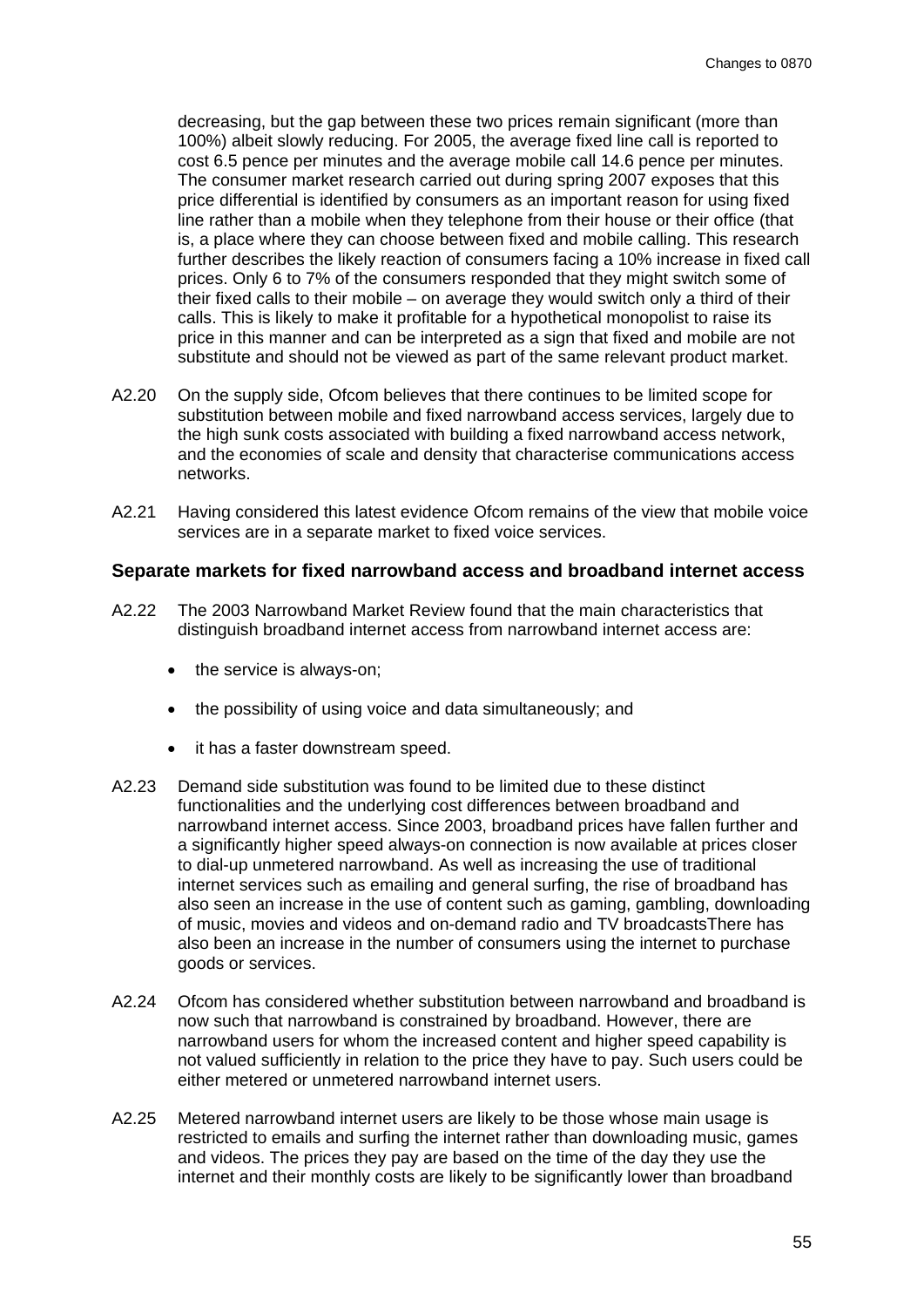decreasing, but the gap between these two prices remain significant (more than 100%) albeit slowly reducing. For 2005, the average fixed line call is reported to cost 6.5 pence per minutes and the average mobile call 14.6 pence per minutes. The consumer market research carried out during spring 2007 exposes that this price differential is identified by consumers as an important reason for using fixed line rather than a mobile when they telephone from their house or their office (that is, a place where they can choose between fixed and mobile calling. This research further describes the likely reaction of consumers facing a 10% increase in fixed call prices. Only 6 to 7% of the consumers responded that they might switch some of their fixed calls to their mobile – on average they would switch only a third of their calls. This is likely to make it profitable for a hypothetical monopolist to raise its price in this manner and can be interpreted as a sign that fixed and mobile are not substitute and should not be viewed as part of the same relevant product market.

A2.20 On the supply side, Ofcom believes that there continues to be limited scope for substitution between mobile and fixed narrowband access services, largely due to the high sunk costs associated with building a fixed narrowband access network, and the economies of scale and density that characterise communications access networks.

A2.21 Having considered this latest evidence Ofcom remains of the view that mobile voice services are in a separate market to fixed voice services.

### Separate markets for fixed narrowband access and broadband internet access

A2.22 The 2003 Narrowband Market Review found that the main characteristics that distinguish broadband internet access from narrowband internet access are:

- the service is always-on;
- the possibility of using voice and data simultaneously; and
- it has a faster downstream speed.

A2.23 Demand side substitution was found to be limited due to these distinct functionalities and the underlying cost differences between broadband and narrowband internet access. Since 2003, broadband prices have fallen further and a significantly higher speed always-on connection is now available at prices closer to dial-up unmetered narrowband. As well as increasing the use of traditional internet services such as emailing and general surfing, the rise of broadband has also seen an increase in the use of content such as gaming, gambling, downloading of music, movies and videos and on-demand radio and TV broadcastsThere has also been an increase in the number of consumers using the internet to purchase goods or services.

A2.24 Ofcom has considered whether substitution between narrowband and broadband is now such that narrowband is constrained by broadband. However, there are narrowband users for whom the increased content and higher speed capability is not valued sufficiently in relation to the price they have to pay. Such users could be either metered or unmetered narrowband internet users.

A2.25 Metered narrowband internet users are likely to be those whose main usage is restricted to emails and surfing the internet rather than downloading music, games and videos. The prices they pay are based on the time of the day they use the internet and their monthly costs are likely to be significantly lower than broadband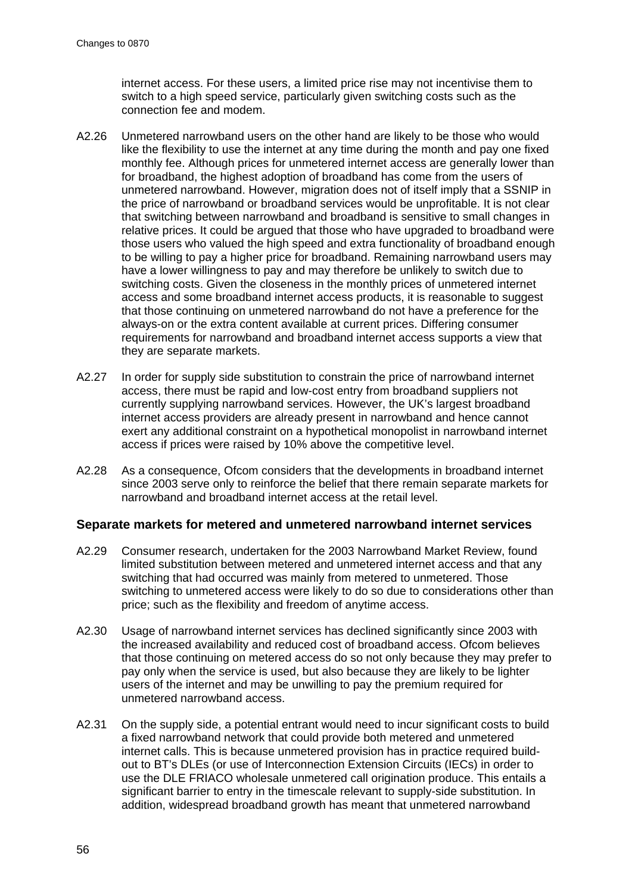internet access. For these users, a limited price rise may not incentivise them to switch to a high speed service, particularly given switching costs such as the connection fee and modem.

A2.26 Unmetered narrowband users on the other hand are likely to be those who would like the flexibility to use the internet at any time during the month and pay one fixed monthly fee. Although prices for unmetered internet access are generally lower than for broadband, the highest adoption of broadband has come from the users of unmetered narrowband. However, migration does not of itself imply that a SSNIP in the price of narrowband or broadband services would be unprofitable. It is not clear that switching between narrowband and broadband is sensitive to small changes in relative prices. It could be argued that those who have upgraded to broadband were those users who valued the high speed and extra functionality of broadband enough to be willing to pay a higher price for broadband. Remaining narrowband users may have a lower willingness to pay and may therefore be unlikely to switch due to switching costs. Given the closeness in the monthly prices of unmetered internet access and some broadband internet access products, it is reasonable to suggest that those continuing on unmetered narrowband do not have a preference for the always-on or the extra content available at current prices. Differing consumer requirements for narrowband and broadband internet access supports a view that they are separate markets.

A2.27 In order for supply side substitution to constrain the price of narrowband internet access, there must be rapid and low-cost entry from broadband suppliers not currently supplying narrowband services. However, the UK's largest broadband internet access providers are already present in narrowband and hence cannot exert any additional constraint on a hypothetical monopolist in narrowband internet access if prices were raised by 10% above the competitive level.

A2.28 As a consequence, Ofcom considers that the developments in broadband internet since 2003 serve only to reinforce the belief that there remain separate markets for narrowband and broadband internet access at the retail level.

### Separate markets for metered and unmetered narrowband internet services

A2.29 Consumer research, undertaken for the 2003 Narrowband Market Review, found limited substitution between metered and unmetered internet access and that any switching that had occurred was mainly from metered to unmetered. Those switching to unmetered access were likely to do so due to considerations other than price; such as the flexibility and freedom of anytime access.

A2.30 Usage of narrowband internet services has declined significantly since 2003 with the increased availability and reduced cost of broadband access. Ofcom believes that those continuing on metered access do so not only because they may prefer to pay only when the service is used, but also because they are likely to be lighter users of the internet and may be unwilling to pay the premium required for unmetered narrowband access.

A2.31 On the supply side, a potential entrant would need to incur significant costs to build a fixed narrowband network that could provide both metered and unmetered internet calls. This is because unmetered provision has in practice required build-out to BT's DLEs (or use of Interconnection Extension Circuits (IECs) in order to use the DLE FRIACO wholesale unmetered call origination produce. This entails a significant barrier to entry in the timescale relevant to supply-side substitution. In addition, widespread broadband growth has meant that unmetered narrowband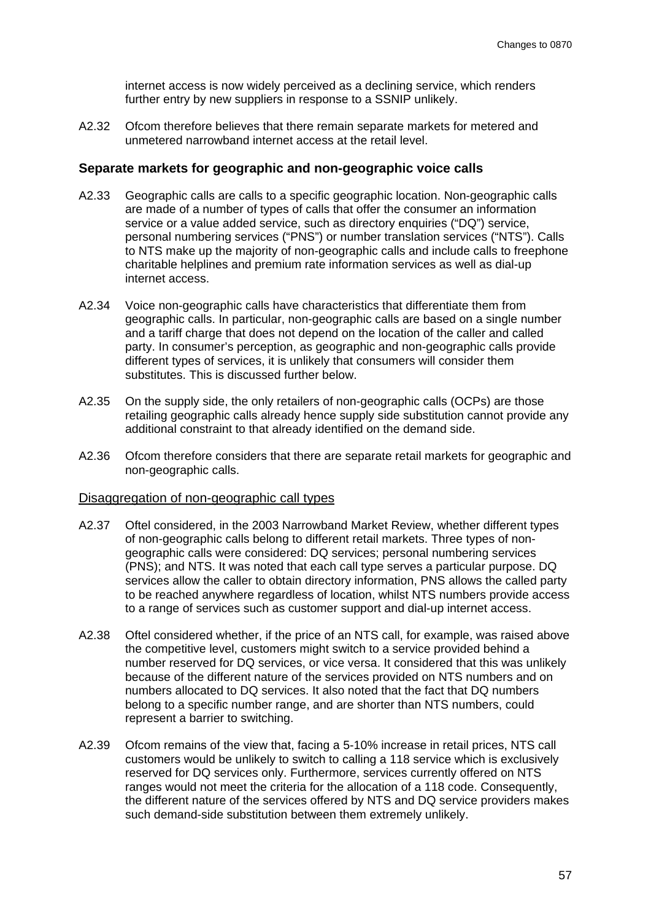internet access is now widely perceived as a declining service, which renders further entry by new suppliers in response to a SSNIP unlikely.

A2.32 Ofcom therefore believes that there remain separate markets for metered and unmetered narrowband internet access at the retail level.

### Separate markets for geographic and non-geographic voice calls

A2.33 Geographic calls are calls to a specific geographic location. Non-geographic calls are made of a number of types of calls that offer the consumer an information service or a value added service, such as directory enquiries ("DQ") service, personal numbering services ("PNS") or number translation services ("NTS"). Calls to NTS make up the majority of non-geographic calls and include calls to freephone charitable helplines and premium rate information services as well as dial-up internet access.

A2.34 Voice non-geographic calls have characteristics that differentiate them from geographic calls. In particular, non-geographic calls are based on a single number and a tariff charge that does not depend on the location of the caller and called party. In consumer's perception, as geographic and non-geographic calls provide different types of services, it is unlikely that consumers will consider them substitutes. This is discussed further below.

A2.35 On the supply side, the only retailers of non-geographic calls (OCPs) are those retailing geographic calls already hence supply side substitution cannot provide any additional constraint to that already identified on the demand side.

A2.36 Ofcom therefore considers that there are separate retail markets for geographic and non-geographic calls.

<u>Disaggregation of non-geographic call types</u>

A2.37 Oftel considered, in the 2003 Narrowband Market Review, whether different types of non-geographic calls belong to different retail markets. Three types of non-geographic calls were considered: DQ services; personal numbering services (PNS); and NTS. It was noted that each call type serves a particular purpose. DQ services allow the caller to obtain directory information, PNS allows the called party to be reached anywhere regardless of location, whilst NTS numbers provide access to a range of services such as customer support and dial-up internet access.

A2.38 Oftel considered whether, if the price of an NTS call, for example, was raised above the competitive level, customers might switch to a service provided behind a number reserved for DQ services, or vice versa. It considered that this was unlikely because of the different nature of the services provided on NTS numbers and on numbers allocated to DQ services. It also noted that the fact that DQ numbers belong to a specific number range, and are shorter than NTS numbers, could represent a barrier to switching.

A2.39 Ofcom remains of the view that, facing a 5-10% increase in retail prices, NTS call customers would be unlikely to switch to calling a 118 service which is exclusively reserved for DQ services only. Furthermore, services currently offered on NTS ranges would not meet the criteria for the allocation of a 118 code. Consequently, the different nature of the services offered by NTS and DQ service providers makes such demand-side substitution between them extremely unlikely.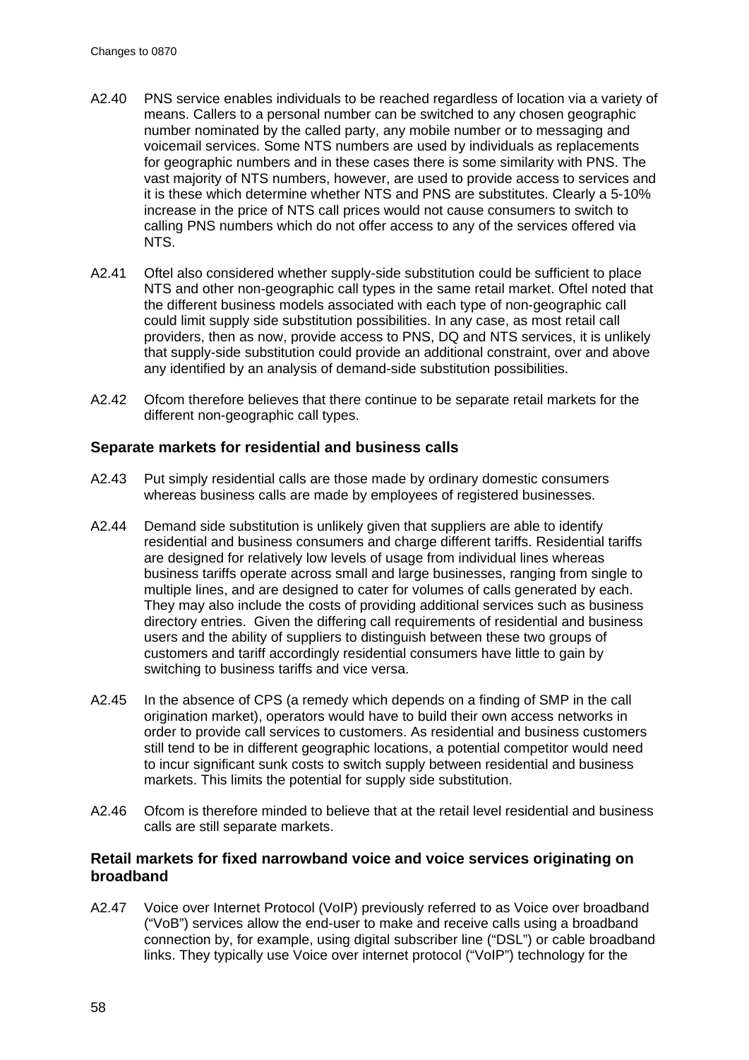A2.40 PNS service enables individuals to be reached regardless of location via a variety of means. Callers to a personal number can be switched to any chosen geographic number nominated by the called party, any mobile number or to messaging and voicemail services. Some NTS numbers are used by individuals as replacements for geographic numbers and in these cases there is some similarity with PNS. The vast majority of NTS numbers, however, are used to provide access to services and it is these which determine whether NTS and PNS are substitutes. Clearly a 5-10% increase in the price of NTS call prices would not cause consumers to switch to calling PNS numbers which do not offer access to any of the services offered via NTS.

A2.41 Oftel also considered whether supply-side substitution could be sufficient to place NTS and other non-geographic call types in the same retail market. Oftel noted that the different business models associated with each type of non-geographic call could limit supply side substitution possibilities. In any case, as most retail call providers, then as now, provide access to PNS, DQ and NTS services, it is unlikely that supply-side substitution could provide an additional constraint, over and above any identified by an analysis of demand-side substitution possibilities.

A2.42 Ofcom therefore believes that there continue to be separate retail markets for the different non-geographic call types.

### Separate markets for residential and business calls

A2.43 Put simply residential calls are those made by ordinary domestic consumers whereas business calls are made by employees of registered businesses.

A2.44 Demand side substitution is unlikely given that suppliers are able to identify residential and business consumers and charge different tariffs. Residential tariffs are designed for relatively low levels of usage from individual lines whereas business tariffs operate across small and large businesses, ranging from single to multiple lines, and are designed to cater for volumes of calls generated by each. They may also include the costs of providing additional services such as business directory entries. Given the differing call requirements of residential and business users and the ability of suppliers to distinguish between these two groups of customers and tariff accordingly residential consumers have little to gain by switching to business tariffs and vice versa.

A2.45 In the absence of CPS (a remedy which depends on a finding of SMP in the call origination market), operators would have to build their own access networks in order to provide call services to customers. As residential and business customers still tend to be in different geographic locations, a potential competitor would need to incur significant sunk costs to switch supply between residential and business markets. This limits the potential for supply side substitution.

A2.46 Ofcom is therefore minded to believe that at the retail level residential and business calls are still separate markets.

### Retail markets for fixed narrowband voice and voice services originating on broadband

A2.47 Voice over Internet Protocol (VoIP) previously referred to as Voice over broadband ("VoB") services allow the end-user to make and receive calls using a broadband connection by, for example, using digital subscriber line ("DSL") or cable broadband links. They typically use Voice over internet protocol ("VoIP") technology for the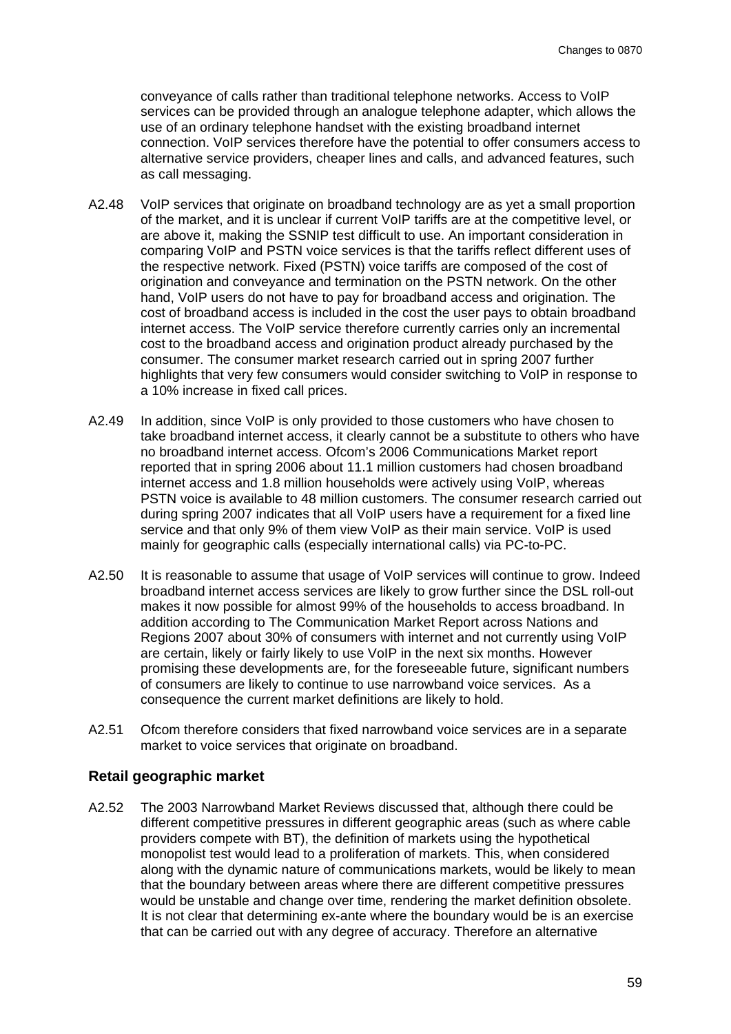conveyance of calls rather than traditional telephone networks. Access to VoIP services can be provided through an analogue telephone adapter, which allows the use of an ordinary telephone handset with the existing broadband internet connection. VoIP services therefore have the potential to offer consumers access to alternative service providers, cheaper lines and calls, and advanced features, such as call messaging.

A2.48 VoIP services that originate on broadband technology are as yet a small proportion of the market, and it is unclear if current VoIP tariffs are at the competitive level, or are above it, making the SSNIP test difficult to use. An important consideration in comparing VoIP and PSTN voice services is that the tariffs reflect different uses of the respective network. Fixed (PSTN) voice tariffs are composed of the cost of origination and conveyance and termination on the PSTN network. On the other hand, VoIP users do not have to pay for broadband access and origination. The cost of broadband access is included in the cost the user pays to obtain broadband internet access. The VoIP service therefore currently carries only an incremental cost to the broadband access and origination product already purchased by the consumer. The consumer market research carried out in spring 2007 further highlights that very few consumers would consider switching to VoIP in response to a 10% increase in fixed call prices.

A2.49 In addition, since VoIP is only provided to those customers who have chosen to take broadband internet access, it clearly cannot be a substitute to others who have no broadband internet access. Ofcom's 2006 Communications Market report reported that in spring 2006 about 11.1 million customers had chosen broadband internet access and 1.8 million households were actively using VoIP, whereas PSTN voice is available to 48 million customers. The consumer research carried out during spring 2007 indicates that all VoIP users have a requirement for a fixed line service and that only 9% of them view VoIP as their main service. VoIP is used mainly for geographic calls (especially international calls) via PC-to-PC.

A2.50 It is reasonable to assume that usage of VoIP services will continue to grow. Indeed broadband internet access services are likely to grow further since the DSL roll-out makes it now possible for almost 99% of the households to access broadband. In addition according to The Communication Market Report across Nations and Regions 2007 about 30% of consumers with internet and not currently using VoIP are certain, likely or fairly likely to use VoIP in the next six months. However promising these developments are, for the foreseeable future, significant numbers of consumers are likely to continue to use narrowband voice services. As a consequence the current market definitions are likely to hold.

A2.51 Ofcom therefore considers that fixed narrowband voice services are in a separate market to voice services that originate on broadband.

### Retail geographic market

A2.52 The 2003 Narrowband Market Reviews discussed that, although there could be different competitive pressures in different geographic areas (such as where cable providers compete with BT), the definition of markets using the hypothetical monopolist test would lead to a proliferation of markets. This, when considered along with the dynamic nature of communications markets, would be likely to mean that the boundary between areas where there are different competitive pressures would be unstable and change over time, rendering the market definition obsolete. It is not clear that determining ex-ante where the boundary would be is an exercise that can be carried out with any degree of accuracy. Therefore an alternative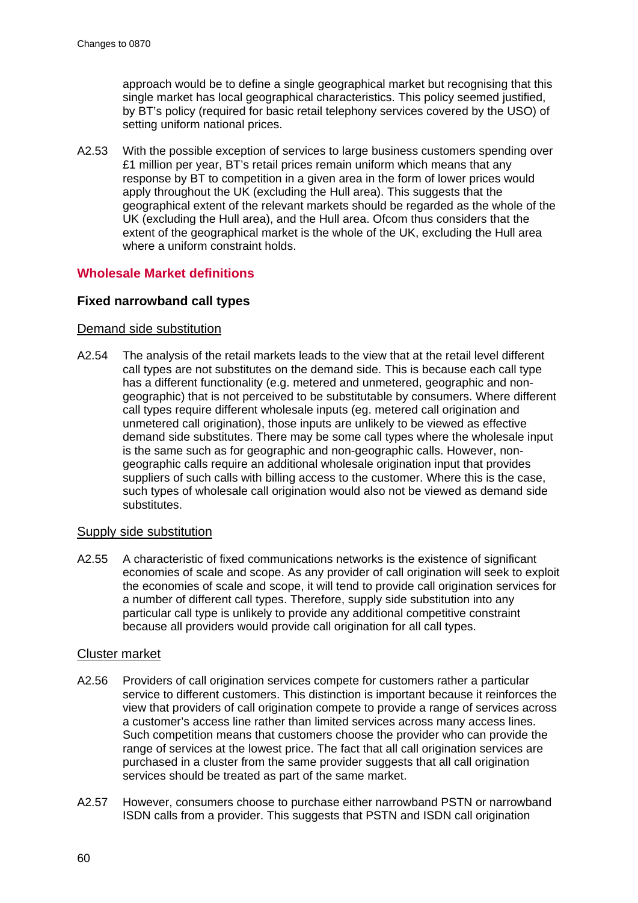approach would be to define a single geographical market but recognising that this single market has local geographical characteristics. This policy seemed justified, by BT's policy (required for basic retail telephony services covered by the USO) of setting uniform national prices.

A2.53 With the possible exception of services to large business customers spending over £1 million per year, BT's retail prices remain uniform which means that any response by BT to competition in a given area in the form of lower prices would apply throughout the UK (excluding the Hull area). This suggests that the geographical extent of the relevant markets should be regarded as the whole of the UK (excluding the Hull area), and the Hull area. Ofcom thus considers that the extent of the geographical market is the whole of the UK, excluding the Hull area where a uniform constraint holds.

## Wholesale Market definitions

### Fixed narrowband call types

#### Demand side substitution

A2.54 The analysis of the retail markets leads to the view that at the retail level different call types are not substitutes on the demand side. This is because each call type has a different functionality (e.g. metered and unmetered, geographic and non-geographic) that is not perceived to be substitutable by consumers. Where different call types require different wholesale inputs (eg. metered call origination and unmetered call origination), those inputs are unlikely to be viewed as effective demand side substitutes. There may be some call types where the wholesale input is the same such as for geographic and non-geographic calls. However, non-geographic calls require an additional wholesale origination input that provides suppliers of such calls with billing access to the customer. Where this is the case, such types of wholesale call origination would also not be viewed as demand side substitutes.

#### Supply side substitution

A2.55 A characteristic of fixed communications networks is the existence of significant economies of scale and scope. As any provider of call origination will seek to exploit the economies of scale and scope, it will tend to provide call origination services for a number of different call types. Therefore, supply side substitution into any particular call type is unlikely to provide any additional competitive constraint because all providers would provide call origination for all call types.

#### Cluster market

A2.56 Providers of call origination services compete for customers rather a particular service to different customers. This distinction is important because it reinforces the view that providers of call origination compete to provide a range of services across a customer's access line rather than limited services across many access lines. Such competition means that customers choose the provider who can provide the range of services at the lowest price. The fact that all call origination services are purchased in a cluster from the same provider suggests that all call origination services should be treated as part of the same market.

A2.57 However, consumers choose to purchase either narrowband PSTN or narrowband ISDN calls from a provider. This suggests that PSTN and ISDN call origination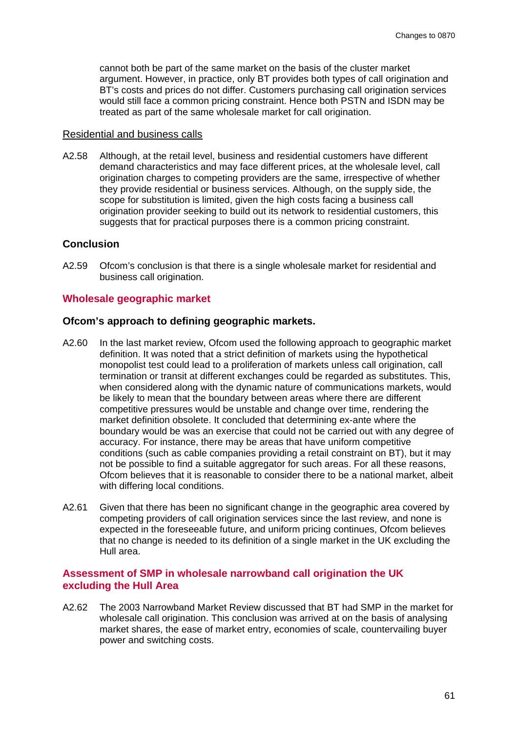cannot both be part of the same market on the basis of the cluster market argument. However, in practice, only BT provides both types of call origination and BT's costs and prices do not differ. Customers purchasing call origination services would still face a common pricing constraint. Hence both PSTN and ISDN may be treated as part of the same wholesale market for call origination.

Residential and business calls

A2.58 Although, at the retail level, business and residential customers have different demand characteristics and may face different prices, at the wholesale level, call origination charges to competing providers are the same, irrespective of whether they provide residential or business services. Although, on the supply side, the scope for substitution is limited, given the high costs facing a business call origination provider seeking to build out its network to residential customers, this suggests that for practical purposes there is a common pricing constraint.

### Conclusion

A2.59 Ofcom's conclusion is that there is a single wholesale market for residential and business call origination.

## Wholesale geographic market

### Ofcom's approach to defining geographic markets.

A2.60 In the last market review, Ofcom used the following approach to geographic market definition. It was noted that a strict definition of markets using the hypothetical monopolist test could lead to a proliferation of markets unless call origination, call termination or transit at different exchanges could be regarded as substitutes. This, when considered along with the dynamic nature of communications markets, would be likely to mean that the boundary between areas where there are different competitive pressures would be unstable and change over time, rendering the market definition obsolete. It concluded that determining ex-ante where the boundary would be was an exercise that could not be carried out with any degree of accuracy. For instance, there may be areas that have uniform competitive conditions (such as cable companies providing a retail constraint on BT), but it may not be possible to find a suitable aggregator for such areas. For all these reasons, Ofcom believes that it is reasonable to consider there to be a national market, albeit with differing local conditions.

A2.61 Given that there has been no significant change in the geographic area covered by competing providers of call origination services since the last review, and none is expected in the foreseeable future, and uniform pricing continues, Ofcom believes that no change is needed to its definition of a single market in the UK excluding the Hull area.

## Assessment of SMP in wholesale narrowband call origination the UK excluding the Hull Area

A2.62 The 2003 Narrowband Market Review discussed that BT had SMP in the market for wholesale call origination. This conclusion was arrived at on the basis of analysing market shares, the ease of market entry, economies of scale, countervailing buyer power and switching costs.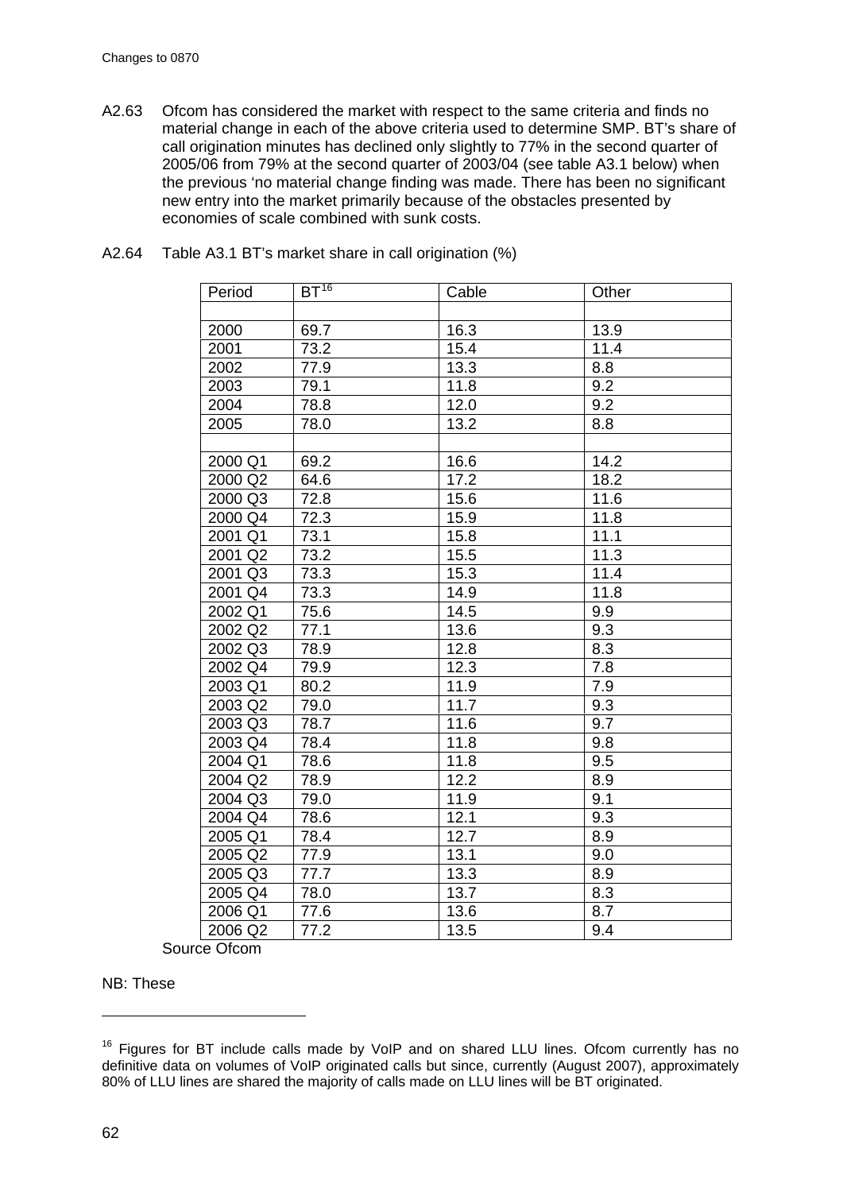A2.63 Ofcom has considered the market with respect to the same criteria and finds no material change in each of the above criteria used to determine SMP. BT's share of call origination minutes has declined only slightly to 77% in the second quarter of 2005/06 from 79% at the second quarter of 2003/04 (see table A3.1 below) when the previous 'no material change finding was made. There has been no significant new entry into the market primarily because of the obstacles presented by economies of scale combined with sunk costs.

A2.64 Table A3.1 BT's market share in call origination (%)

| Period | BT[16] | Cable | Other |
|---|---|---|---|
| | | | |
| 2000 | 69.7 | 16.3 | 13.9 |
| 2001 | 73.2 | 15.4 | 11.4 |
| 2002 | 77.9 | 13.3 | 8.8 |
| 2003 | 79.1 | 11.8 | 9.2 |
| 2004 | 78.8 | 12.0 | 9.2 |
| 2005 | 78.0 | 13.2 | 8.8 |
| | | | |
| 2000 Q1 | 69.2 | 16.6 | 14.2 |
| 2000 Q2 | 64.6 | 17.2 | 18.2 |
| 2000 Q3 | 72.8 | 15.6 | 11.6 |
| 2000 Q4 | 72.3 | 15.9 | 11.8 |
| 2001 Q1 | 73.1 | 15.8 | 11.1 |
| 2001 Q2 | 73.2 | 15.5 | 11.3 |
| 2001 Q3 | 73.3 | 15.3 | 11.4 |
| 2001 Q4 | 73.3 | 14.9 | 11.8 |
| 2002 Q1 | 75.6 | 14.5 | 9.9 |
| 2002 Q2 | 77.1 | 13.6 | 9.3 |
| 2002 Q3 | 78.9 | 12.8 | 8.3 |
| 2002 Q4 | 79.9 | 12.3 | 7.8 |
| 2003 Q1 | 80.2 | 11.9 | 7.9 |
| 2003 Q2 | 79.0 | 11.7 | 9.3 |
| 2003 Q3 | 78.7 | 11.6 | 9.7 |
| 2003 Q4 | 78.4 | 11.8 | 9.8 |
| 2004 Q1 | 78.6 | 11.8 | 9.5 |
| 2004 Q2 | 78.9 | 12.2 | 8.9 |
| 2004 Q3 | 79.0 | 11.9 | 9.1 |
| 2004 Q4 | 78.6 | 12.1 | 9.3 |
| 2005 Q1 | 78.4 | 12.7 | 8.9 |
| 2005 Q2 | 77.9 | 13.1 | 9.0 |
| 2005 Q3 | 77.7 | 13.3 | 8.9 |
| 2005 Q4 | 78.0 | 13.7 | 8.3 |
| 2006 Q1 | 77.6 | 13.6 | 8.7 |
| 2006 Q2 | 77.2 | 13.5 | 9.4 |

Source Ofcom

NB: These

---

[16] Figures for BT include calls made by VoIP and on shared LLU lines. Ofcom currently has no definitive data on volumes of VoIP originated calls but since, currently (August 2007), approximately 80% of LLU lines are shared the majority of calls made on LLU lines will be BT originated.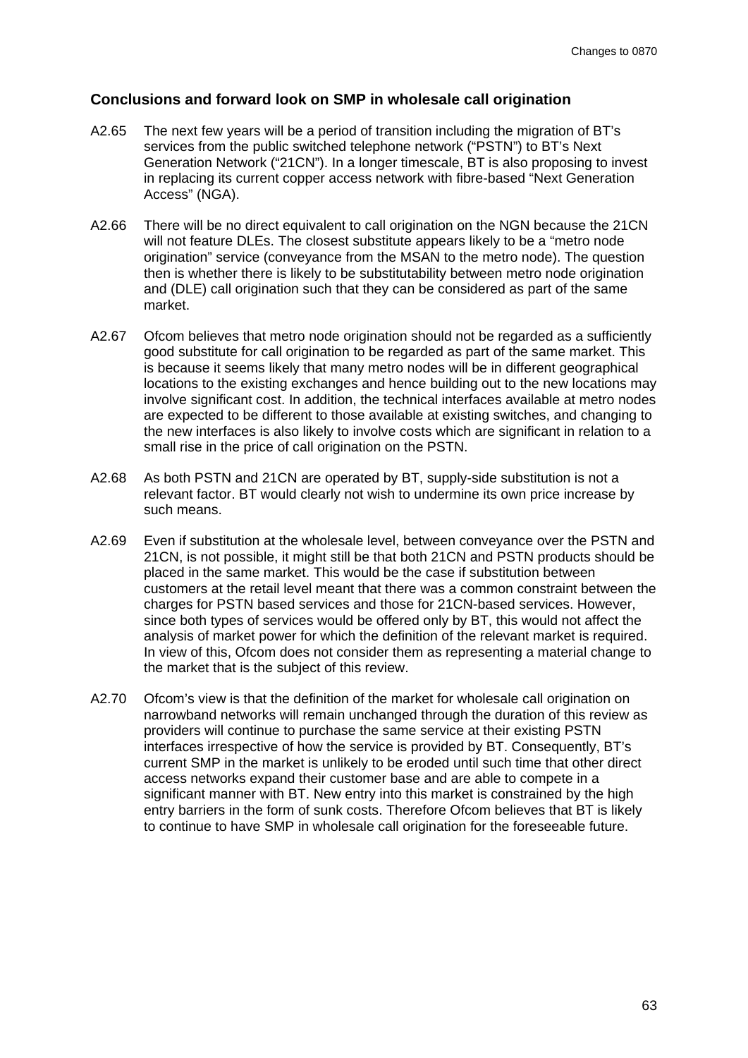## Conclusions and forward look on SMP in wholesale call origination

A2.65 The next few years will be a period of transition including the migration of BT's services from the public switched telephone network ("PSTN") to BT's Next Generation Network ("21CN"). In a longer timescale, BT is also proposing to invest in replacing its current copper access network with fibre-based "Next Generation Access" (NGA).

A2.66 There will be no direct equivalent to call origination on the NGN because the 21CN will not feature DLEs. The closest substitute appears likely to be a "metro node origination" service (conveyance from the MSAN to the metro node). The question then is whether there is likely to be substitutability between metro node origination and (DLE) call origination such that they can be considered as part of the same market.

A2.67 Ofcom believes that metro node origination should not be regarded as a sufficiently good substitute for call origination to be regarded as part of the same market. This is because it seems likely that many metro nodes will be in different geographical locations to the existing exchanges and hence building out to the new locations may involve significant cost. In addition, the technical interfaces available at metro nodes are expected to be different to those available at existing switches, and changing to the new interfaces is also likely to involve costs which are significant in relation to a small rise in the price of call origination on the PSTN.

A2.68 As both PSTN and 21CN are operated by BT, supply-side substitution is not a relevant factor. BT would clearly not wish to undermine its own price increase by such means.

A2.69 Even if substitution at the wholesale level, between conveyance over the PSTN and 21CN, is not possible, it might still be that both 21CN and PSTN products should be placed in the same market. This would be the case if substitution between customers at the retail level meant that there was a common constraint between the charges for PSTN based services and those for 21CN-based services. However, since both types of services would be offered only by BT, this would not affect the analysis of market power for which the definition of the relevant market is required. In view of this, Ofcom does not consider them as representing a material change to the market that is the subject of this review.

A2.70 Ofcom's view is that the definition of the market for wholesale call origination on narrowband networks will remain unchanged through the duration of this review as providers will continue to purchase the same service at their existing PSTN interfaces irrespective of how the service is provided by BT. Consequently, BT's current SMP in the market is unlikely to be eroded until such time that other direct access networks expand their customer base and are able to compete in a significant manner with BT. New entry into this market is constrained by the high entry barriers in the form of sunk costs. Therefore Ofcom believes that BT is likely to continue to have SMP in wholesale call origination for the foreseeable future.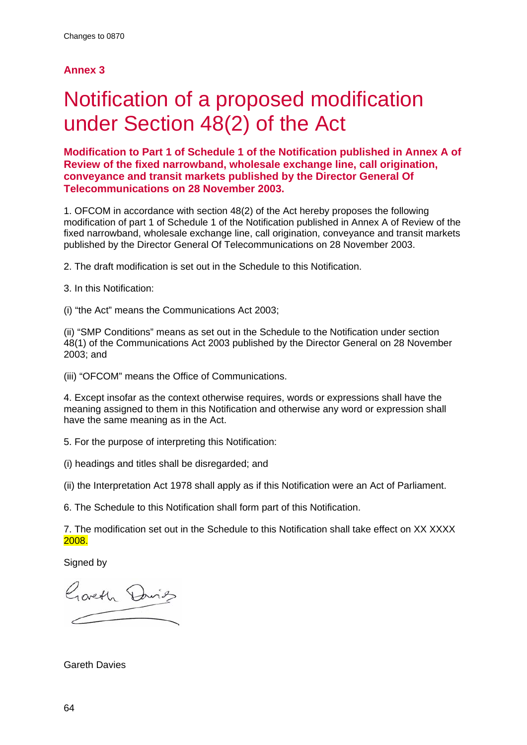## Annex 3

# Notification of a proposed modification under Section 48(2) of the Act

**Modification to Part 1 of Schedule 1 of the Notification published in Annex A of Review of the fixed narrowband, wholesale exchange line, call origination, conveyance and transit markets published by the Director General Of Telecommunications on 28 November 2003.**

1. OFCOM in accordance with section 48(2) of the Act hereby proposes the following modification of part 1 of Schedule 1 of the Notification published in Annex A of Review of the fixed narrowband, wholesale exchange line, call origination, conveyance and transit markets published by the Director General Of Telecommunications on 28 November 2003.

2. The draft modification is set out in the Schedule to this Notification.

3. In this Notification:

(i) “the Act” means the Communications Act 2003;

(ii) “SMP Conditions” means as set out in the Schedule to the Notification under section 48(1) of the Communications Act 2003 published by the Director General on 28 November 2003; and

(iii) “OFCOM” means the Office of Communications.

4. Except insofar as the context otherwise requires, words or expressions shall have the meaning assigned to them in this Notification and otherwise any word or expression shall have the same meaning as in the Act.

5. For the purpose of interpreting this Notification:

(i) headings and titles shall be disregarded; and

(ii) the Interpretation Act 1978 shall apply as if this Notification were an Act of Parliament.

6. The Schedule to this Notification shall form part of this Notification.

7. The modification set out in the Schedule to this Notification shall take effect on XX XXXX 2008.

Signed by

Gareth Davies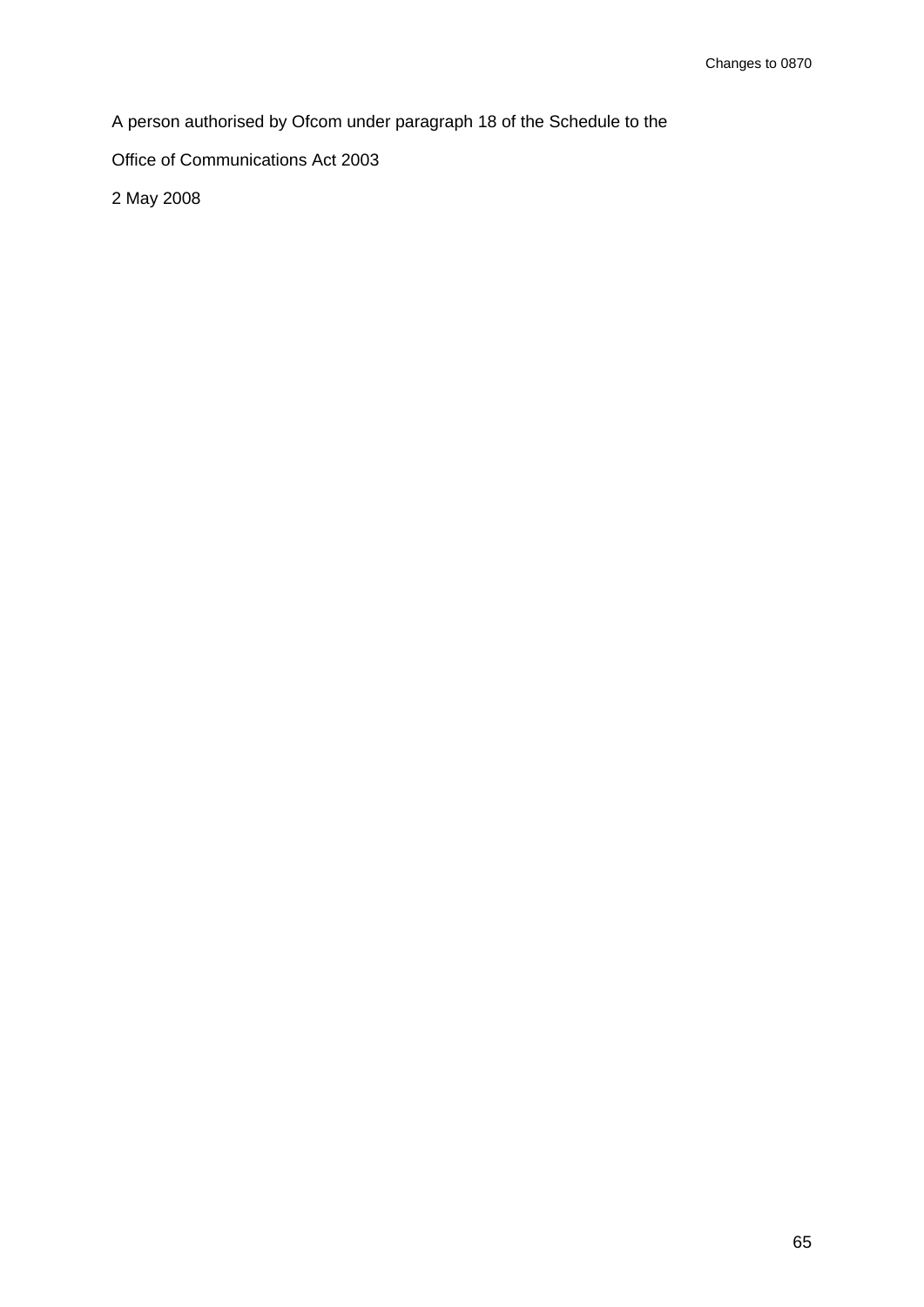A person authorised by Ofcom under paragraph 18 of the Schedule to the

Office of Communications Act 2003

2 May 2008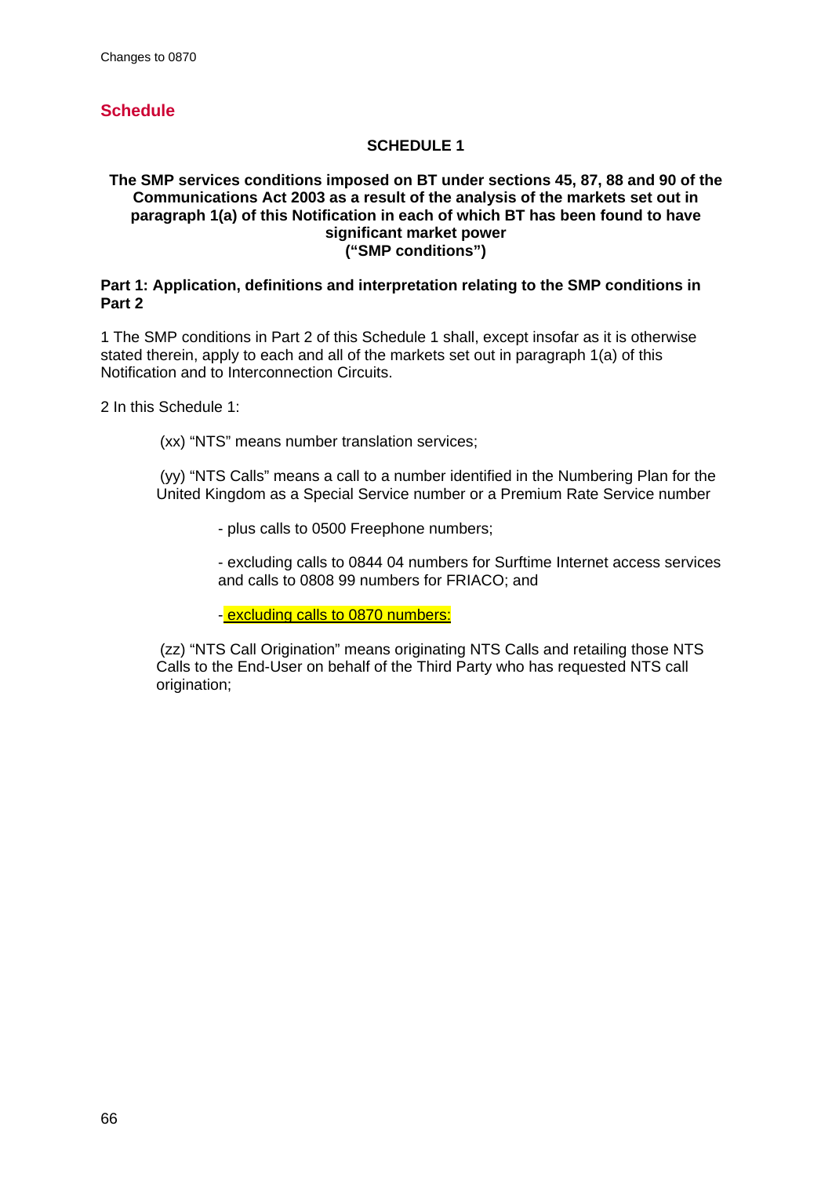## Schedule

### SCHEDULE 1

**The SMP services conditions imposed on BT under sections 45, 87, 88 and 90 of the Communications Act 2003 as a result of the analysis of the markets set out in paragraph 1(a) of this Notification in each of which BT has been found to have significant market power ("SMP conditions")**

**Part 1: Application, definitions and interpretation relating to the SMP conditions in Part 2**

1 The SMP conditions in Part 2 of this Schedule 1 shall, except insofar as it is otherwise stated therein, apply to each and all of the markets set out in paragraph 1(a) of this Notification and to Interconnection Circuits.

2 In this Schedule 1:

(xx) "NTS" means number translation services;

(yy) "NTS Calls" means a call to a number identified in the Numbering Plan for the United Kingdom as a Special Service number or a Premium Rate Service number

- plus calls to 0500 Freephone numbers;

- excluding calls to 0844 04 numbers for Surftime Internet access services and calls to 0808 99 numbers for FRIACO; and

- excluding calls to 0870 numbers;

(zz) "NTS Call Origination" means originating NTS Calls and retailing those NTS Calls to the End-User on behalf of the Third Party who has requested NTS call origination;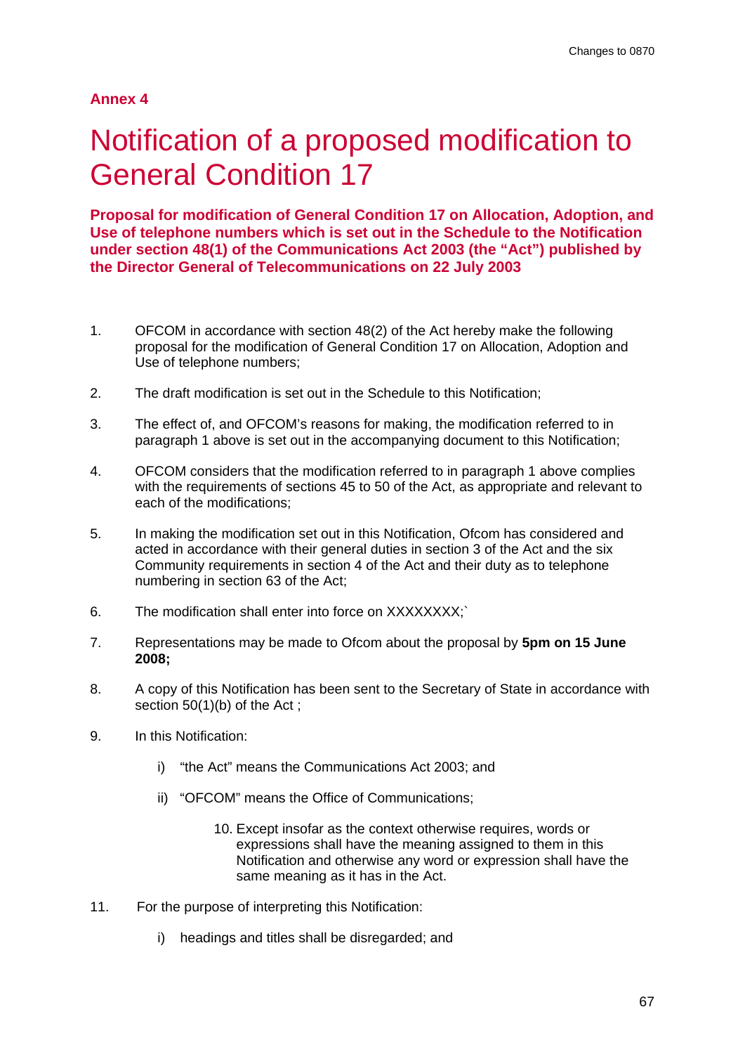**Annex 4**

# Notification of a proposed modification to General Condition 17

**Proposal for modification of General Condition 17 on Allocation, Adoption, and Use of telephone numbers which is set out in the Schedule to the Notification under section 48(1) of the Communications Act 2003 (the "Act") published by the Director General of Telecommunications on 22 July 2003**

1. OFCOM in accordance with section 48(2) of the Act hereby make the following proposal for the modification of General Condition 17 on Allocation, Adoption and Use of telephone numbers;

2. The draft modification is set out in the Schedule to this Notification;

3. The effect of, and OFCOM's reasons for making, the modification referred to in paragraph 1 above is set out in the accompanying document to this Notification;

4. OFCOM considers that the modification referred to in paragraph 1 above complies with the requirements of sections 45 to 50 of the Act, as appropriate and relevant to each of the modifications;

5. In making the modification set out in this Notification, Ofcom has considered and acted in accordance with their general duties in section 3 of the Act and the six Community requirements in section 4 of the Act and their duty as to telephone numbering in section 63 of the Act;

6. The modification shall enter into force on XXXXXXXX;`

7. Representations may be made to Ofcom about the proposal by **5pm on 15 June 2008;**

8. A copy of this Notification has been sent to the Secretary of State in accordance with section 50(1)(b) of the Act ;

9. In this Notification:

   i) "the Act" means the Communications Act 2003; and

   ii) "OFCOM" means the Office of Communications;

10. Except insofar as the context otherwise requires, words or expressions shall have the meaning assigned to them in this Notification and otherwise any word or expression shall have the same meaning as it has in the Act.

11. For the purpose of interpreting this Notification:

    i) headings and titles shall be disregarded; and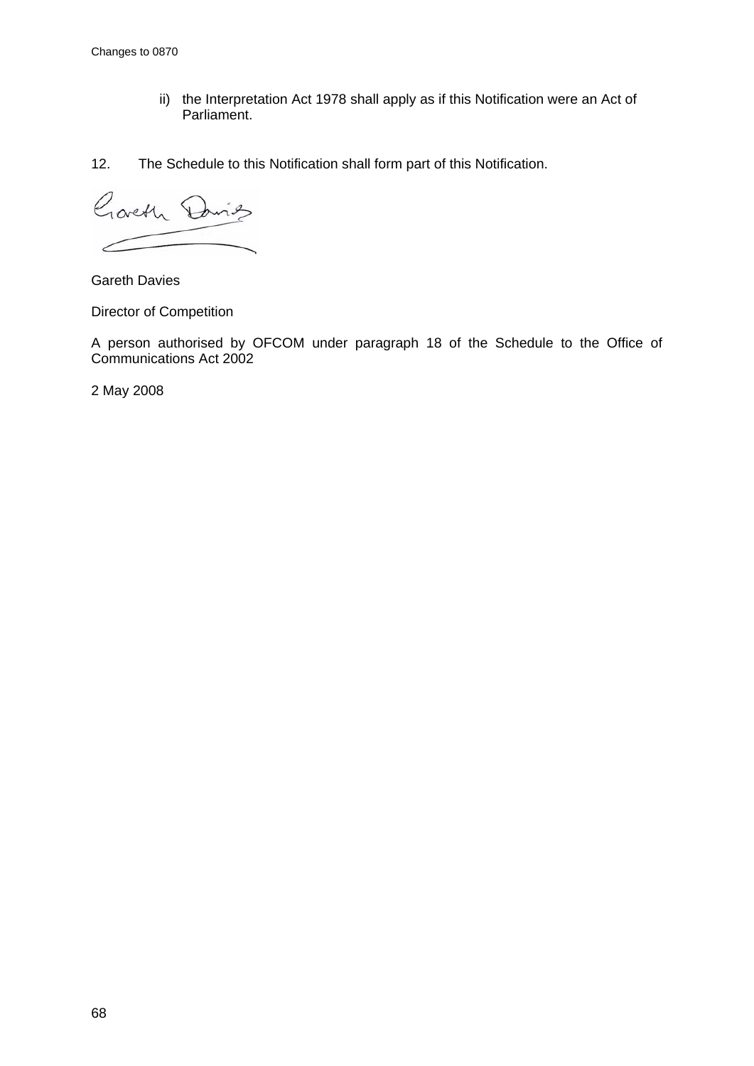ii) the Interpretation Act 1978 shall apply as if this Notification were an Act of Parliament.

12. The Schedule to this Notification shall form part of this Notification.

Gareth Davies

Director of Competition

A person authorised by OFCOM under paragraph 18 of the Schedule to the Office of Communications Act 2002

2 May 2008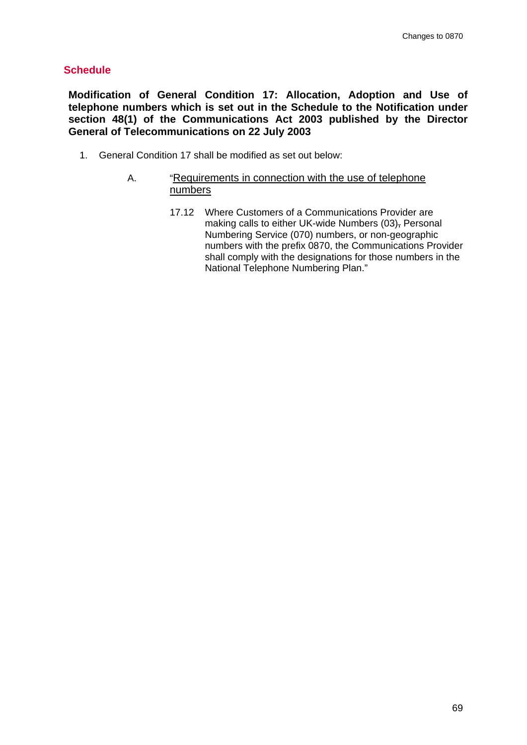## Schedule

**Modification of General Condition 17: Allocation, Adoption and Use of telephone numbers which is set out in the Schedule to the Notification under section 48(1) of the Communications Act 2003 published by the Director General of Telecommunications on 22 July 2003**

1. General Condition 17 shall be modified as set out below:

   A. "<u>Requirements in connection with the use of telephone numbers</u>

      17.12 Where Customers of a Communications Provider are making calls to either UK-wide Numbers (03)~~,~~ Personal Numbering Service (070) numbers, or non-geographic numbers with the prefix 0870, the Communications Provider shall comply with the designations for those numbers in the National Telephone Numbering Plan."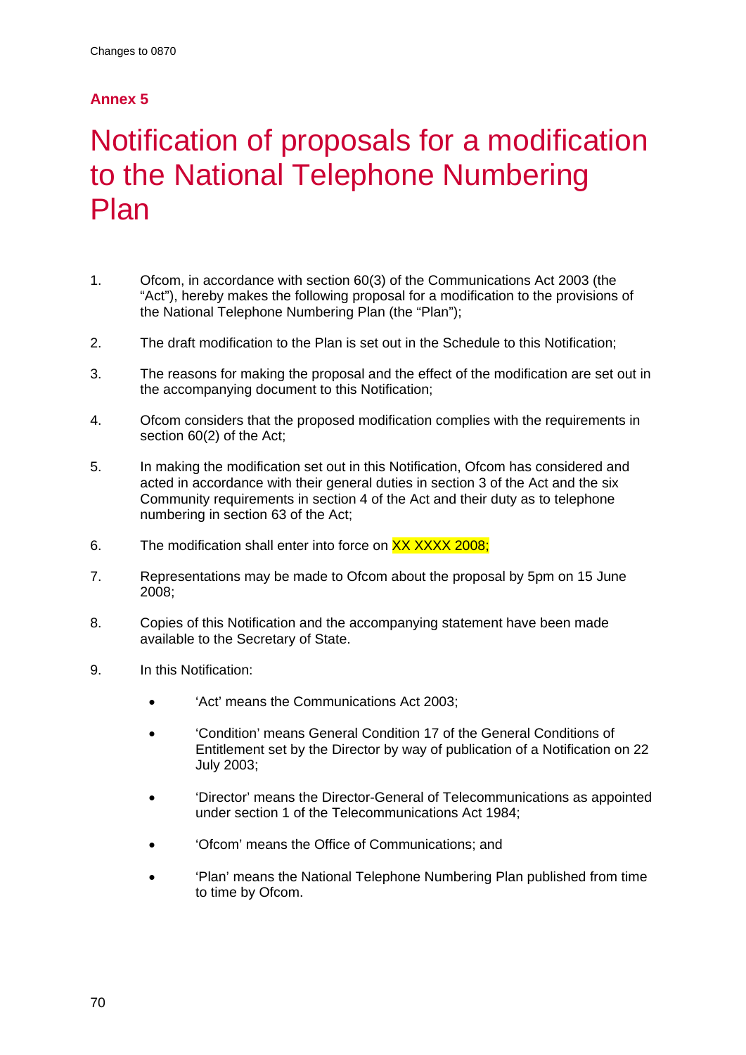## Annex 5

# Notification of proposals for a modification to the National Telephone Numbering Plan

1. Ofcom, in accordance with section 60(3) of the Communications Act 2003 (the "Act"), hereby makes the following proposal for a modification to the provisions of the National Telephone Numbering Plan (the "Plan");

2. The draft modification to the Plan is set out in the Schedule to this Notification;

3. The reasons for making the proposal and the effect of the modification are set out in the accompanying document to this Notification;

4. Ofcom considers that the proposed modification complies with the requirements in section 60(2) of the Act;

5. In making the modification set out in this Notification, Ofcom has considered and acted in accordance with their general duties in section 3 of the Act and the six Community requirements in section 4 of the Act and their duty as to telephone numbering in section 63 of the Act;

6. The modification shall enter into force on XX XXXX 2008;

7. Representations may be made to Ofcom about the proposal by 5pm on 15 June 2008;

8. Copies of this Notification and the accompanying statement have been made available to the Secretary of State.

9. In this Notification:

   - 'Act' means the Communications Act 2003;
   - 'Condition' means General Condition 17 of the General Conditions of Entitlement set by the Director by way of publication of a Notification on 22 July 2003;
   - 'Director' means the Director-General of Telecommunications as appointed under section 1 of the Telecommunications Act 1984;
   - 'Ofcom' means the Office of Communications; and
   - 'Plan' means the National Telephone Numbering Plan published from time to time by Ofcom.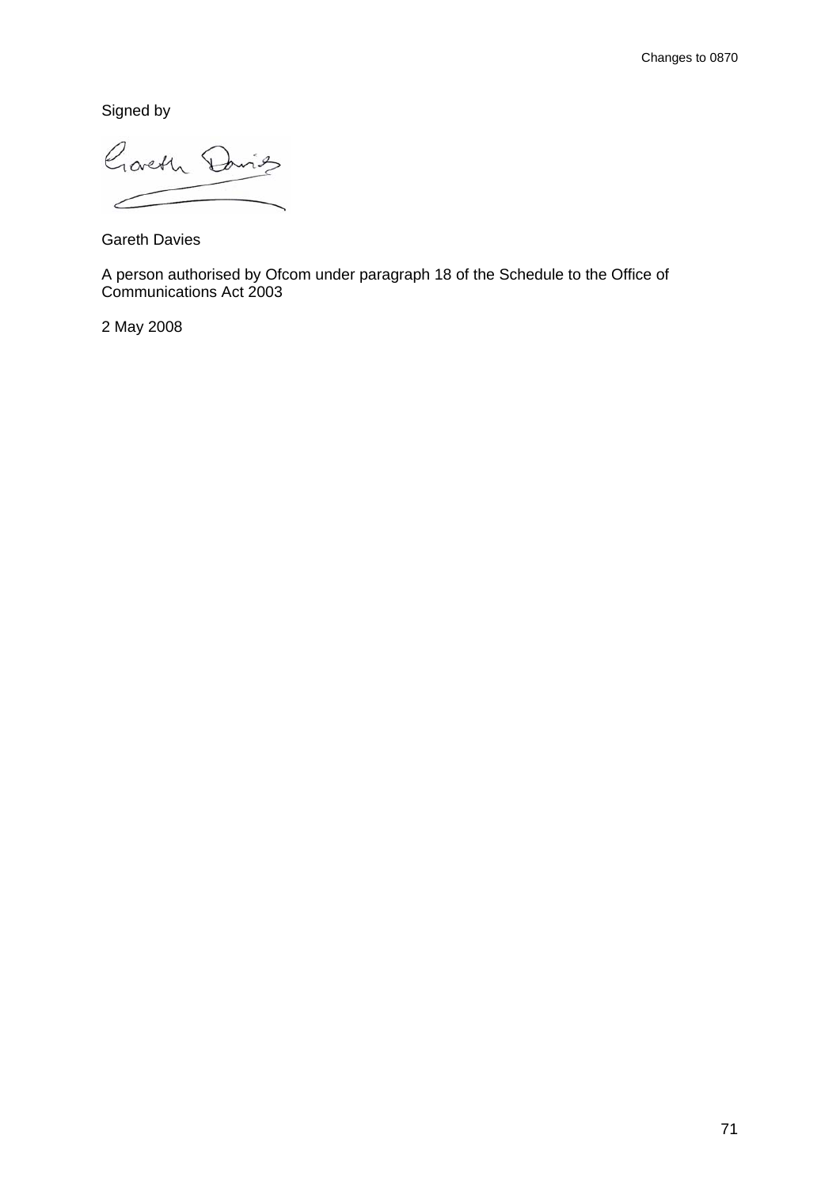Signed by

Gareth Davies

A person authorised by Ofcom under paragraph 18 of the Schedule to the Office of Communications Act 2003

2 May 2008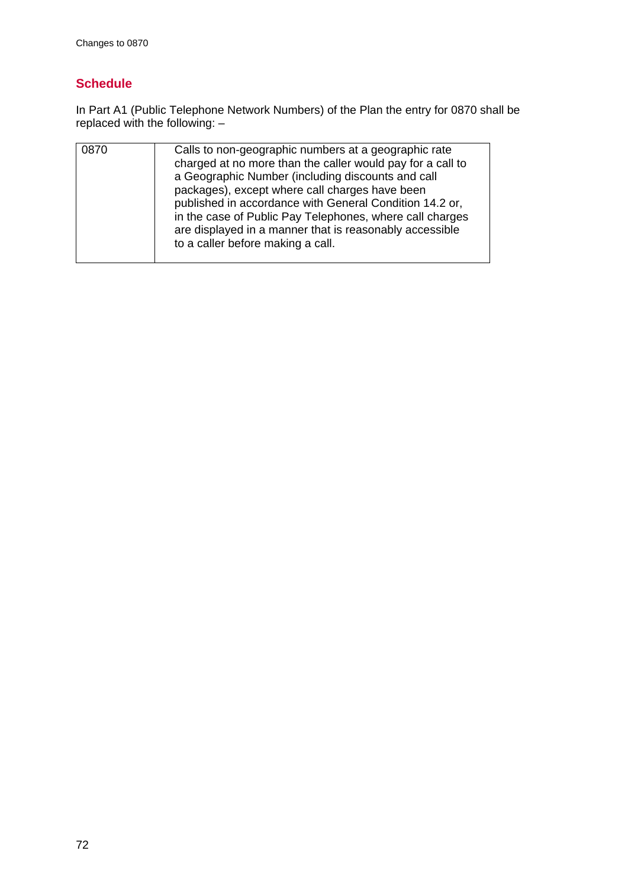## Schedule

In Part A1 (Public Telephone Network Numbers) of the Plan the entry for 0870 shall be replaced with the following: –

| | |
|---|---|
| 0870 | Calls to non-geographic numbers at a geographic rate charged at no more than the caller would pay for a call to a Geographic Number (including discounts and call packages), except where call charges have been published in accordance with General Condition 14.2 or, in the case of Public Pay Telephones, where call charges are displayed in a manner that is reasonably accessible to a caller before making a call. |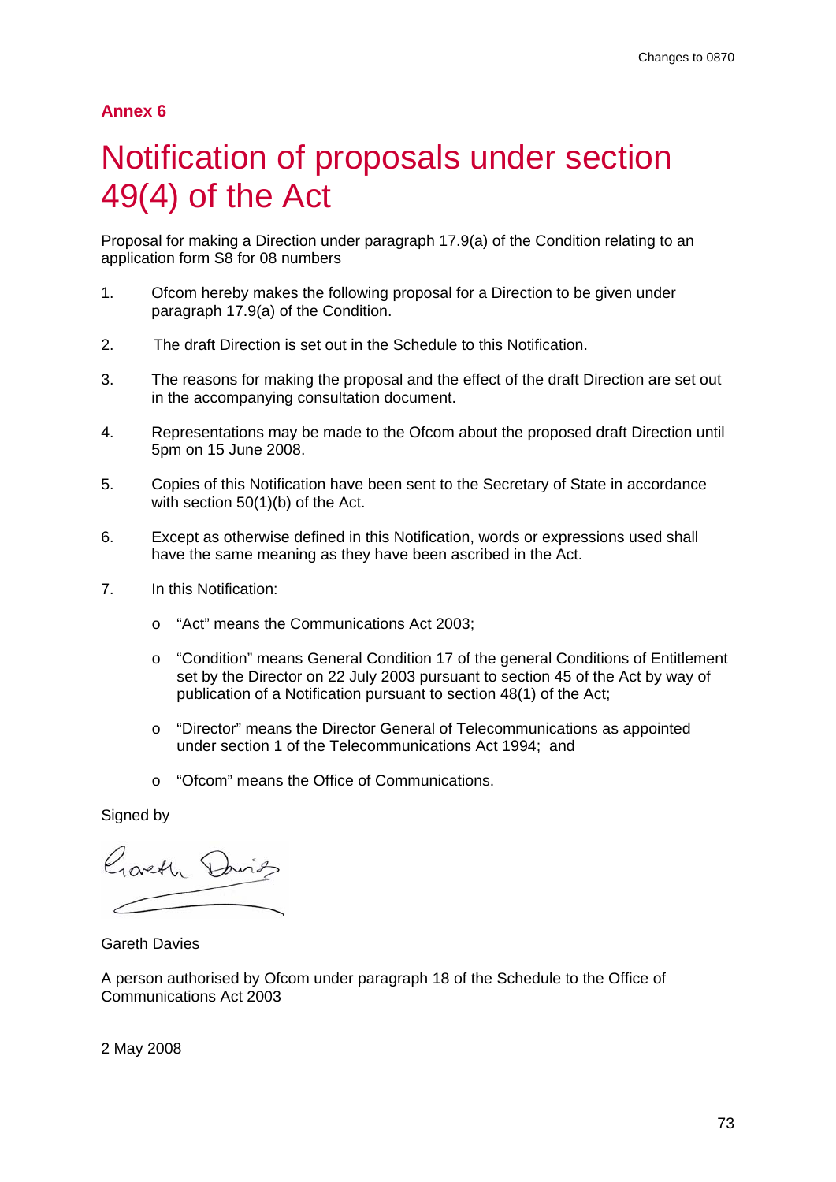**Annex 6**

# Notification of proposals under section 49(4) of the Act

Proposal for making a Direction under paragraph 17.9(a) of the Condition relating to an application form S8 for 08 numbers

1. Ofcom hereby makes the following proposal for a Direction to be given under paragraph 17.9(a) of the Condition.

2. The draft Direction is set out in the Schedule to this Notification.

3. The reasons for making the proposal and the effect of the draft Direction are set out in the accompanying consultation document.

4. Representations may be made to the Ofcom about the proposed draft Direction until 5pm on 15 June 2008.

5. Copies of this Notification have been sent to the Secretary of State in accordance with section 50(1)(b) of the Act.

6. Except as otherwise defined in this Notification, words or expressions used shall have the same meaning as they have been ascribed in the Act.

7. In this Notification:

   - "Act" means the Communications Act 2003;
   - "Condition" means General Condition 17 of the general Conditions of Entitlement set by the Director on 22 July 2003 pursuant to section 45 of the Act by way of publication of a Notification pursuant to section 48(1) of the Act;
   - "Director" means the Director General of Telecommunications as appointed under section 1 of the Telecommunications Act 1994; and
   - "Ofcom" means the Office of Communications.

Signed by

Gareth Davies

A person authorised by Ofcom under paragraph 18 of the Schedule to the Office of Communications Act 2003

2 May 2008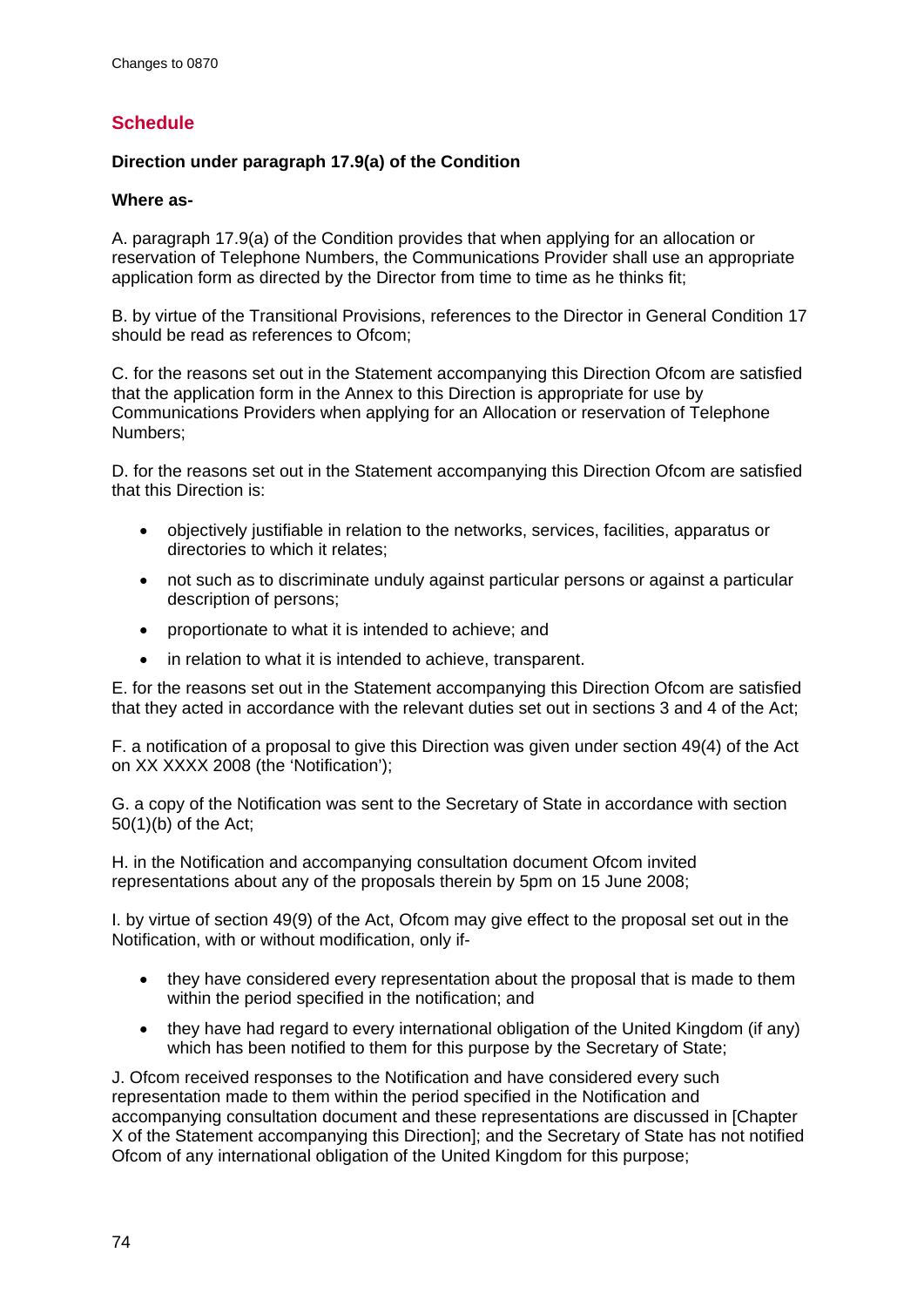## Schedule

**Direction under paragraph 17.9(a) of the Condition**

**Where as-**

A. paragraph 17.9(a) of the Condition provides that when applying for an allocation or reservation of Telephone Numbers, the Communications Provider shall use an appropriate application form as directed by the Director from time to time as he thinks fit;

B. by virtue of the Transitional Provisions, references to the Director in General Condition 17 should be read as references to Ofcom;

C. for the reasons set out in the Statement accompanying this Direction Ofcom are satisfied that the application form in the Annex to this Direction is appropriate for use by Communications Providers when applying for an Allocation or reservation of Telephone Numbers;

D. for the reasons set out in the Statement accompanying this Direction Ofcom are satisfied that this Direction is:

- objectively justifiable in relation to the networks, services, facilities, apparatus or directories to which it relates;
- not such as to discriminate unduly against particular persons or against a particular description of persons;
- proportionate to what it is intended to achieve; and
- in relation to what it is intended to achieve, transparent.

E. for the reasons set out in the Statement accompanying this Direction Ofcom are satisfied that they acted in accordance with the relevant duties set out in sections 3 and 4 of the Act;

F. a notification of a proposal to give this Direction was given under section 49(4) of the Act on XX XXXX 2008 (the 'Notification');

G. a copy of the Notification was sent to the Secretary of State in accordance with section 50(1)(b) of the Act;

H. in the Notification and accompanying consultation document Ofcom invited representations about any of the proposals therein by 5pm on 15 June 2008;

I. by virtue of section 49(9) of the Act, Ofcom may give effect to the proposal set out in the Notification, with or without modification, only if-

- they have considered every representation about the proposal that is made to them within the period specified in the notification; and
- they have had regard to every international obligation of the United Kingdom (if any) which has been notified to them for this purpose by the Secretary of State;

J. Ofcom received responses to the Notification and have considered every such representation made to them within the period specified in the Notification and accompanying consultation document and these representations are discussed in [Chapter X of the Statement accompanying this Direction]; and the Secretary of State has not notified Ofcom of any international obligation of the United Kingdom for this purpose;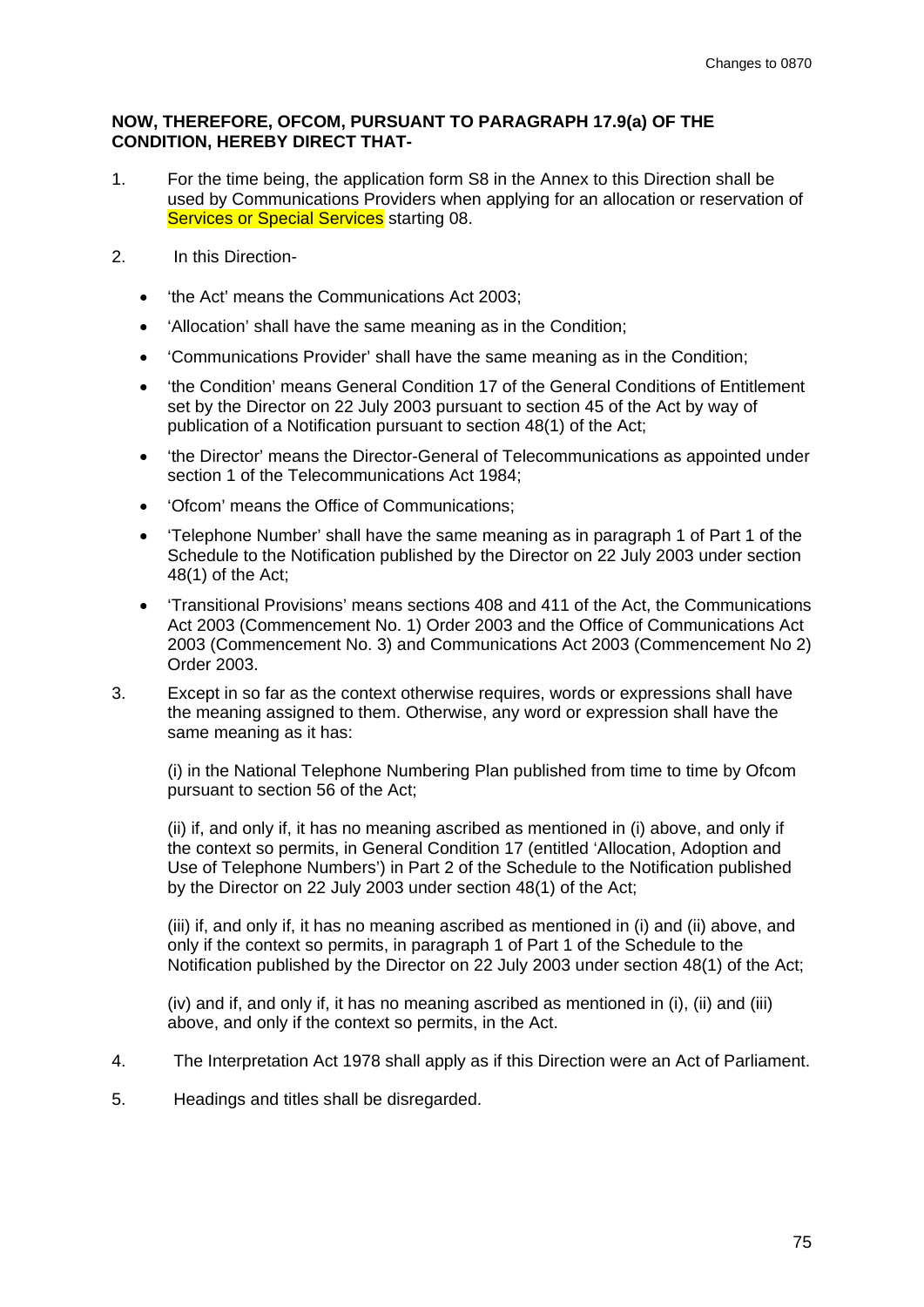**NOW, THEREFORE, OFCOM, PURSUANT TO PARAGRAPH 17.9(a) OF THE CONDITION, HEREBY DIRECT THAT-**

1. For the time being, the application form S8 in the Annex to this Direction shall be used by Communications Providers when applying for an allocation or reservation of Services or Special Services starting 08.

2. In this Direction-

   - 'the Act' means the Communications Act 2003;
   - 'Allocation' shall have the same meaning as in the Condition;
   - 'Communications Provider' shall have the same meaning as in the Condition;
   - 'the Condition' means General Condition 17 of the General Conditions of Entitlement set by the Director on 22 July 2003 pursuant to section 45 of the Act by way of publication of a Notification pursuant to section 48(1) of the Act;
   - 'the Director' means the Director-General of Telecommunications as appointed under section 1 of the Telecommunications Act 1984;
   - 'Ofcom' means the Office of Communications;
   - 'Telephone Number' shall have the same meaning as in paragraph 1 of Part 1 of the Schedule to the Notification published by the Director on 22 July 2003 under section 48(1) of the Act;
   - 'Transitional Provisions' means sections 408 and 411 of the Act, the Communications Act 2003 (Commencement No. 1) Order 2003 and the Office of Communications Act 2003 (Commencement No. 3) and Communications Act 2003 (Commencement No 2) Order 2003.

3. Except in so far as the context otherwise requires, words or expressions shall have the meaning assigned to them. Otherwise, any word or expression shall have the same meaning as it has:

   (i) in the National Telephone Numbering Plan published from time to time by Ofcom pursuant to section 56 of the Act;

   (ii) if, and only if, it has no meaning ascribed as mentioned in (i) above, and only if the context so permits, in General Condition 17 (entitled 'Allocation, Adoption and Use of Telephone Numbers') in Part 2 of the Schedule to the Notification published by the Director on 22 July 2003 under section 48(1) of the Act;

   (iii) if, and only if, it has no meaning ascribed as mentioned in (i) and (ii) above, and only if the context so permits, in paragraph 1 of Part 1 of the Schedule to the Notification published by the Director on 22 July 2003 under section 48(1) of the Act;

   (iv) and if, and only if, it has no meaning ascribed as mentioned in (i), (ii) and (iii) above, and only if the context so permits, in the Act.

4. The Interpretation Act 1978 shall apply as if this Direction were an Act of Parliament.

5. Headings and titles shall be disregarded.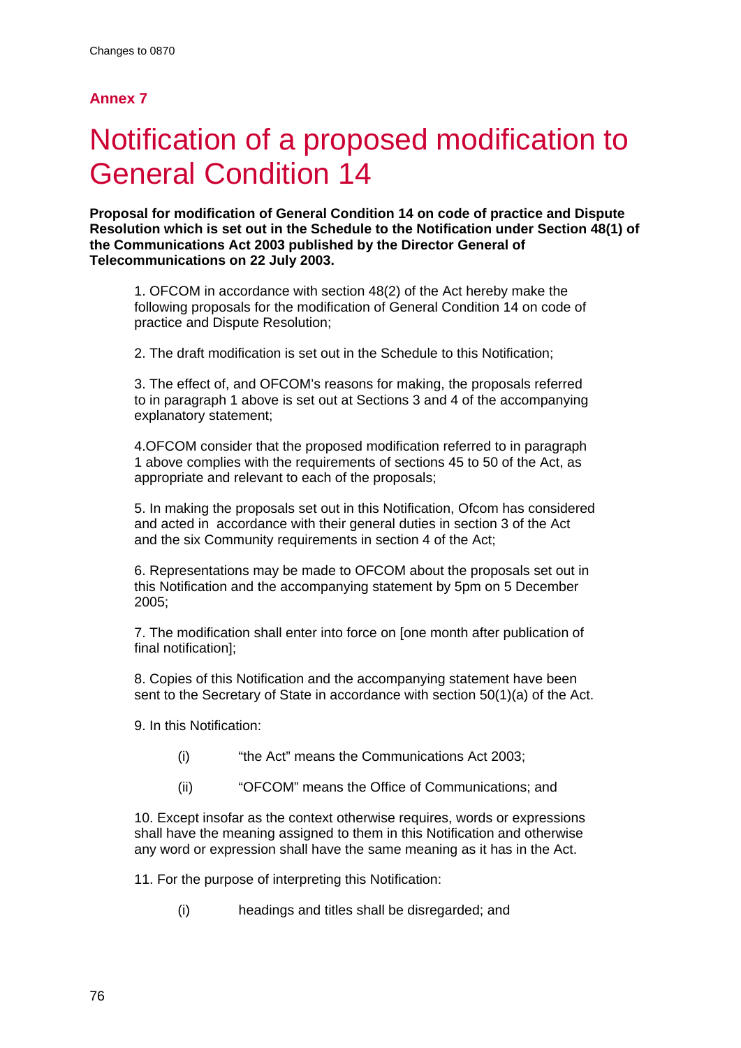## Annex 7

# Notification of a proposed modification to General Condition 14

**Proposal for modification of General Condition 14 on code of practice and Dispute Resolution which is set out in the Schedule to the Notification under Section 48(1) of the Communications Act 2003 published by the Director General of Telecommunications on 22 July 2003.**

1. OFCOM in accordance with section 48(2) of the Act hereby make the following proposals for the modification of General Condition 14 on code of practice and Dispute Resolution;

2. The draft modification is set out in the Schedule to this Notification;

3. The effect of, and OFCOM's reasons for making, the proposals referred to in paragraph 1 above is set out at Sections 3 and 4 of the accompanying explanatory statement;

4.OFCOM consider that the proposed modification referred to in paragraph 1 above complies with the requirements of sections 45 to 50 of the Act, as appropriate and relevant to each of the proposals;

5. In making the proposals set out in this Notification, Ofcom has considered and acted in accordance with their general duties in section 3 of the Act and the six Community requirements in section 4 of the Act;

6. Representations may be made to OFCOM about the proposals set out in this Notification and the accompanying statement by 5pm on 5 December 2005;

7. The modification shall enter into force on [one month after publication of final notification];

8. Copies of this Notification and the accompanying statement have been sent to the Secretary of State in accordance with section 50(1)(a) of the Act.

9. In this Notification:

(i) "the Act" means the Communications Act 2003;

(ii) "OFCOM" means the Office of Communications; and

10. Except insofar as the context otherwise requires, words or expressions shall have the meaning assigned to them in this Notification and otherwise any word or expression shall have the same meaning as it has in the Act.

11. For the purpose of interpreting this Notification:

(i) headings and titles shall be disregarded; and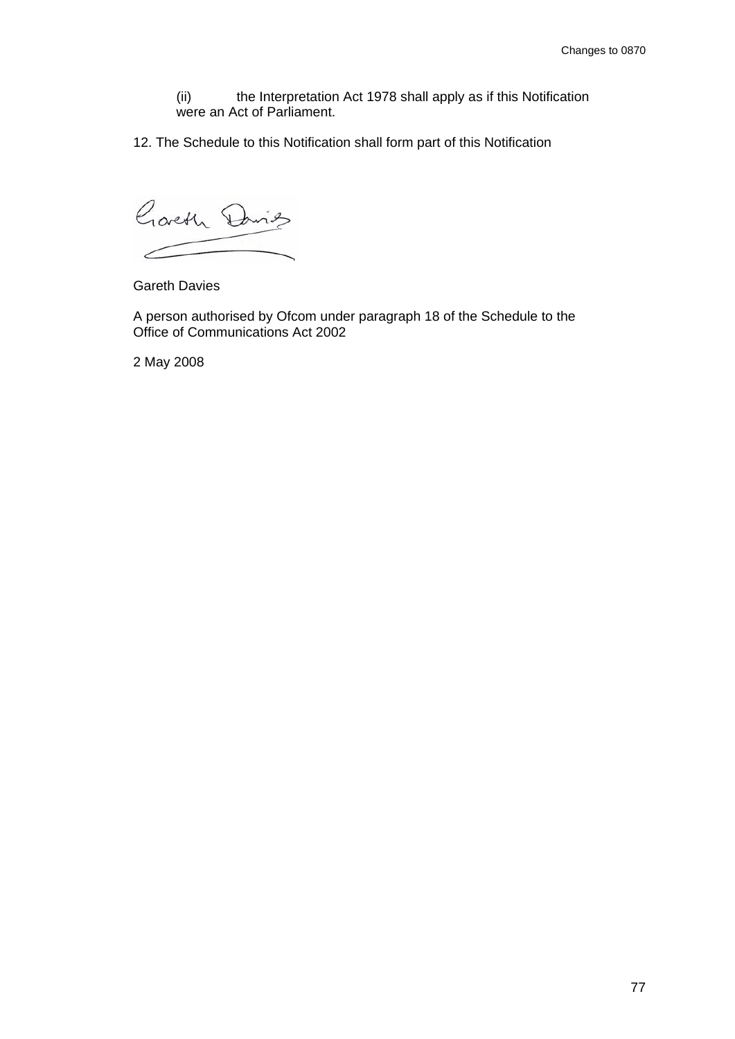(ii) the Interpretation Act 1978 shall apply as if this Notification were an Act of Parliament.

12. The Schedule to this Notification shall form part of this Notification

Gareth Davies

A person authorised by Ofcom under paragraph 18 of the Schedule to the Office of Communications Act 2002

2 May 2008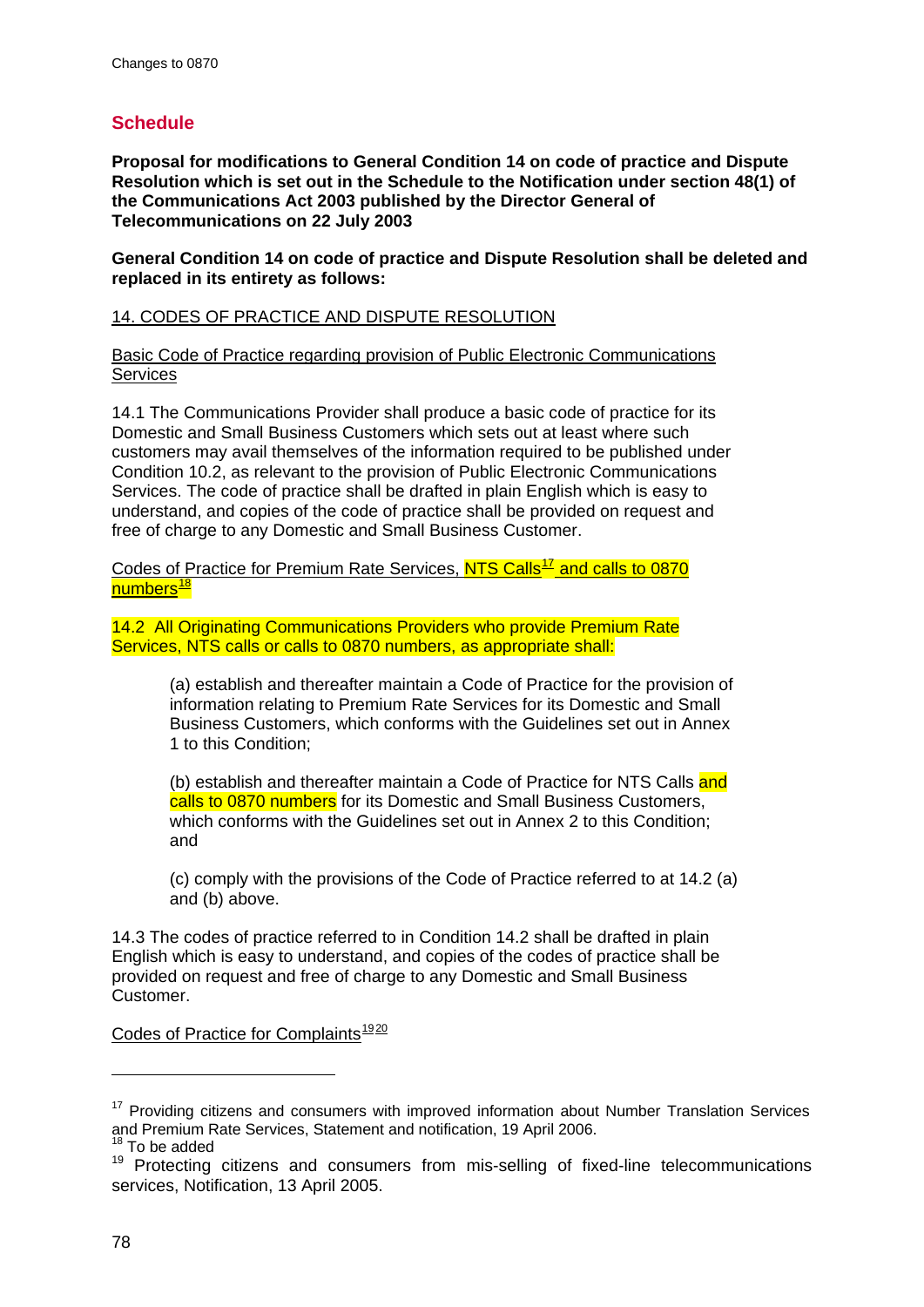## Schedule

**Proposal for modifications to General Condition 14 on code of practice and Dispute Resolution which is set out in the Schedule to the Notification under section 48(1) of the Communications Act 2003 published by the Director General of Telecommunications on 22 July 2003**

**General Condition 14 on code of practice and Dispute Resolution shall be deleted and replaced in its entirety as follows:**

14. CODES OF PRACTICE AND DISPUTE RESOLUTION

Basic Code of Practice regarding provision of Public Electronic Communications Services

14.1 The Communications Provider shall produce a basic code of practice for its Domestic and Small Business Customers which sets out at least where such customers may avail themselves of the information required to be published under Condition 10.2, as relevant to the provision of Public Electronic Communications Services. The code of practice shall be drafted in plain English which is easy to understand, and copies of the code of practice shall be provided on request and free of charge to any Domestic and Small Business Customer.

Codes of Practice for Premium Rate Services, NTS Calls[17] and calls to 0870 numbers[18]

14.2 All Originating Communications Providers who provide Premium Rate Services, NTS calls or calls to 0870 numbers, as appropriate shall:

> (a) establish and thereafter maintain a Code of Practice for the provision of information relating to Premium Rate Services for its Domestic and Small Business Customers, which conforms with the Guidelines set out in Annex 1 to this Condition;
>
> (b) establish and thereafter maintain a Code of Practice for NTS Calls and calls to 0870 numbers for its Domestic and Small Business Customers, which conforms with the Guidelines set out in Annex 2 to this Condition; and
>
> (c) comply with the provisions of the Code of Practice referred to at 14.2 (a) and (b) above.

14.3 The codes of practice referred to in Condition 14.2 shall be drafted in plain English which is easy to understand, and copies of the codes of practice shall be provided on request and free of charge to any Domestic and Small Business Customer.

Codes of Practice for Complaints[19][20]

---

[17] Providing citizens and consumers with improved information about Number Translation Services and Premium Rate Services, Statement and notification, 19 April 2006.

[18] To be added

[19] Protecting citizens and consumers from mis-selling of fixed-line telecommunications services, Notification, 13 April 2005.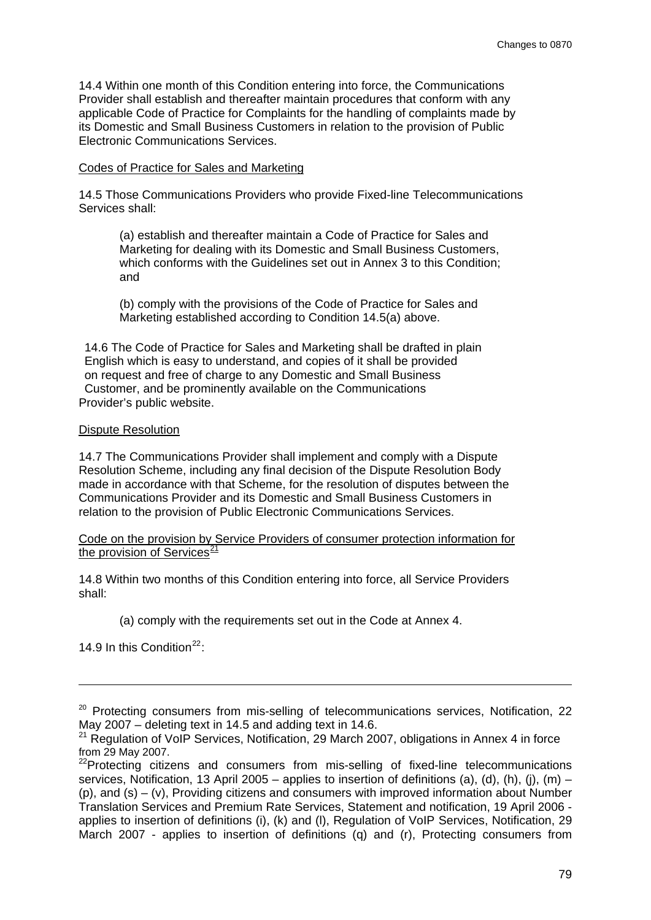14.4 Within one month of this Condition entering into force, the Communications Provider shall establish and thereafter maintain procedures that conform with any applicable Code of Practice for Complaints for the handling of complaints made by its Domestic and Small Business Customers in relation to the provision of Public Electronic Communications Services.

Codes of Practice for Sales and Marketing

14.5 Those Communications Providers who provide Fixed-line Telecommunications Services shall:

(a) establish and thereafter maintain a Code of Practice for Sales and Marketing for dealing with its Domestic and Small Business Customers, which conforms with the Guidelines set out in Annex 3 to this Condition; and

(b) comply with the provisions of the Code of Practice for Sales and Marketing established according to Condition 14.5(a) above.

14.6 The Code of Practice for Sales and Marketing shall be drafted in plain English which is easy to understand, and copies of it shall be provided on request and free of charge to any Domestic and Small Business Customer, and be prominently available on the Communications Provider's public website.

Dispute Resolution

14.7 The Communications Provider shall implement and comply with a Dispute Resolution Scheme, including any final decision of the Dispute Resolution Body made in accordance with that Scheme, for the resolution of disputes between the Communications Provider and its Domestic and Small Business Customers in relation to the provision of Public Electronic Communications Services.

Code on the provision by Service Providers of consumer protection information for the provision of Services[21]

14.8 Within two months of this Condition entering into force, all Service Providers shall:

(a) comply with the requirements set out in the Code at Annex 4.

14.9 In this Condition[22]:

---

[20] Protecting consumers from mis-selling of telecommunications services, Notification, 22 May 2007 – deleting text in 14.5 and adding text in 14.6.

[21] Regulation of VoIP Services, Notification, 29 March 2007, obligations in Annex 4 in force from 29 May 2007.

[22] Protecting citizens and consumers from mis-selling of fixed-line telecommunications services, Notification, 13 April 2005 – applies to insertion of definitions (a), (d), (h), (j), (m) – (p), and (s) – (v), Providing citizens and consumers with improved information about Number Translation Services and Premium Rate Services, Statement and notification, 19 April 2006 - applies to insertion of definitions (i), (k) and (l), Regulation of VoIP Services, Notification, 29 March 2007 - applies to insertion of definitions (q) and (r), Protecting consumers from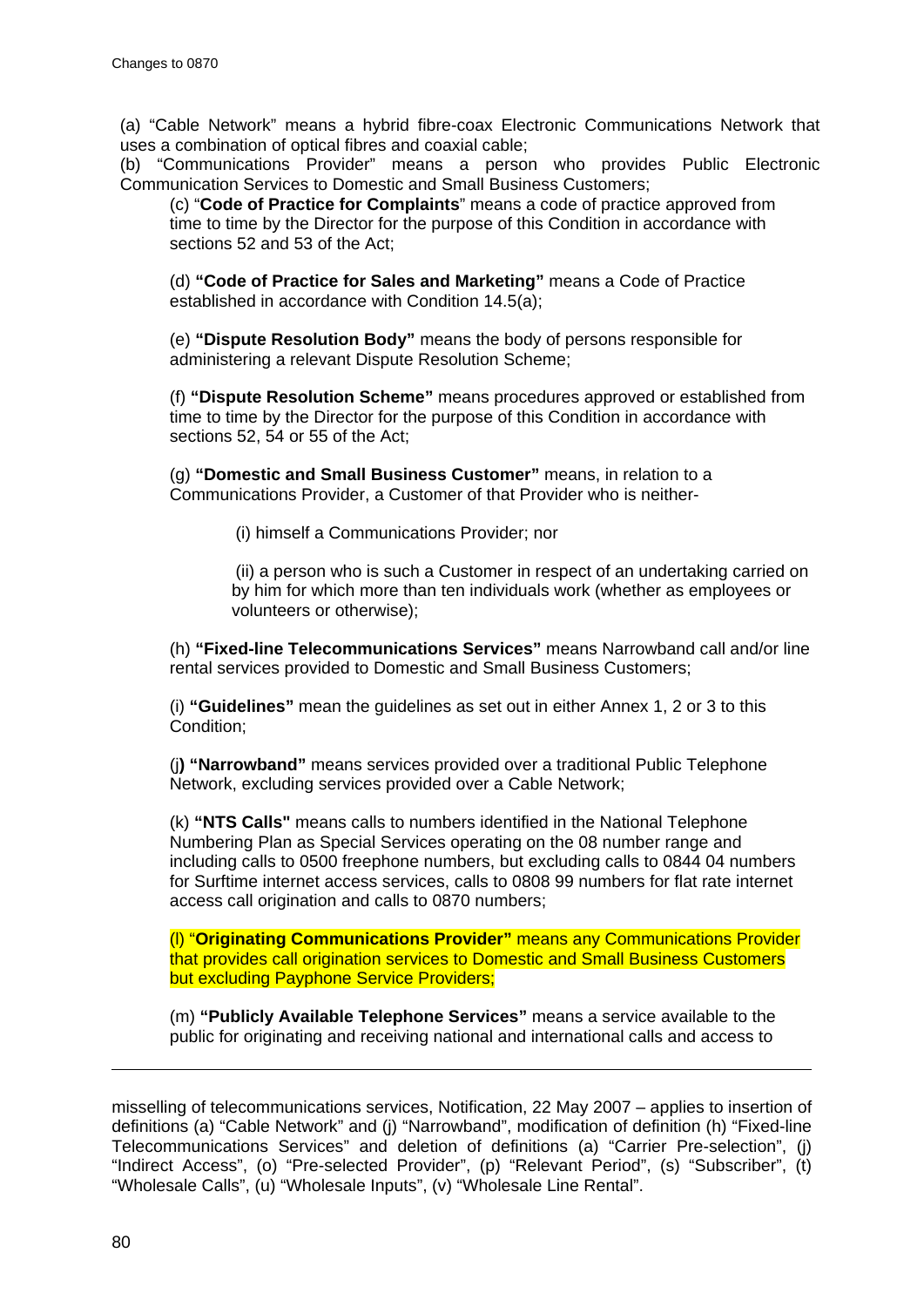(a) "Cable Network" means a hybrid fibre-coax Electronic Communications Network that uses a combination of optical fibres and coaxial cable;

(b) "Communications Provider" means a person who provides Public Electronic Communication Services to Domestic and Small Business Customers;

(c) "**Code of Practice for Complaints**" means a code of practice approved from time to time by the Director for the purpose of this Condition in accordance with sections 52 and 53 of the Act;

(d) **"Code of Practice for Sales and Marketing"** means a Code of Practice established in accordance with Condition 14.5(a);

(e) **"Dispute Resolution Body"** means the body of persons responsible for administering a relevant Dispute Resolution Scheme;

(f) **"Dispute Resolution Scheme"** means procedures approved or established from time to time by the Director for the purpose of this Condition in accordance with sections 52, 54 or 55 of the Act;

(g) **"Domestic and Small Business Customer"** means, in relation to a Communications Provider, a Customer of that Provider who is neither-

(i) himself a Communications Provider; nor

(ii) a person who is such a Customer in respect of an undertaking carried on by him for which more than ten individuals work (whether as employees or volunteers or otherwise);

(h) **"Fixed-line Telecommunications Services"** means Narrowband call and/or line rental services provided to Domestic and Small Business Customers;

(i) **"Guidelines"** mean the guidelines as set out in either Annex 1, 2 or 3 to this Condition;

(j**) "Narrowband"** means services provided over a traditional Public Telephone Network, excluding services provided over a Cable Network;

(k) **"NTS Calls"** means calls to numbers identified in the National Telephone Numbering Plan as Special Services operating on the 08 number range and including calls to 0500 freephone numbers, but excluding calls to 0844 04 numbers for Surftime internet access services, calls to 0808 99 numbers for flat rate internet access call origination and calls to 0870 numbers;

(l) "**Originating Communications Provider"** means any Communications Provider that provides call origination services to Domestic and Small Business Customers but excluding Payphone Service Providers;

(m) **"Publicly Available Telephone Services"** means a service available to the public for originating and receiving national and international calls and access to

---

misselling of telecommunications services, Notification, 22 May 2007 – applies to insertion of definitions (a) "Cable Network" and (j) "Narrowband", modification of definition (h) "Fixed-line Telecommunications Services" and deletion of definitions (a) "Carrier Pre-selection", (j) "Indirect Access", (o) "Pre-selected Provider", (p) "Relevant Period", (s) "Subscriber", (t) "Wholesale Calls", (u) "Wholesale Inputs", (v) "Wholesale Line Rental".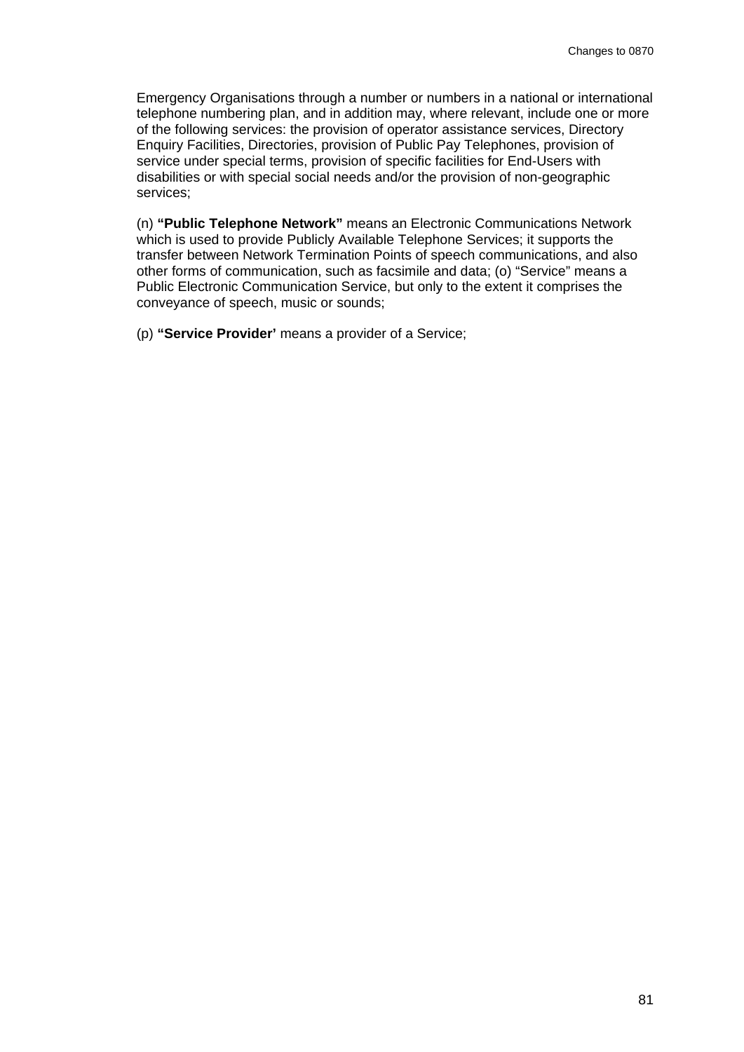Emergency Organisations through a number or numbers in a national or international telephone numbering plan, and in addition may, where relevant, include one or more of the following services: the provision of operator assistance services, Directory Enquiry Facilities, Directories, provision of Public Pay Telephones, provision of service under special terms, provision of specific facilities for End-Users with disabilities or with special social needs and/or the provision of non-geographic services;

(n) **"Public Telephone Network"** means an Electronic Communications Network which is used to provide Publicly Available Telephone Services; it supports the transfer between Network Termination Points of speech communications, and also other forms of communication, such as facsimile and data; (o) "Service" means a Public Electronic Communication Service, but only to the extent it comprises the conveyance of speech, music or sounds;

(p) **"Service Provider'** means a provider of a Service;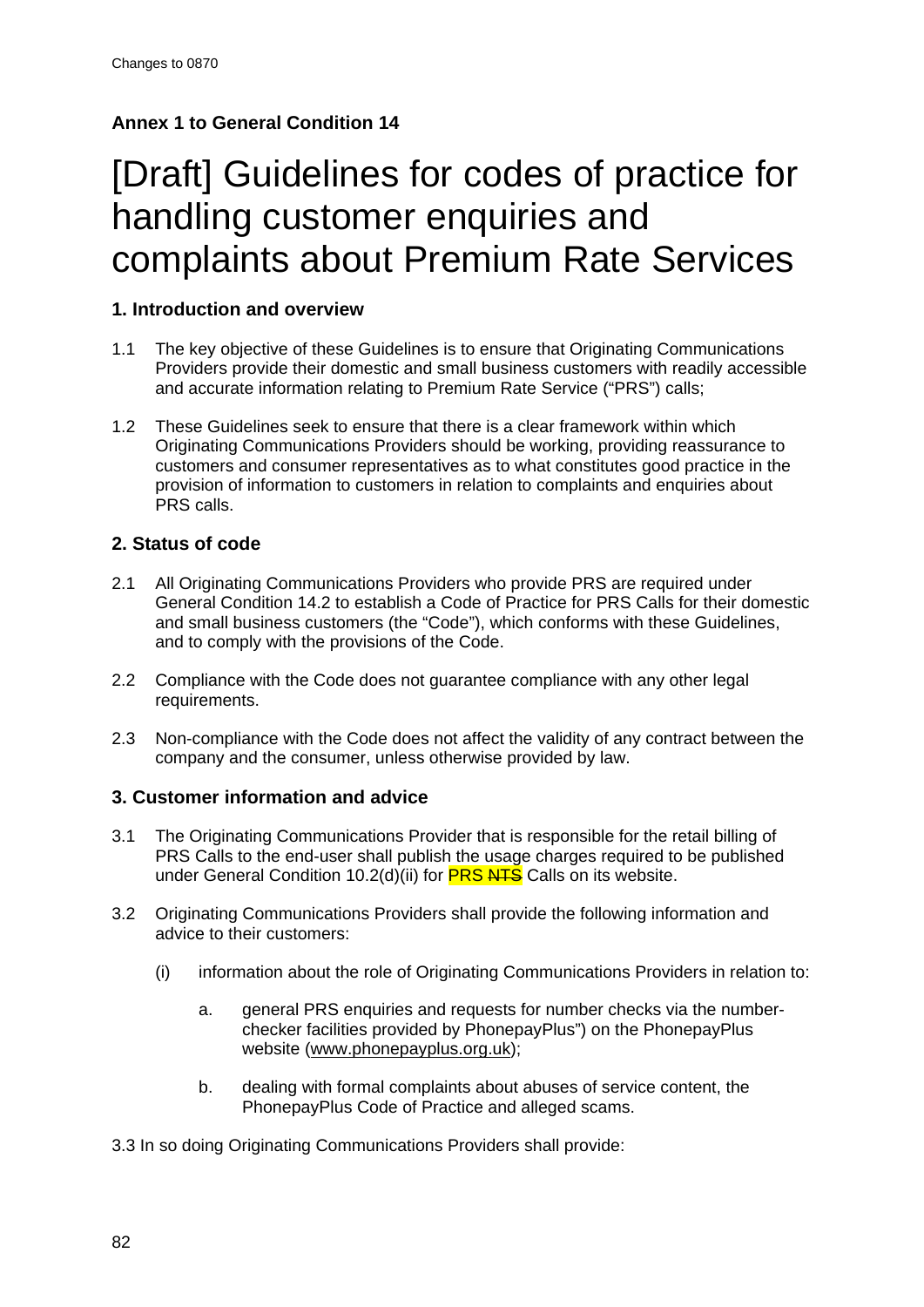**Annex 1 to General Condition 14**

# [Draft] Guidelines for codes of practice for handling customer enquiries and complaints about Premium Rate Services

### 1. Introduction and overview

1.1 The key objective of these Guidelines is to ensure that Originating Communications Providers provide their domestic and small business customers with readily accessible and accurate information relating to Premium Rate Service ("PRS") calls;

1.2 These Guidelines seek to ensure that there is a clear framework within which Originating Communications Providers should be working, providing reassurance to customers and consumer representatives as to what constitutes good practice in the provision of information to customers in relation to complaints and enquiries about PRS calls.

### 2. Status of code

2.1 All Originating Communications Providers who provide PRS are required under General Condition 14.2 to establish a Code of Practice for PRS Calls for their domestic and small business customers (the "Code"), which conforms with these Guidelines, and to comply with the provisions of the Code.

2.2 Compliance with the Code does not guarantee compliance with any other legal requirements.

2.3 Non-compliance with the Code does not affect the validity of any contract between the company and the consumer, unless otherwise provided by law.

### 3. Customer information and advice

3.1 The Originating Communications Provider that is responsible for the retail billing of PRS Calls to the end-user shall publish the usage charges required to be published under General Condition 10.2(d)(ii) for PRS ~~NTS~~ Calls on its website.

3.2 Originating Communications Providers shall provide the following information and advice to their customers:

(i) information about the role of Originating Communications Providers in relation to:

a. general PRS enquiries and requests for number checks via the number-checker facilities provided by PhonepayPlus") on the PhonepayPlus website (www.phonepayplus.org.uk);

b. dealing with formal complaints about abuses of service content, the PhonepayPlus Code of Practice and alleged scams.

3.3 In so doing Originating Communications Providers shall provide: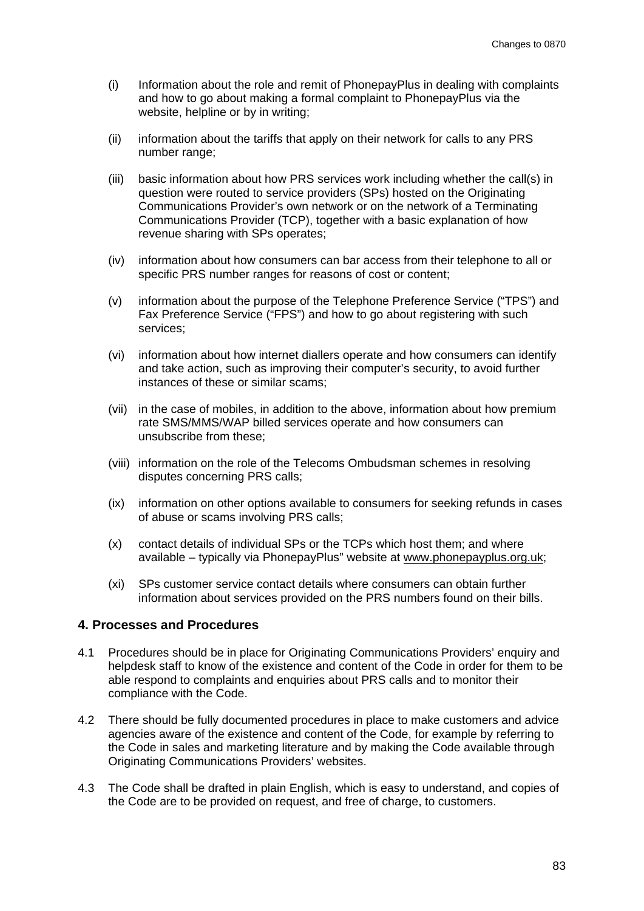(i) Information about the role and remit of PhonepayPlus in dealing with complaints and how to go about making a formal complaint to PhonepayPlus via the website, helpline or by in writing;

(ii) information about the tariffs that apply on their network for calls to any PRS number range;

(iii) basic information about how PRS services work including whether the call(s) in question were routed to service providers (SPs) hosted on the Originating Communications Provider's own network or on the network of a Terminating Communications Provider (TCP), together with a basic explanation of how revenue sharing with SPs operates;

(iv) information about how consumers can bar access from their telephone to all or specific PRS number ranges for reasons of cost or content;

(v) information about the purpose of the Telephone Preference Service ("TPS") and Fax Preference Service ("FPS") and how to go about registering with such services;

(vi) information about how internet diallers operate and how consumers can identify and take action, such as improving their computer's security, to avoid further instances of these or similar scams;

(vii) in the case of mobiles, in addition to the above, information about how premium rate SMS/MMS/WAP billed services operate and how consumers can unsubscribe from these;

(viii) information on the role of the Telecoms Ombudsman schemes in resolving disputes concerning PRS calls;

(ix) information on other options available to consumers for seeking refunds in cases of abuse or scams involving PRS calls;

(x) contact details of individual SPs or the TCPs which host them; and where available – typically via PhonepayPlus" website at www.phonepayplus.org.uk;

(xi) SPs customer service contact details where consumers can obtain further information about services provided on the PRS numbers found on their bills.

## 4. Processes and Procedures

4.1 Procedures should be in place for Originating Communications Providers' enquiry and helpdesk staff to know of the existence and content of the Code in order for them to be able respond to complaints and enquiries about PRS calls and to monitor their compliance with the Code.

4.2 There should be fully documented procedures in place to make customers and advice agencies aware of the existence and content of the Code, for example by referring to the Code in sales and marketing literature and by making the Code available through Originating Communications Providers' websites.

4.3 The Code shall be drafted in plain English, which is easy to understand, and copies of the Code are to be provided on request, and free of charge, to customers.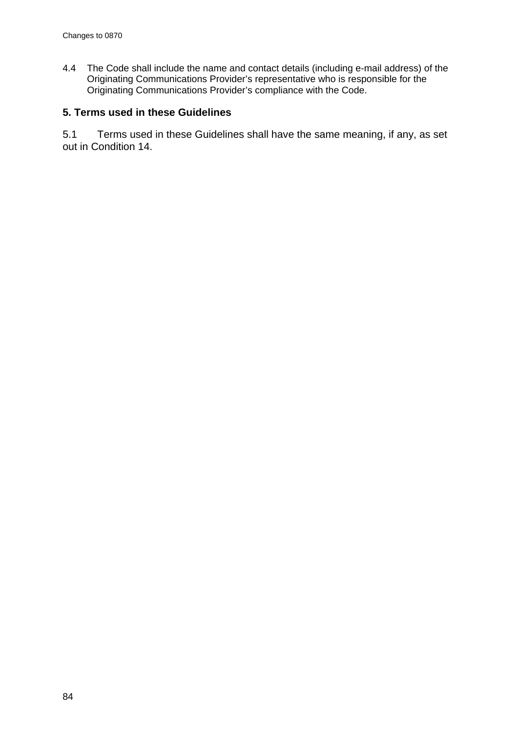4.4 The Code shall include the name and contact details (including e-mail address) of the Originating Communications Provider's representative who is responsible for the Originating Communications Provider's compliance with the Code.

## 5. Terms used in these Guidelines

5.1 Terms used in these Guidelines shall have the same meaning, if any, as set out in Condition 14.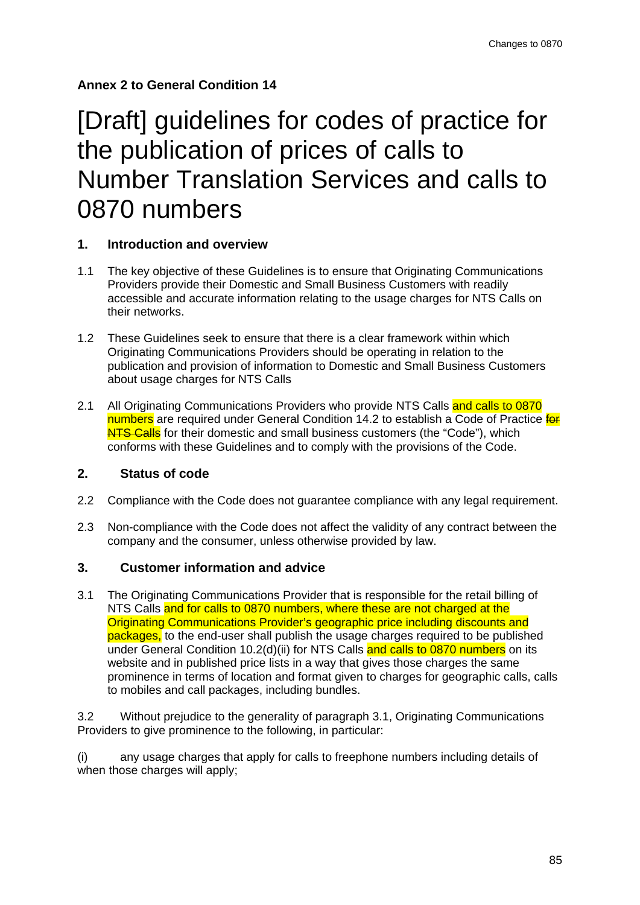**Annex 2 to General Condition 14**

# [Draft] guidelines for codes of practice for the publication of prices of calls to Number Translation Services and calls to 0870 numbers

## 1. Introduction and overview

1.1 The key objective of these Guidelines is to ensure that Originating Communications Providers provide their Domestic and Small Business Customers with readily accessible and accurate information relating to the usage charges for NTS Calls on their networks.

1.2 These Guidelines seek to ensure that there is a clear framework within which Originating Communications Providers should be operating in relation to the publication and provision of information to Domestic and Small Business Customers about usage charges for NTS Calls

2.1 All Originating Communications Providers who provide NTS Calls and calls to 0870 numbers are required under General Condition 14.2 to establish a Code of Practice ~~for NTS Calls~~ for their domestic and small business customers (the "Code"), which conforms with these Guidelines and to comply with the provisions of the Code.

## 2. Status of code

2.2 Compliance with the Code does not guarantee compliance with any legal requirement.

2.3 Non-compliance with the Code does not affect the validity of any contract between the company and the consumer, unless otherwise provided by law.

## 3. Customer information and advice

3.1 The Originating Communications Provider that is responsible for the retail billing of NTS Calls and for calls to 0870 numbers, where these are not charged at the Originating Communications Provider's geographic price including discounts and packages, to the end-user shall publish the usage charges required to be published under General Condition 10.2(d)(ii) for NTS Calls and calls to 0870 numbers on its website and in published price lists in a way that gives those charges the same prominence in terms of location and format given to charges for geographic calls, calls to mobiles and call packages, including bundles.

3.2 Without prejudice to the generality of paragraph 3.1, Originating Communications Providers to give prominence to the following, in particular:

(i) any usage charges that apply for calls to freephone numbers including details of when those charges will apply;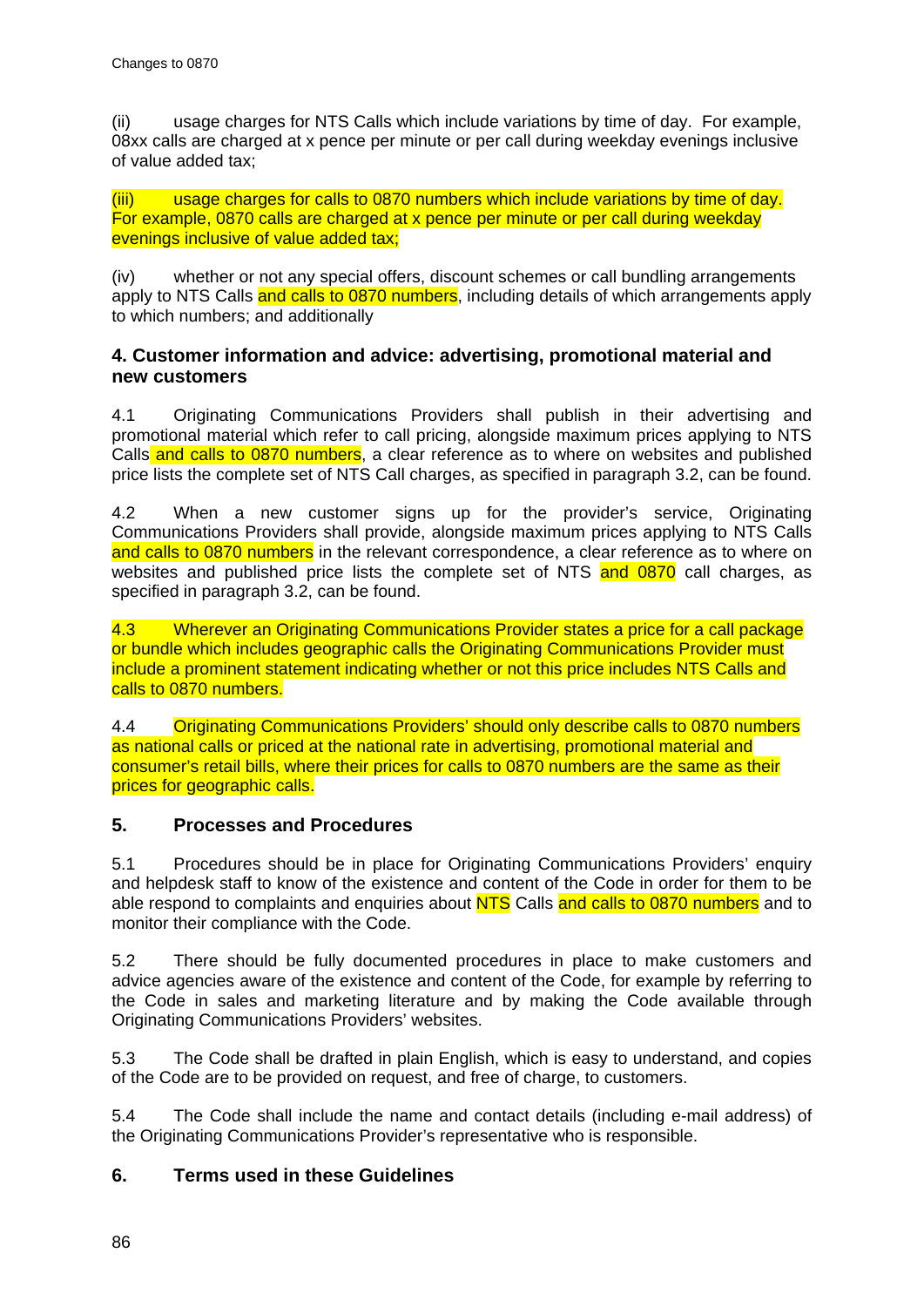(ii) usage charges for NTS Calls which include variations by time of day. For example, 08xx calls are charged at x pence per minute or per call during weekday evenings inclusive of value added tax;

(iii) usage charges for calls to 0870 numbers which include variations by time of day. For example, 0870 calls are charged at x pence per minute or per call during weekday evenings inclusive of value added tax;

(iv) whether or not any special offers, discount schemes or call bundling arrangements apply to NTS Calls and calls to 0870 numbers, including details of which arrangements apply to which numbers; and additionally

### 4. Customer information and advice: advertising, promotional material and new customers

4.1 Originating Communications Providers shall publish in their advertising and promotional material which refer to call pricing, alongside maximum prices applying to NTS Calls and calls to 0870 numbers, a clear reference as to where on websites and published price lists the complete set of NTS Call charges, as specified in paragraph 3.2, can be found.

4.2 When a new customer signs up for the provider's service, Originating Communications Providers shall provide, alongside maximum prices applying to NTS Calls and calls to 0870 numbers in the relevant correspondence, a clear reference as to where on websites and published price lists the complete set of NTS and 0870 call charges, as specified in paragraph 3.2, can be found.

4.3 Wherever an Originating Communications Provider states a price for a call package or bundle which includes geographic calls the Originating Communications Provider must include a prominent statement indicating whether or not this price includes NTS Calls and calls to 0870 numbers.

4.4 Originating Communications Providers' should only describe calls to 0870 numbers as national calls or priced at the national rate in advertising, promotional material and consumer's retail bills, where their prices for calls to 0870 numbers are the same as their prices for geographic calls.

### 5. Processes and Procedures

5.1 Procedures should be in place for Originating Communications Providers' enquiry and helpdesk staff to know of the existence and content of the Code in order for them to be able respond to complaints and enquiries about NTS Calls and calls to 0870 numbers and to monitor their compliance with the Code.

5.2 There should be fully documented procedures in place to make customers and advice agencies aware of the existence and content of the Code, for example by referring to the Code in sales and marketing literature and by making the Code available through Originating Communications Providers' websites.

5.3 The Code shall be drafted in plain English, which is easy to understand, and copies of the Code are to be provided on request, and free of charge, to customers.

5.4 The Code shall include the name and contact details (including e-mail address) of the Originating Communications Provider's representative who is responsible.

### 6. Terms used in these Guidelines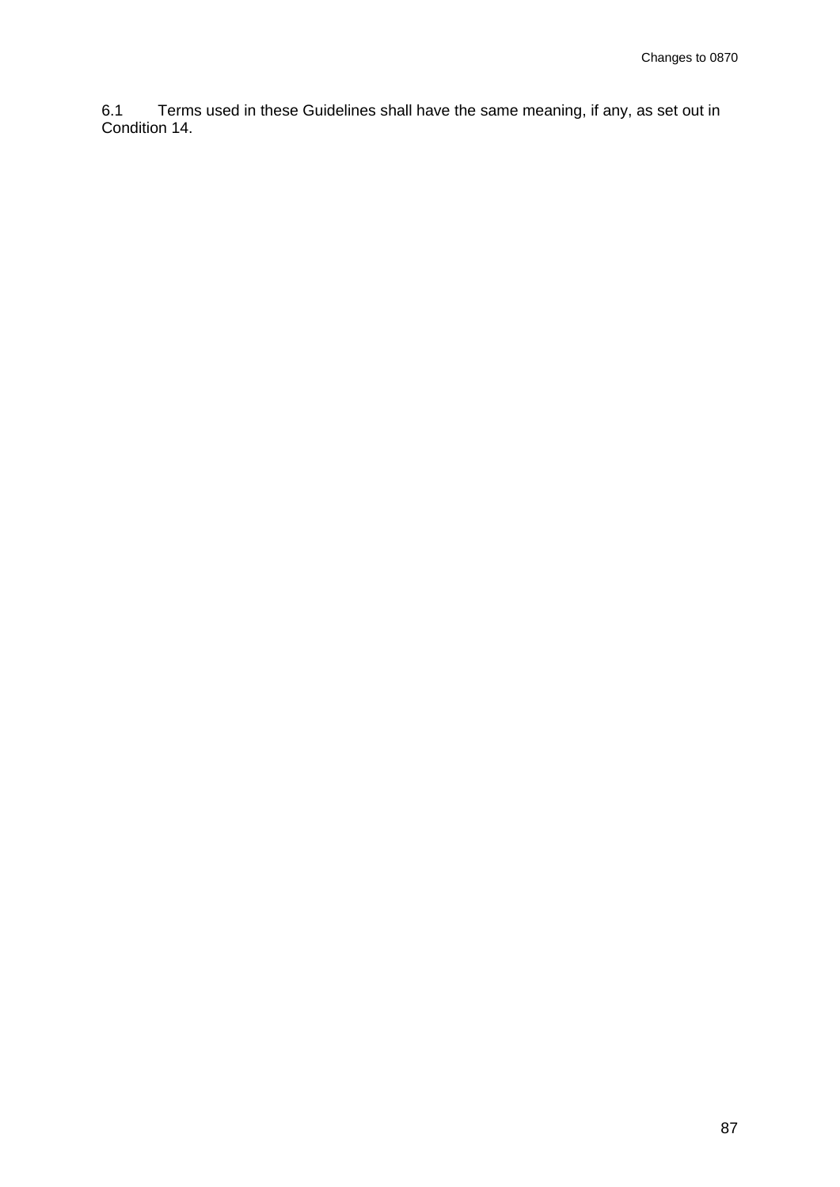6.1 Terms used in these Guidelines shall have the same meaning, if any, as set out in Condition 14.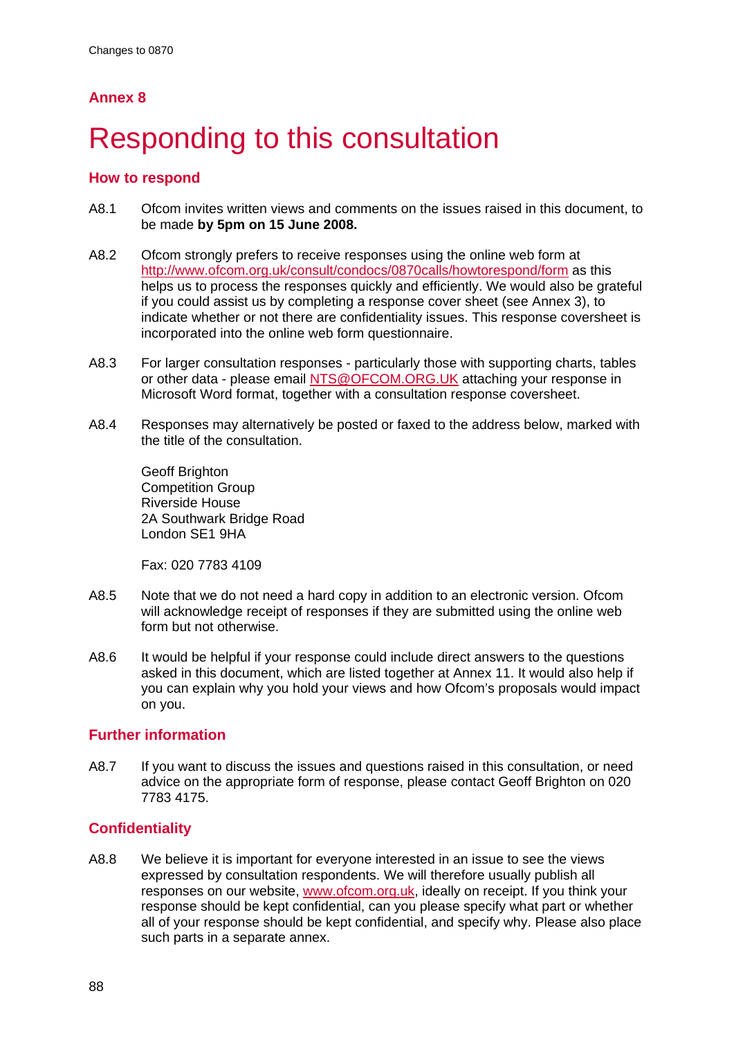## Annex 8

# Responding to this consultation

### How to respond

A8.1 Ofcom invites written views and comments on the issues raised in this document, to be made **by 5pm on 15 June 2008.**

A8.2 Ofcom strongly prefers to receive responses using the online web form at http://www.ofcom.org.uk/consult/condocs/0870calls/howtorespond/form as this helps us to process the responses quickly and efficiently. We would also be grateful if you could assist us by completing a response cover sheet (see Annex 3), to indicate whether or not there are confidentiality issues. This response coversheet is incorporated into the online web form questionnaire.

A8.3 For larger consultation responses - particularly those with supporting charts, tables or other data - please email NTS@OFCOM.ORG.UK attaching your response in Microsoft Word format, together with a consultation response coversheet.

A8.4 Responses may alternatively be posted or faxed to the address below, marked with the title of the consultation.

Geoff Brighton
Competition Group
Riverside House
2A Southwark Bridge Road
London SE1 9HA

Fax: 020 7783 4109

A8.5 Note that we do not need a hard copy in addition to an electronic version. Ofcom will acknowledge receipt of responses if they are submitted using the online web form but not otherwise.

A8.6 It would be helpful if your response could include direct answers to the questions asked in this document, which are listed together at Annex 11. It would also help if you can explain why you hold your views and how Ofcom's proposals would impact on you.

### Further information

A8.7 If you want to discuss the issues and questions raised in this consultation, or need advice on the appropriate form of response, please contact Geoff Brighton on 020 7783 4175.

### Confidentiality

A8.8 We believe it is important for everyone interested in an issue to see the views expressed by consultation respondents. We will therefore usually publish all responses on our website, www.ofcom.org.uk, ideally on receipt. If you think your response should be kept confidential, can you please specify what part or whether all of your response should be kept confidential, and specify why. Please also place such parts in a separate annex.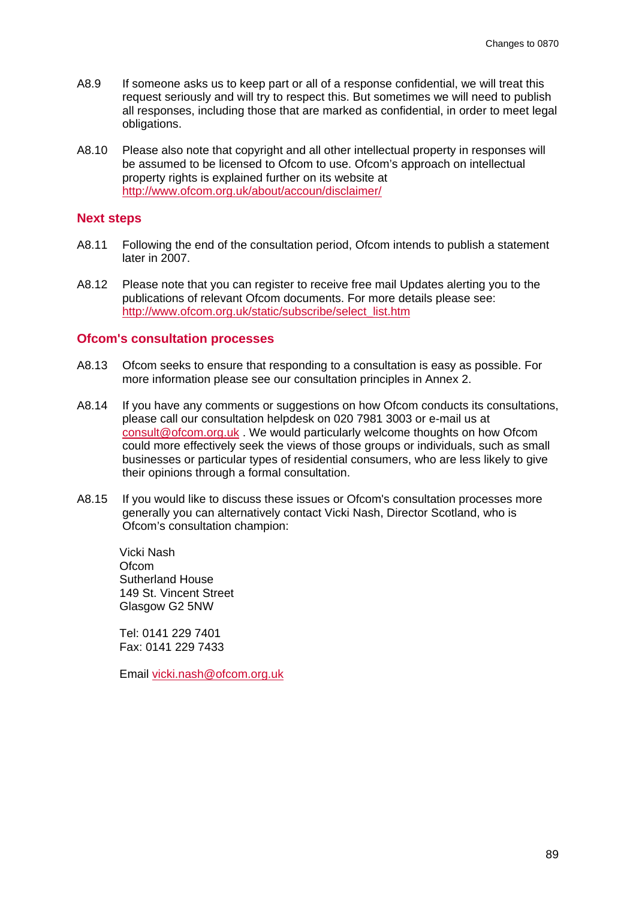A8.9 If someone asks us to keep part or all of a response confidential, we will treat this request seriously and will try to respect this. But sometimes we will need to publish all responses, including those that are marked as confidential, in order to meet legal obligations.

A8.10 Please also note that copyright and all other intellectual property in responses will be assumed to be licensed to Ofcom to use. Ofcom's approach on intellectual property rights is explained further on its website at http://www.ofcom.org.uk/about/accoun/disclaimer/

## Next steps

A8.11 Following the end of the consultation period, Ofcom intends to publish a statement later in 2007.

A8.12 Please note that you can register to receive free mail Updates alerting you to the publications of relevant Ofcom documents. For more details please see: http://www.ofcom.org.uk/static/subscribe/select_list.htm

## Ofcom's consultation processes

A8.13 Ofcom seeks to ensure that responding to a consultation is easy as possible. For more information please see our consultation principles in Annex 2.

A8.14 If you have any comments or suggestions on how Ofcom conducts its consultations, please call our consultation helpdesk on 020 7981 3003 or e-mail us at consult@ofcom.org.uk . We would particularly welcome thoughts on how Ofcom could more effectively seek the views of those groups or individuals, such as small businesses or particular types of residential consumers, who are less likely to give their opinions through a formal consultation.

A8.15 If you would like to discuss these issues or Ofcom's consultation processes more generally you can alternatively contact Vicki Nash, Director Scotland, who is Ofcom's consultation champion:

Vicki Nash  
Ofcom  
Sutherland House  
149 St. Vincent Street  
Glasgow G2 5NW

Tel: 0141 229 7401  
Fax: 0141 229 7433

Email vicki.nash@ofcom.org.uk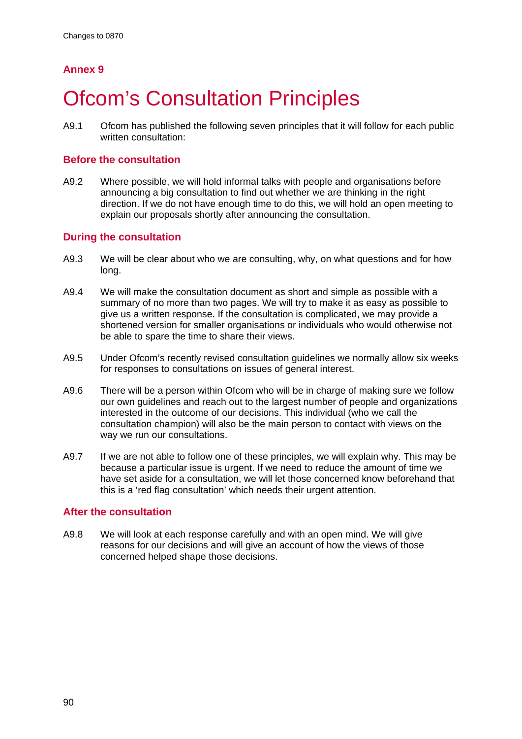## Annex 9

# Ofcom's Consultation Principles

A9.1 Ofcom has published the following seven principles that it will follow for each public written consultation:

### Before the consultation

A9.2 Where possible, we will hold informal talks with people and organisations before announcing a big consultation to find out whether we are thinking in the right direction. If we do not have enough time to do this, we will hold an open meeting to explain our proposals shortly after announcing the consultation.

### During the consultation

A9.3 We will be clear about who we are consulting, why, on what questions and for how long.

A9.4 We will make the consultation document as short and simple as possible with a summary of no more than two pages. We will try to make it as easy as possible to give us a written response. If the consultation is complicated, we may provide a shortened version for smaller organisations or individuals who would otherwise not be able to spare the time to share their views.

A9.5 Under Ofcom's recently revised consultation guidelines we normally allow six weeks for responses to consultations on issues of general interest.

A9.6 There will be a person within Ofcom who will be in charge of making sure we follow our own guidelines and reach out to the largest number of people and organizations interested in the outcome of our decisions. This individual (who we call the consultation champion) will also be the main person to contact with views on the way we run our consultations.

A9.7 If we are not able to follow one of these principles, we will explain why. This may be because a particular issue is urgent. If we need to reduce the amount of time we have set aside for a consultation, we will let those concerned know beforehand that this is a 'red flag consultation' which needs their urgent attention.

### After the consultation

A9.8 We will look at each response carefully and with an open mind. We will give reasons for our decisions and will give an account of how the views of those concerned helped shape those decisions.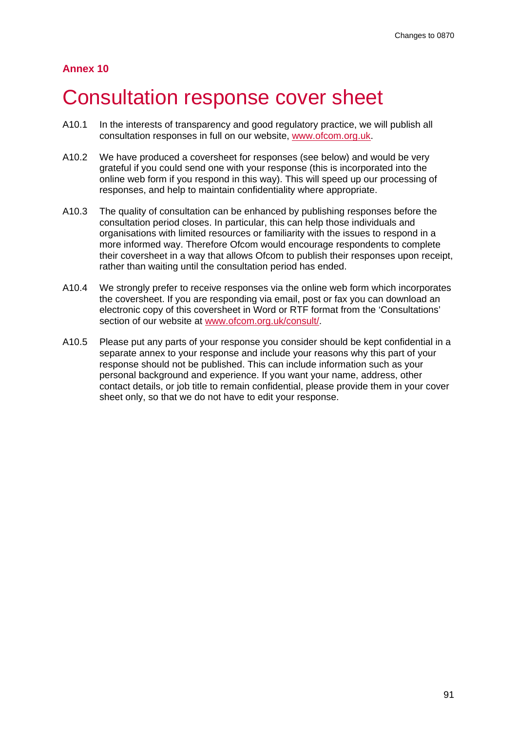**Annex 10**

# Consultation response cover sheet

A10.1 In the interests of transparency and good regulatory practice, we will publish all consultation responses in full on our website, [www.ofcom.org.uk](http://www.ofcom.org.uk).

A10.2 We have produced a coversheet for responses (see below) and would be very grateful if you could send one with your response (this is incorporated into the online web form if you respond in this way). This will speed up our processing of responses, and help to maintain confidentiality where appropriate.

A10.3 The quality of consultation can be enhanced by publishing responses before the consultation period closes. In particular, this can help those individuals and organisations with limited resources or familiarity with the issues to respond in a more informed way. Therefore Ofcom would encourage respondents to complete their coversheet in a way that allows Ofcom to publish their responses upon receipt, rather than waiting until the consultation period has ended.

A10.4 We strongly prefer to receive responses via the online web form which incorporates the coversheet. If you are responding via email, post or fax you can download an electronic copy of this coversheet in Word or RTF format from the 'Consultations' section of our website at [www.ofcom.org.uk/consult/](http://www.ofcom.org.uk/consult/).

A10.5 Please put any parts of your response you consider should be kept confidential in a separate annex to your response and include your reasons why this part of your response should not be published. This can include information such as your personal background and experience. If you want your name, address, other contact details, or job title to remain confidential, please provide them in your cover sheet only, so that we do not have to edit your response.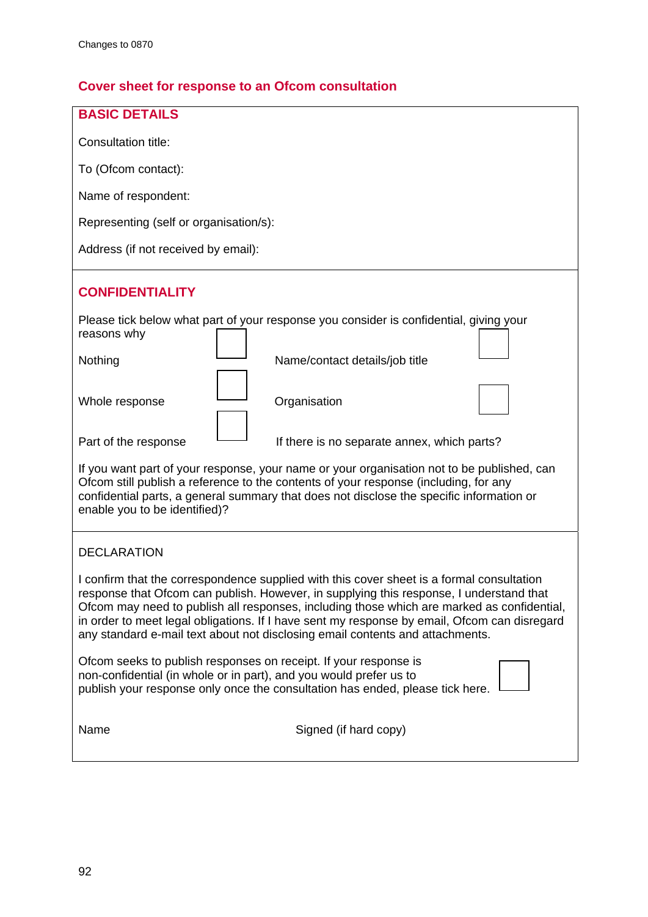## Cover sheet for response to an Ofcom consultation

### BASIC DETAILS

Consultation title:

To (Ofcom contact):

Name of respondent:

Representing (self or organisation/s):

Address (if not received by email):

### CONFIDENTIALITY

Please tick below what part of your response you consider is confidential, giving your reasons why

| | | | |
|---|---|---|---|
| Nothing | ☐ | Name/contact details/job title | ☐ |
| Whole response | ☐ | Organisation | ☐ |
| Part of the response | ☐ | If there is no separate annex, which parts? | |

If you want part of your response, your name or your organisation not to be published, can Ofcom still publish a reference to the contents of your response (including, for any confidential parts, a general summary that does not disclose the specific information or enable you to be identified)?

### DECLARATION

I confirm that the correspondence supplied with this cover sheet is a formal consultation response that Ofcom can publish. However, in supplying this response, I understand that Ofcom may need to publish all responses, including those which are marked as confidential, in order to meet legal obligations. If I have sent my response by email, Ofcom can disregard any standard e-mail text about not disclosing email contents and attachments.

Ofcom seeks to publish responses on receipt. If your response is non-confidential (in whole or in part), and you would prefer us to publish your response only once the consultation has ended, please tick here. ☐

Name    Signed (if hard copy)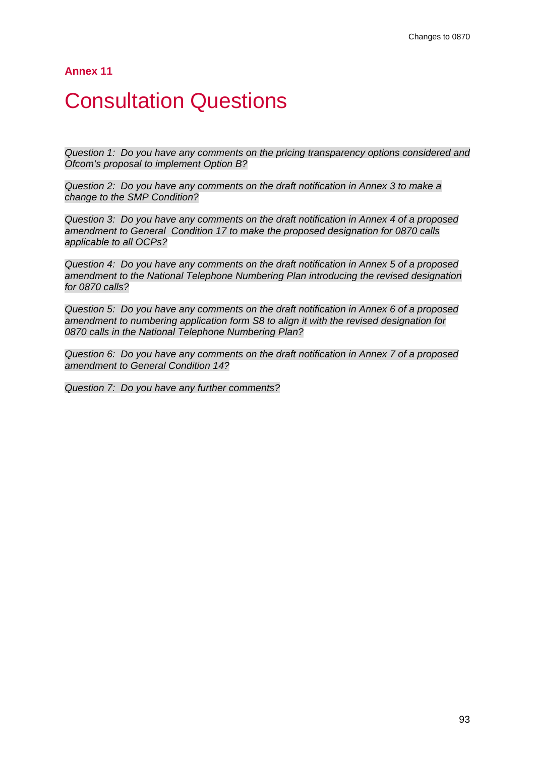## Annex 11

# Consultation Questions

*Question 1: Do you have any comments on the pricing transparency options considered and Ofcom's proposal to implement Option B?*

*Question 2: Do you have any comments on the draft notification in Annex 3 to make a change to the SMP Condition?*

*Question 3: Do you have any comments on the draft notification in Annex 4 of a proposed amendment to General Condition 17 to make the proposed designation for 0870 calls applicable to all OCPs?*

*Question 4: Do you have any comments on the draft notification in Annex 5 of a proposed amendment to the National Telephone Numbering Plan introducing the revised designation for 0870 calls?*

*Question 5: Do you have any comments on the draft notification in Annex 6 of a proposed amendment to numbering application form S8 to align it with the revised designation for 0870 calls in the National Telephone Numbering Plan?*

*Question 6: Do you have any comments on the draft notification in Annex 7 of a proposed amendment to General Condition 14?*

*Question 7: Do you have any further comments?*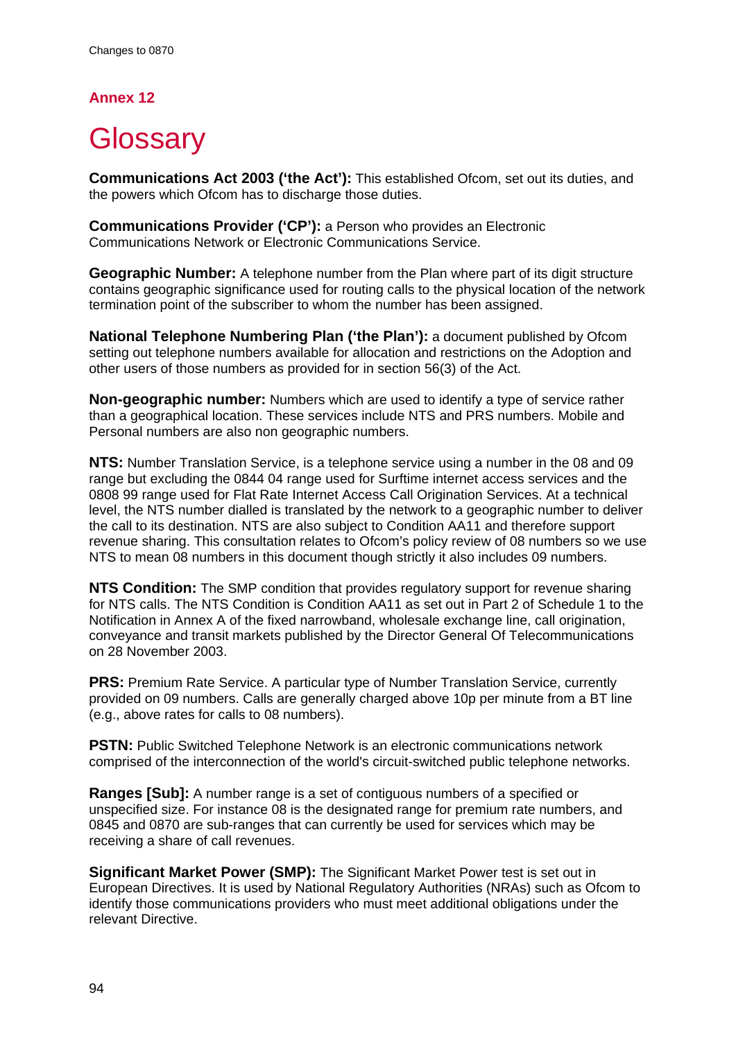## Annex 12

# Glossary

**Communications Act 2003 ('the Act'):** This established Ofcom, set out its duties, and the powers which Ofcom has to discharge those duties.

**Communications Provider ('CP'):** a Person who provides an Electronic Communications Network or Electronic Communications Service.

**Geographic Number:** A telephone number from the Plan where part of its digit structure contains geographic significance used for routing calls to the physical location of the network termination point of the subscriber to whom the number has been assigned.

**National Telephone Numbering Plan ('the Plan'):** a document published by Ofcom setting out telephone numbers available for allocation and restrictions on the Adoption and other users of those numbers as provided for in section 56(3) of the Act.

**Non-geographic number:** Numbers which are used to identify a type of service rather than a geographical location. These services include NTS and PRS numbers. Mobile and Personal numbers are also non geographic numbers.

**NTS:** Number Translation Service, is a telephone service using a number in the 08 and 09 range but excluding the 0844 04 range used for Surftime internet access services and the 0808 99 range used for Flat Rate Internet Access Call Origination Services. At a technical level, the NTS number dialled is translated by the network to a geographic number to deliver the call to its destination. NTS are also subject to Condition AA11 and therefore support revenue sharing. This consultation relates to Ofcom's policy review of 08 numbers so we use NTS to mean 08 numbers in this document though strictly it also includes 09 numbers.

**NTS Condition:** The SMP condition that provides regulatory support for revenue sharing for NTS calls. The NTS Condition is Condition AA11 as set out in Part 2 of Schedule 1 to the Notification in Annex A of the fixed narrowband, wholesale exchange line, call origination, conveyance and transit markets published by the Director General Of Telecommunications on 28 November 2003.

**PRS:** Premium Rate Service. A particular type of Number Translation Service, currently provided on 09 numbers. Calls are generally charged above 10p per minute from a BT line (e.g., above rates for calls to 08 numbers).

**PSTN:** Public Switched Telephone Network is an electronic communications network comprised of the interconnection of the world's circuit-switched public telephone networks.

**Ranges [Sub]:** A number range is a set of contiguous numbers of a specified or unspecified size. For instance 08 is the designated range for premium rate numbers, and 0845 and 0870 are sub-ranges that can currently be used for services which may be receiving a share of call revenues.

**Significant Market Power (SMP):** The Significant Market Power test is set out in European Directives. It is used by National Regulatory Authorities (NRAs) such as Ofcom to identify those communications providers who must meet additional obligations under the relevant Directive.